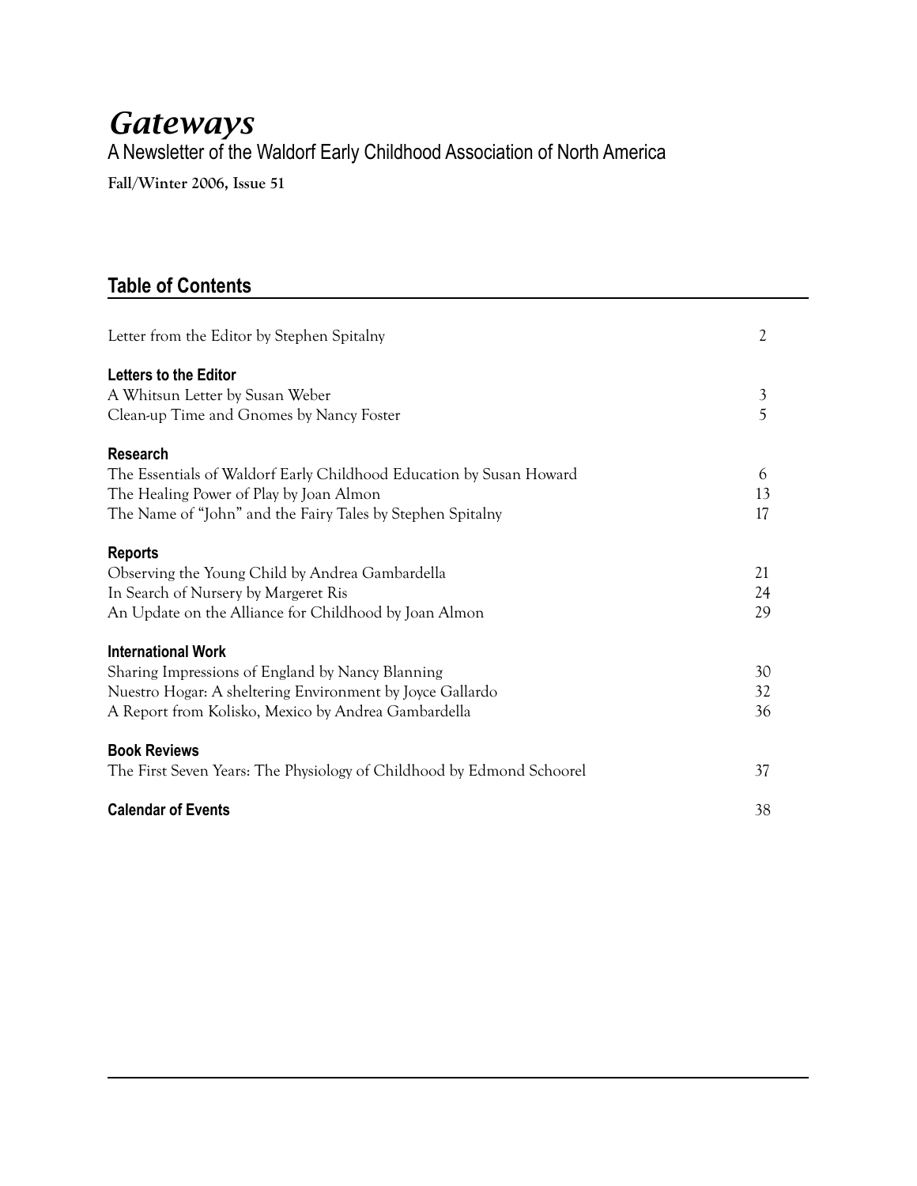# *Gateways*

A Newsletter of the Waldorf Early Childhood Association of North America

**Fall/Winter 2006, Issue 51**

## Table of Contents

| | |
|---|---|
| Letter from the Editor by Stephen Spitalny | 2 |
| **Letters to the Editor** | |
| A Whitsun Letter by Susan Weber | 3 |
| Clean-up Time and Gnomes by Nancy Foster | 5 |
| **Research** | |
| The Essentials of Waldorf Early Childhood Education by Susan Howard | 6 |
| The Healing Power of Play by Joan Almon | 13 |
| The Name of "John" and the Fairy Tales by Stephen Spitalny | 17 |
| **Reports** | |
| Observing the Young Child by Andrea Gambardella | 21 |
| In Search of Nursery by Margeret Ris | 24 |
| An Update on the Alliance for Childhood by Joan Almon | 29 |
| **International Work** | |
| Sharing Impressions of England by Nancy Blanning | 30 |
| Nuestro Hogar: A sheltering Environment by Joyce Gallardo | 32 |
| A Report from Kolisko, Mexico by Andrea Gambardella | 36 |
| **Book Reviews** | |
| The First Seven Years: The Physiology of Childhood by Edmond Schoorel | 37 |
| **Calendar of Events** | 38 |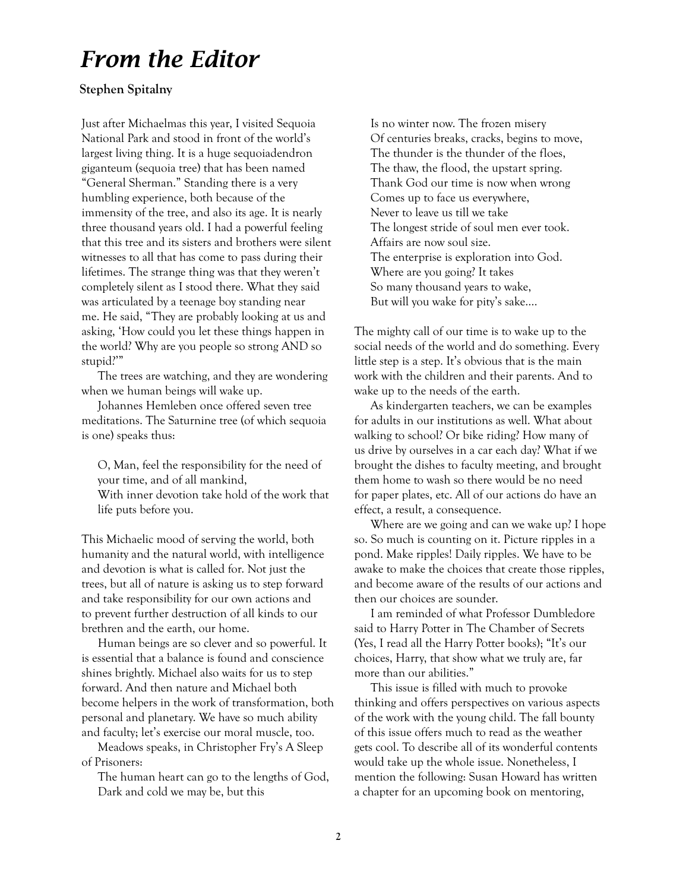# *From the Editor*

**Stephen Spitalny**

Just after Michaelmas this year, I visited Sequoia National Park and stood in front of the world's largest living thing. It is a huge sequoiadendron giganteum (sequoia tree) that has been named "General Sherman." Standing there is a very humbling experience, both because of the immensity of the tree, and also its age. It is nearly three thousand years old. I had a powerful feeling that this tree and its sisters and brothers were silent witnesses to all that has come to pass during their lifetimes. The strange thing was that they weren't completely silent as I stood there. What they said was articulated by a teenage boy standing near me. He said, "They are probably looking at us and asking, 'How could you let these things happen in the world? Why are you people so strong AND so stupid?'"

The trees are watching, and they are wondering when we human beings will wake up.

Johannes Hemleben once offered seven tree meditations. The Saturnine tree (of which sequoia is one) speaks thus:

> O, Man, feel the responsibility for the need of your time, and of all mankind,
> With inner devotion take hold of the work that life puts before you.

This Michaelic mood of serving the world, both humanity and the natural world, with intelligence and devotion is what is called for. Not just the trees, but all of nature is asking us to step forward and take responsibility for our own actions and to prevent further destruction of all kinds to our brethren and the earth, our home.

Human beings are so clever and so powerful. It is essential that a balance is found and conscience shines brightly. Michael also waits for us to step forward. And then nature and Michael both become helpers in the work of transformation, both personal and planetary. We have so much ability and faculty; let's exercise our moral muscle, too.

Meadows speaks, in Christopher Fry's A Sleep of Prisoners:

> The human heart can go to the lengths of God,
> Dark and cold we may be, but this
> Is no winter now. The frozen misery
> Of centuries breaks, cracks, begins to move,
> The thunder is the thunder of the floes,
> The thaw, the flood, the upstart spring.
> Thank God our time is now when wrong
> Comes up to face us everywhere,
> Never to leave us till we take
> The longest stride of soul men ever took.
> Affairs are now soul size.
> The enterprise is exploration into God.
> Where are you going? It takes
> So many thousand years to wake,
> But will you wake for pity's sake....

The mighty call of our time is to wake up to the social needs of the world and do something. Every little step is a step. It's obvious that is the main work with the children and their parents. And to wake up to the needs of the earth.

As kindergarten teachers, we can be examples for adults in our institutions as well. What about walking to school? Or bike riding? How many of us drive by ourselves in a car each day? What if we brought the dishes to faculty meeting, and brought them home to wash so there would be no need for paper plates, etc. All of our actions do have an effect, a result, a consequence.

Where are we going and can we wake up? I hope so. So much is counting on it. Picture ripples in a pond. Make ripples! Daily ripples. We have to be awake to make the choices that create those ripples, and become aware of the results of our actions and then our choices are sounder.

I am reminded of what Professor Dumbledore said to Harry Potter in The Chamber of Secrets (Yes, I read all the Harry Potter books); "It's our choices, Harry, that show what we truly are, far more than our abilities."

This issue is filled with much to provoke thinking and offers perspectives on various aspects of the work with the young child. The fall bounty of this issue offers much to read as the weather gets cool. To describe all of its wonderful contents would take up the whole issue. Nonetheless, I mention the following: Susan Howard has written a chapter for an upcoming book on mentoring,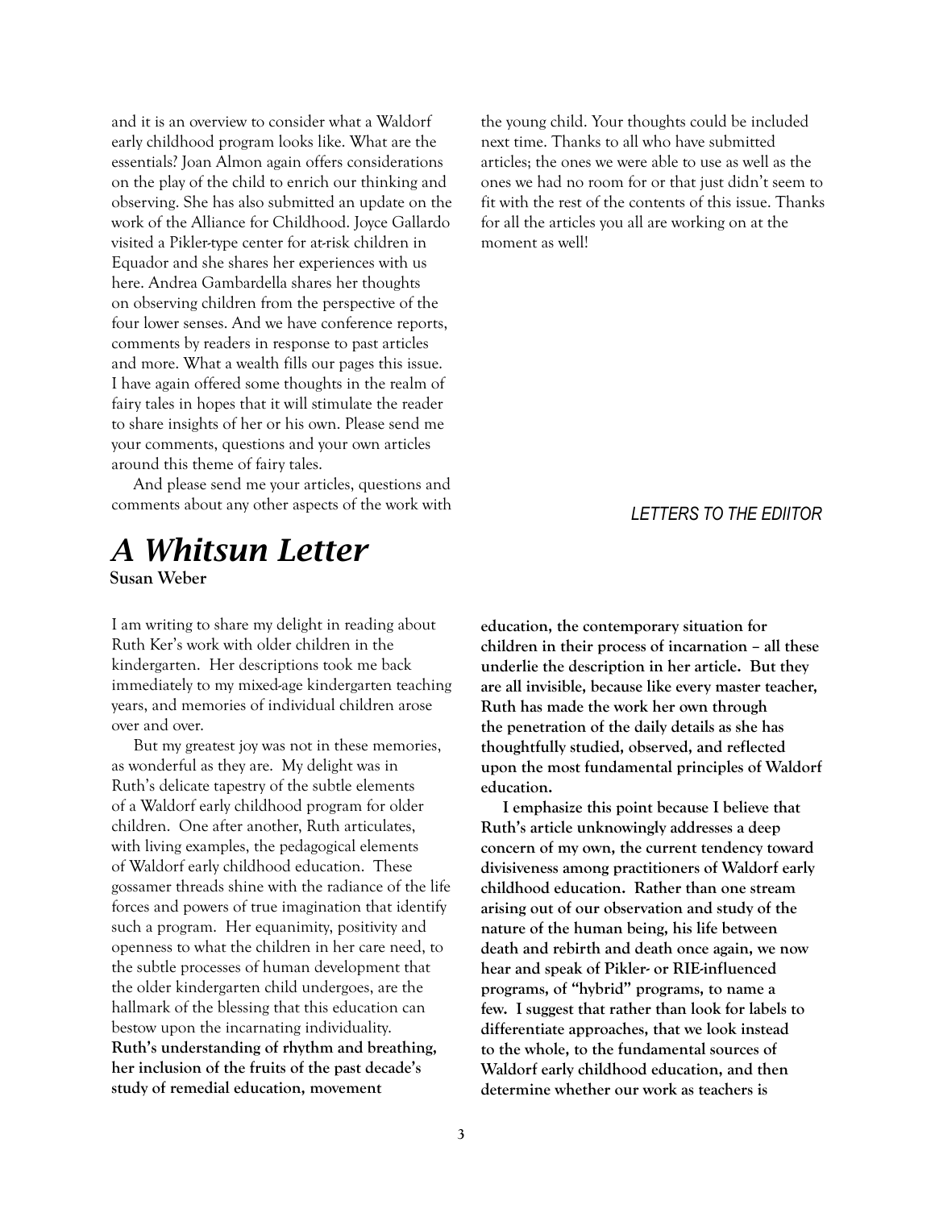and it is an overview to consider what a Waldorf early childhood program looks like. What are the essentials? Joan Almon again offers considerations on the play of the child to enrich our thinking and observing. She has also submitted an update on the work of the Alliance for Childhood. Joyce Gallardo visited a Pikler-type center for at-risk children in Equador and she shares her experiences with us here. Andrea Gambardella shares her thoughts on observing children from the perspective of the four lower senses. And we have conference reports, comments by readers in response to past articles and more. What a wealth fills our pages this issue. I have again offered some thoughts in the realm of fairy tales in hopes that it will stimulate the reader to share insights of her or his own. Please send me your comments, questions and your own articles around this theme of fairy tales.

And please send me your articles, questions and comments about any other aspects of the work with the young child. Your thoughts could be included next time. Thanks to all who have submitted articles; the ones we were able to use as well as the ones we had no room for or that just didn't seem to fit with the rest of the contents of this issue. Thanks for all the articles you all are working on at the moment as well!

*LETTERS TO THE EDIITOR*

## *A Whitsun Letter*

**Susan Weber**

I am writing to share my delight in reading about Ruth Ker's work with older children in the kindergarten. Her descriptions took me back immediately to my mixed-age kindergarten teaching years, and memories of individual children arose over and over.

But my greatest joy was not in these memories, as wonderful as they are. My delight was in Ruth's delicate tapestry of the subtle elements of a Waldorf early childhood program for older children. One after another, Ruth articulates, with living examples, the pedagogical elements of Waldorf early childhood education. These gossamer threads shine with the radiance of the life forces and powers of true imagination that identify such a program. Her equanimity, positivity and openness to what the children in her care need, to the subtle processes of human development that the older kindergarten child undergoes, are the hallmark of the blessing that this education can bestow upon the incarnating individuality. **Ruth's understanding of rhythm and breathing, her inclusion of the fruits of the past decade's study of remedial education, movement education, the contemporary situation for children in their process of incarnation – all these underlie the description in her article. But they are all invisible, because like every master teacher, Ruth has made the work her own through the penetration of the daily details as she has thoughtfully studied, observed, and reflected upon the most fundamental principles of Waldorf education.**

**I emphasize this point because I believe that Ruth's article unknowingly addresses a deep concern of my own, the current tendency toward divisiveness among practitioners of Waldorf early childhood education. Rather than one stream arising out of our observation and study of the nature of the human being, his life between death and rebirth and death once again, we now hear and speak of Pikler- or RIE-influenced programs, of "hybrid" programs, to name a few. I suggest that rather than look for labels to differentiate approaches, that we look instead to the whole, to the fundamental sources of Waldorf early childhood education, and then determine whether our work as teachers is**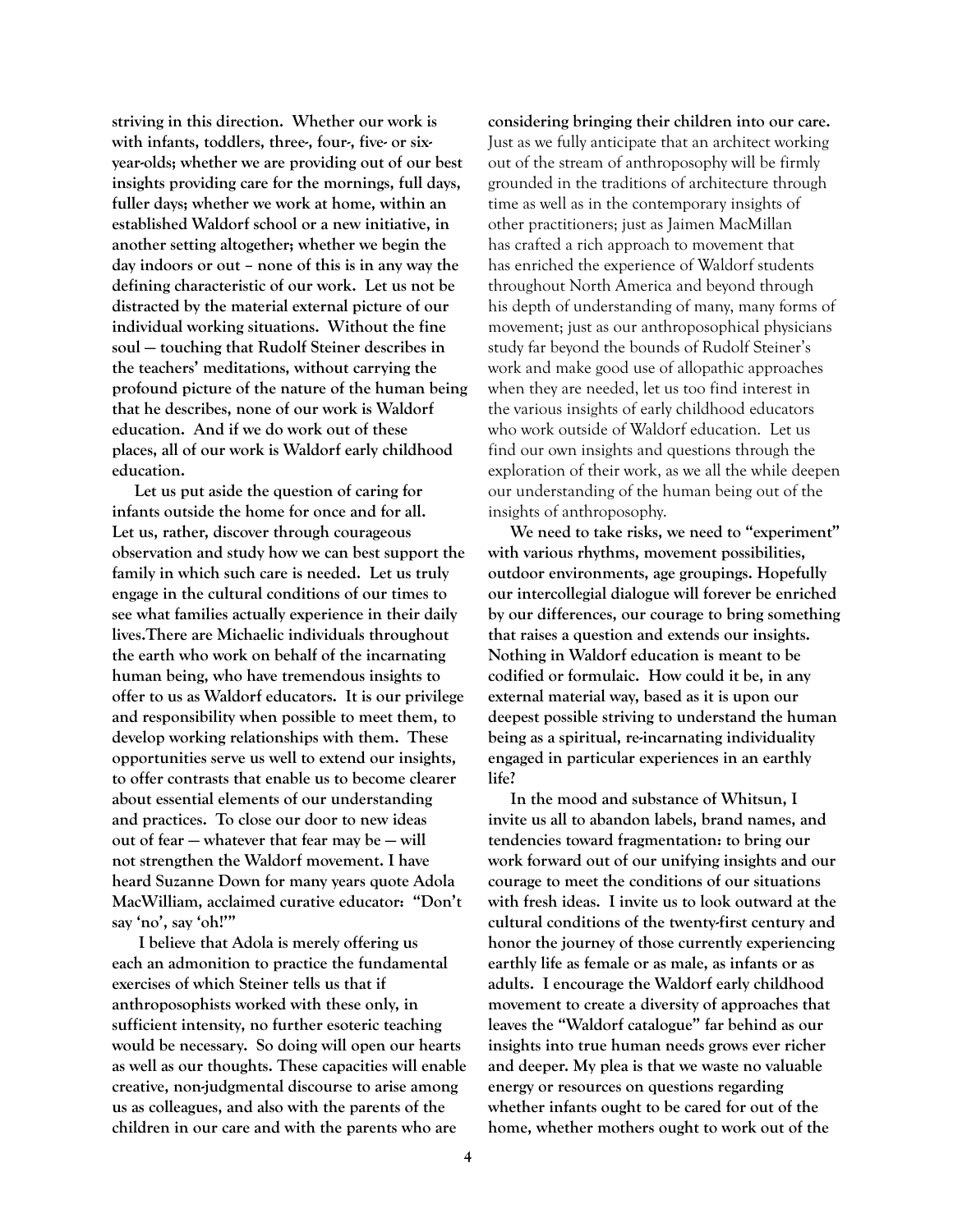**striving in this direction. Whether our work is with infants, toddlers, three-, four-, five- or six-year-olds; whether we are providing out of our best insights providing care for the mornings, full days, fuller days; whether we work at home, within an established Waldorf school or a new initiative, in another setting altogether; whether we begin the day indoors or out – none of this is in any way the defining characteristic of our work. Let us not be distracted by the material external picture of our individual working situations. Without the fine soul — touching that Rudolf Steiner describes in the teachers' meditations, without carrying the profound picture of the nature of the human being that he describes, none of our work is Waldorf education. And if we do work out of these places, all of our work is Waldorf early childhood education.**

**Let us put aside the question of caring for infants outside the home for once and for all. Let us, rather, discover through courageous observation and study how we can best support the family in which such care is needed. Let us truly engage in the cultural conditions of our times to see what families actually experience in their daily lives.There are Michaelic individuals throughout the earth who work on behalf of the incarnating human being, who have tremendous insights to offer to us as Waldorf educators. It is our privilege and responsibility when possible to meet them, to develop working relationships with them. These opportunities serve us well to extend our insights, to offer contrasts that enable us to become clearer about essential elements of our understanding and practices. To close our door to new ideas out of fear — whatever that fear may be — will not strengthen the Waldorf movement. I have heard Suzanne Down for many years quote Adola MacWilliam, acclaimed curative educator: "Don't say 'no', say 'oh!'"**

**I believe that Adola is merely offering us each an admonition to practice the fundamental exercises of which Steiner tells us that if anthroposophists worked with these only, in sufficient intensity, no further esoteric teaching would be necessary. So doing will open our hearts as well as our thoughts. These capacities will enable creative, non-judgmental discourse to arise among us as colleagues, and also with the parents of the children in our care and with the parents who are considering bringing their children into our care.** Just as we fully anticipate that an architect working out of the stream of anthroposophy will be firmly grounded in the traditions of architecture through time as well as in the contemporary insights of other practitioners; just as Jaimen MacMillan has crafted a rich approach to movement that has enriched the experience of Waldorf students throughout North America and beyond through his depth of understanding of many, many forms of movement; just as our anthroposophical physicians study far beyond the bounds of Rudolf Steiner's work and make good use of allopathic approaches when they are needed, let us too find interest in the various insights of early childhood educators who work outside of Waldorf education. Let us find our own insights and questions through the exploration of their work, as we all the while deepen our understanding of the human being out of the insights of anthroposophy.

**We need to take risks, we need to "experiment" with various rhythms, movement possibilities, outdoor environments, age groupings. Hopefully our intercollegial dialogue will forever be enriched by our differences, our courage to bring something that raises a question and extends our insights. Nothing in Waldorf education is meant to be codified or formulaic. How could it be, in any external material way, based as it is upon our deepest possible striving to understand the human being as a spiritual, re-incarnating individuality engaged in particular experiences in an earthly life?**

**In the mood and substance of Whitsun, I invite us all to abandon labels, brand names, and tendencies toward fragmentation: to bring our work forward out of our unifying insights and our courage to meet the conditions of our situations with fresh ideas. I invite us to look outward at the cultural conditions of the twenty-first century and honor the journey of those currently experiencing earthly life as female or as male, as infants or as adults. I encourage the Waldorf early childhood movement to create a diversity of approaches that leaves the "Waldorf catalogue" far behind as our insights into true human needs grows ever richer and deeper. My plea is that we waste no valuable energy or resources on questions regarding whether infants ought to be cared for out of the home, whether mothers ought to work out of the**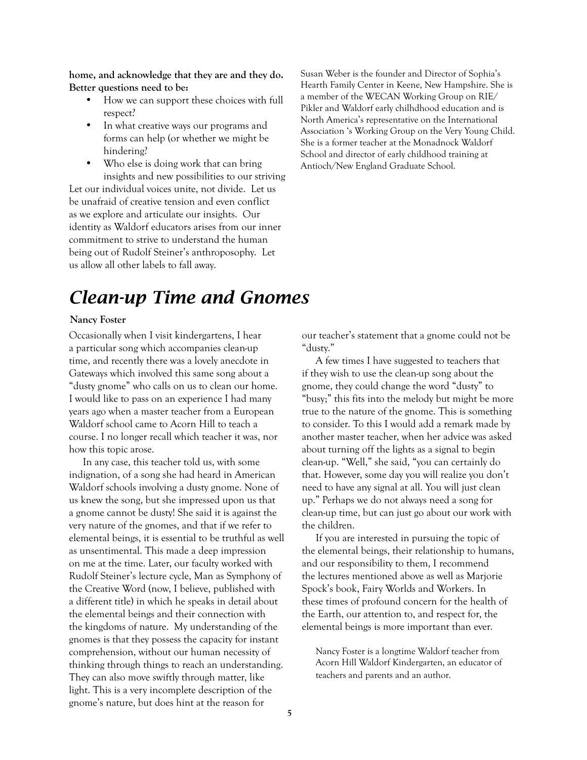**home, and acknowledge that they are and they do. Better questions need to be:**

- How we can support these choices with full respect?
- In what creative ways our programs and forms can help (or whether we might be hindering?
- Who else is doing work that can bring insights and new possibilities to our striving

Let our individual voices unite, not divide. Let us be unafraid of creative tension and even conflict as we explore and articulate our insights. Our identity as Waldorf educators arises from our inner commitment to strive to understand the human being out of Rudolf Steiner's anthroposophy. Let us allow all other labels to fall away.

Susan Weber is the founder and Director of Sophia's Hearth Family Center in Keene, New Hampshire. She is a member of the WECAN Working Group on RIE/ Pikler and Waldorf early chilhdhood education and is North America's representative on the International Association 's Working Group on the Very Young Child. She is a former teacher at the Monadnock Waldorf School and director of early childhood training at Antioch/New England Graduate School.

# *Clean-up Time and Gnomes*

**Nancy Foster**

Occasionally when I visit kindergartens, I hear a particular song which accompanies clean-up time, and recently there was a lovely anecdote in Gateways which involved this same song about a "dusty gnome" who calls on us to clean our home. I would like to pass on an experience I had many years ago when a master teacher from a European Waldorf school came to Acorn Hill to teach a course. I no longer recall which teacher it was, nor how this topic arose.

In any case, this teacher told us, with some indignation, of a song she had heard in American Waldorf schools involving a dusty gnome. None of us knew the song, but she impressed upon us that a gnome cannot be dusty! She said it is against the very nature of the gnomes, and that if we refer to elemental beings, it is essential to be truthful as well as unsentimental. This made a deep impression on me at the time. Later, our faculty worked with Rudolf Steiner's lecture cycle, Man as Symphony of the Creative Word (now, I believe, published with a different title) in which he speaks in detail about the elemental beings and their connection with the kingdoms of nature. My understanding of the gnomes is that they possess the capacity for instant comprehension, without our human necessity of thinking through things to reach an understanding. They can also move swiftly through matter, like light. This is a very incomplete description of the gnome's nature, but does hint at the reason for our teacher's statement that a gnome could not be "dusty."

A few times I have suggested to teachers that if they wish to use the clean-up song about the gnome, they could change the word "dusty" to "busy;" this fits into the melody but might be more true to the nature of the gnome. This is something to consider. To this I would add a remark made by another master teacher, when her advice was asked about turning off the lights as a signal to begin clean-up. "Well," she said, "you can certainly do that. However, some day you will realize you don't need to have any signal at all. You will just clean up." Perhaps we do not always need a song for clean-up time, but can just go about our work with the children.

If you are interested in pursuing the topic of the elemental beings, their relationship to humans, and our responsibility to them, I recommend the lectures mentioned above as well as Marjorie Spock's book, Fairy Worlds and Workers. In these times of profound concern for the health of the Earth, our attention to, and respect for, the elemental beings is more important than ever.

Nancy Foster is a longtime Waldorf teacher from Acorn Hill Waldorf Kindergarten, an educator of teachers and parents and an author.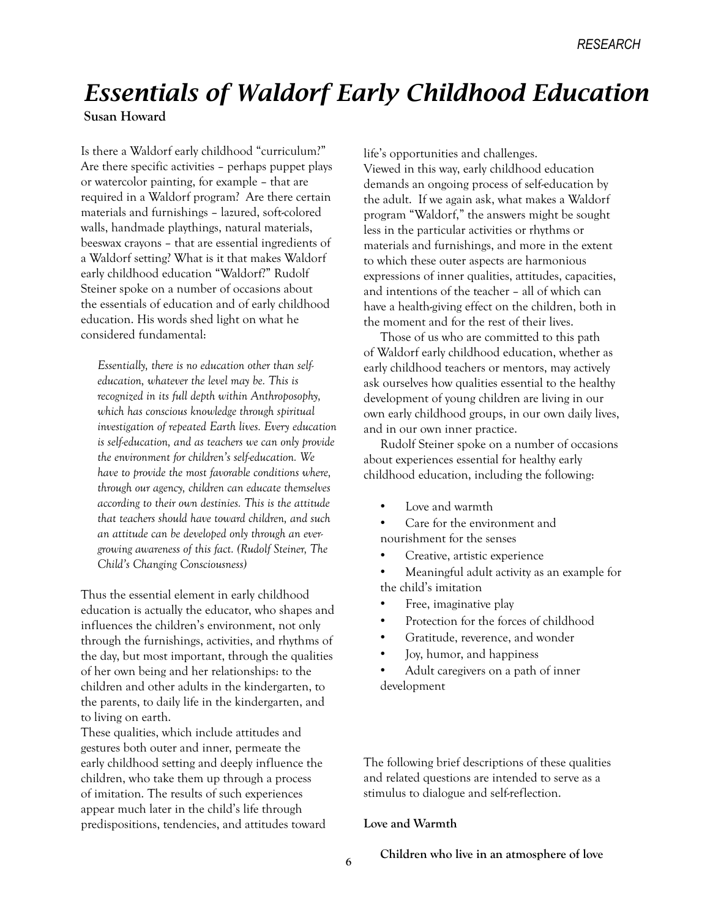# Essentials of Waldorf Early Childhood Education

**Susan Howard**

Is there a Waldorf early childhood "curriculum?" Are there specific activities – perhaps puppet plays or watercolor painting, for example – that are required in a Waldorf program? Are there certain materials and furnishings – lazured, soft-colored walls, handmade playthings, natural materials, beeswax crayons – that are essential ingredients of a Waldorf setting? What is it that makes Waldorf early childhood education "Waldorf?" Rudolf Steiner spoke on a number of occasions about the essentials of education and of early childhood education. His words shed light on what he considered fundamental:

> *Essentially, there is no education other than self-education, whatever the level may be. This is recognized in its full depth within Anthroposophy, which has conscious knowledge through spiritual investigation of repeated Earth lives. Every education is self-education, and as teachers we can only provide the environment for children's self-education. We have to provide the most favorable conditions where, through our agency, children can educate themselves according to their own destinies. This is the attitude that teachers should have toward children, and such an attitude can be developed only through an ever-growing awareness of this fact. (Rudolf Steiner, The Child's Changing Consciousness)*

Thus the essential element in early childhood education is actually the educator, who shapes and influences the children's environment, not only through the furnishings, activities, and rhythms of the day, but most important, through the qualities of her own being and her relationships: to the children and other adults in the kindergarten, to the parents, to daily life in the kindergarten, and to living on earth.

These qualities, which include attitudes and gestures both outer and inner, permeate the early childhood setting and deeply influence the children, who take them up through a process of imitation. The results of such experiences appear much later in the child's life through predispositions, tendencies, and attitudes toward life's opportunities and challenges.

Viewed in this way, early childhood education demands an ongoing process of self-education by the adult. If we again ask, what makes a Waldorf program "Waldorf," the answers might be sought less in the particular activities or rhythms or materials and furnishings, and more in the extent to which these outer aspects are harmonious expressions of inner qualities, attitudes, capacities, and intentions of the teacher – all of which can have a health-giving effect on the children, both in the moment and for the rest of their lives.

Those of us who are committed to this path of Waldorf early childhood education, whether as early childhood teachers or mentors, may actively ask ourselves how qualities essential to the healthy development of young children are living in our own early childhood groups, in our own daily lives, and in our own inner practice.

Rudolf Steiner spoke on a number of occasions about experiences essential for healthy early childhood education, including the following:

- Love and warmth
- Care for the environment and nourishment for the senses
- Creative, artistic experience
- Meaningful adult activity as an example for the child's imitation
- Free, imaginative play
- Protection for the forces of childhood
- Gratitude, reverence, and wonder
- Joy, humor, and happiness
- Adult caregivers on a path of inner development

The following brief descriptions of these qualities and related questions are intended to serve as a stimulus to dialogue and self-reflection.

### Love and Warmth

**Children who live in an atmosphere of love**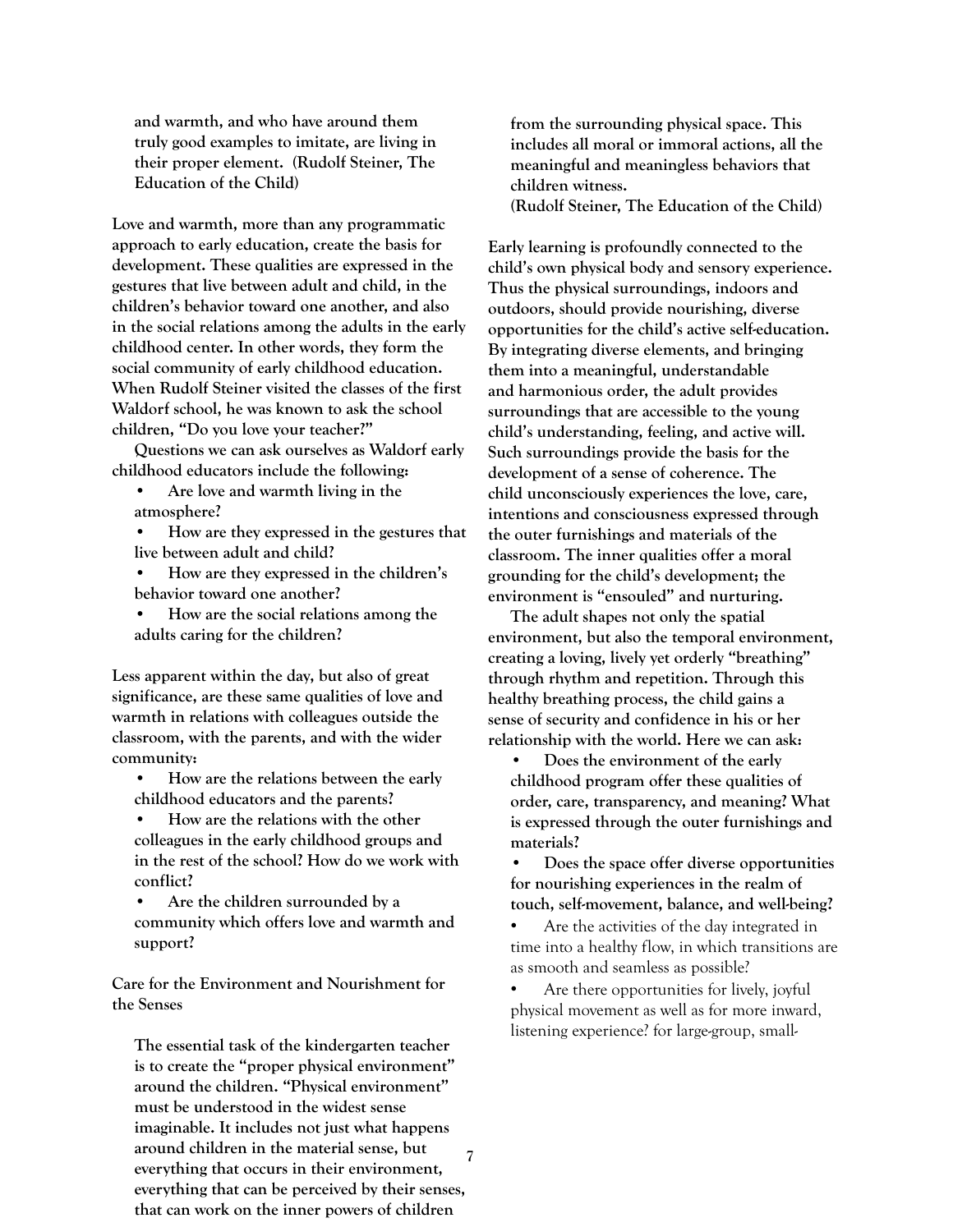and warmth, and who have around them truly good examples to imitate, are living in their proper element. (Rudolf Steiner, The Education of the Child)

Love and warmth, more than any programmatic approach to early education, create the basis for development. These qualities are expressed in the gestures that live between adult and child, in the children's behavior toward one another, and also in the social relations among the adults in the early childhood center. In other words, they form the social community of early childhood education. When Rudolf Steiner visited the classes of the first Waldorf school, he was known to ask the school children, "Do you love your teacher?"

Questions we can ask ourselves as Waldorf early childhood educators include the following:

- Are love and warmth living in the atmosphere?
- How are they expressed in the gestures that live between adult and child?
- How are they expressed in the children's behavior toward one another?
- How are the social relations among the adults caring for the children?

Less apparent within the day, but also of great significance, are these same qualities of love and warmth in relations with colleagues outside the classroom, with the parents, and with the wider community:

- How are the relations between the early childhood educators and the parents?
- How are the relations with the other colleagues in the early childhood groups and in the rest of the school? How do we work with conflict?
- Are the children surrounded by a community which offers love and warmth and support?

## Care for the Environment and Nourishment for the Senses

> The essential task of the kindergarten teacher is to create the "proper physical environment" around the children. "Physical environment" must be understood in the widest sense imaginable. It includes not just what happens around children in the material sense, but everything that occurs in their environment, everything that can be perceived by their senses, that can work on the inner powers of children from the surrounding physical space. This includes all moral or immoral actions, all the meaningful and meaningless behaviors that children witness.
> (Rudolf Steiner, The Education of the Child)

Early learning is profoundly connected to the child's own physical body and sensory experience. Thus the physical surroundings, indoors and outdoors, should provide nourishing, diverse opportunities for the child's active self-education. By integrating diverse elements, and bringing them into a meaningful, understandable and harmonious order, the adult provides surroundings that are accessible to the young child's understanding, feeling, and active will. Such surroundings provide the basis for the development of a sense of coherence. The child unconsciously experiences the love, care, intentions and consciousness expressed through the outer furnishings and materials of the classroom. The inner qualities offer a moral grounding for the child's development; the environment is "ensouled" and nurturing.

The adult shapes not only the spatial environment, but also the temporal environment, creating a loving, lively yet orderly "breathing" through rhythm and repetition. Through this healthy breathing process, the child gains a sense of security and confidence in his or her relationship with the world. Here we can ask:

- Does the environment of the early childhood program offer these qualities of order, care, transparency, and meaning? What is expressed through the outer furnishings and materials?
- Does the space offer diverse opportunities for nourishing experiences in the realm of touch, self-movement, balance, and well-being?
- Are the activities of the day integrated in time into a healthy flow, in which transitions are as smooth and seamless as possible?
- Are there opportunities for lively, joyful physical movement as well as for more inward, listening experience? for large-group, small-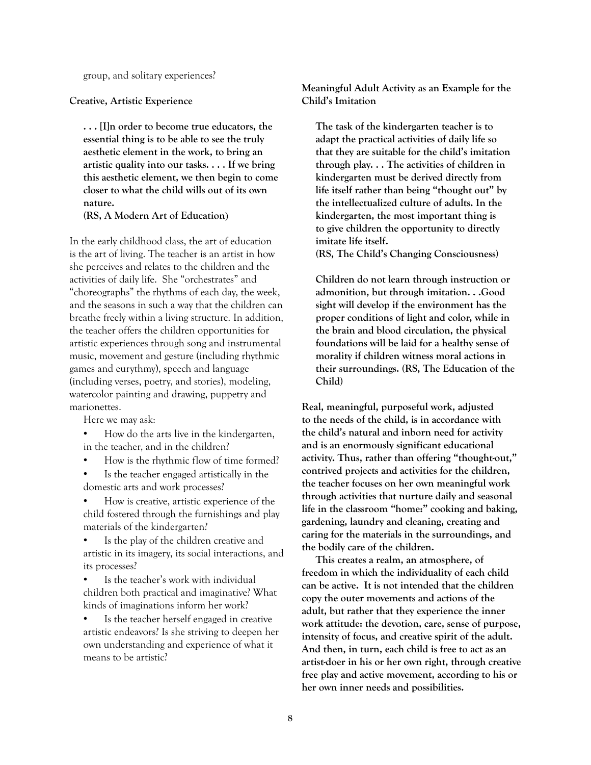group, and solitary experiences?

**Creative, Artistic Experience**

> **. . . [I]n order to become true educators, the essential thing is to be able to see the truly aesthetic element in the work, to bring an artistic quality into our tasks. . . . If we bring this aesthetic element, we then begin to come closer to what the child wills out of its own nature.**
> **(RS, A Modern Art of Education)**

In the early childhood class, the art of education is the art of living. The teacher is an artist in how she perceives and relates to the children and the activities of daily life. She "orchestrates" and "choreographs" the rhythms of each day, the week, and the seasons in such a way that the children can breathe freely within a living structure. In addition, the teacher offers the children opportunities for artistic experiences through song and instrumental music, movement and gesture (including rhythmic games and eurythmy), speech and language (including verses, poetry, and stories), modeling, watercolor painting and drawing, puppetry and marionettes.

Here we may ask:

- How do the arts live in the kindergarten, in the teacher, and in the children?
- How is the rhythmic flow of time formed?
- Is the teacher engaged artistically in the domestic arts and work processes?
- How is creative, artistic experience of the child fostered through the furnishings and play materials of the kindergarten?
- Is the play of the children creative and artistic in its imagery, its social interactions, and its processes?
- Is the teacher's work with individual children both practical and imaginative? What kinds of imaginations inform her work?
- Is the teacher herself engaged in creative artistic endeavors? Is she striving to deepen her own understanding and experience of what it means to be artistic?

**Meaningful Adult Activity as an Example for the Child's Imitation**

> **The task of the kindergarten teacher is to adapt the practical activities of daily life so that they are suitable for the child's imitation through play. . . The activities of children in kindergarten must be derived directly from life itself rather than being "thought out" by the intellectualized culture of adults. In the kindergarten, the most important thing is to give children the opportunity to directly imitate life itself.**
> **(RS, The Child's Changing Consciousness)**

> **Children do not learn through instruction or admonition, but through imitation. . .Good sight will develop if the environment has the proper conditions of light and color, while in the brain and blood circulation, the physical foundations will be laid for a healthy sense of morality if children witness moral actions in their surroundings. (RS, The Education of the Child)**

**Real, meaningful, purposeful work, adjusted to the needs of the child, is in accordance with the child's natural and inborn need for activity and is an enormously significant educational activity. Thus, rather than offering "thought-out," contrived projects and activities for the children, the teacher focuses on her own meaningful work through activities that nurture daily and seasonal life in the classroom "home:" cooking and baking, gardening, laundry and cleaning, creating and caring for the materials in the surroundings, and the bodily care of the children.**

**This creates a realm, an atmosphere, of freedom in which the individuality of each child can be active. It is not intended that the children copy the outer movements and actions of the adult, but rather that they experience the inner work attitude: the devotion, care, sense of purpose, intensity of focus, and creative spirit of the adult. And then, in turn, each child is free to act as an artist-doer in his or her own right, through creative free play and active movement, according to his or her own inner needs and possibilities.**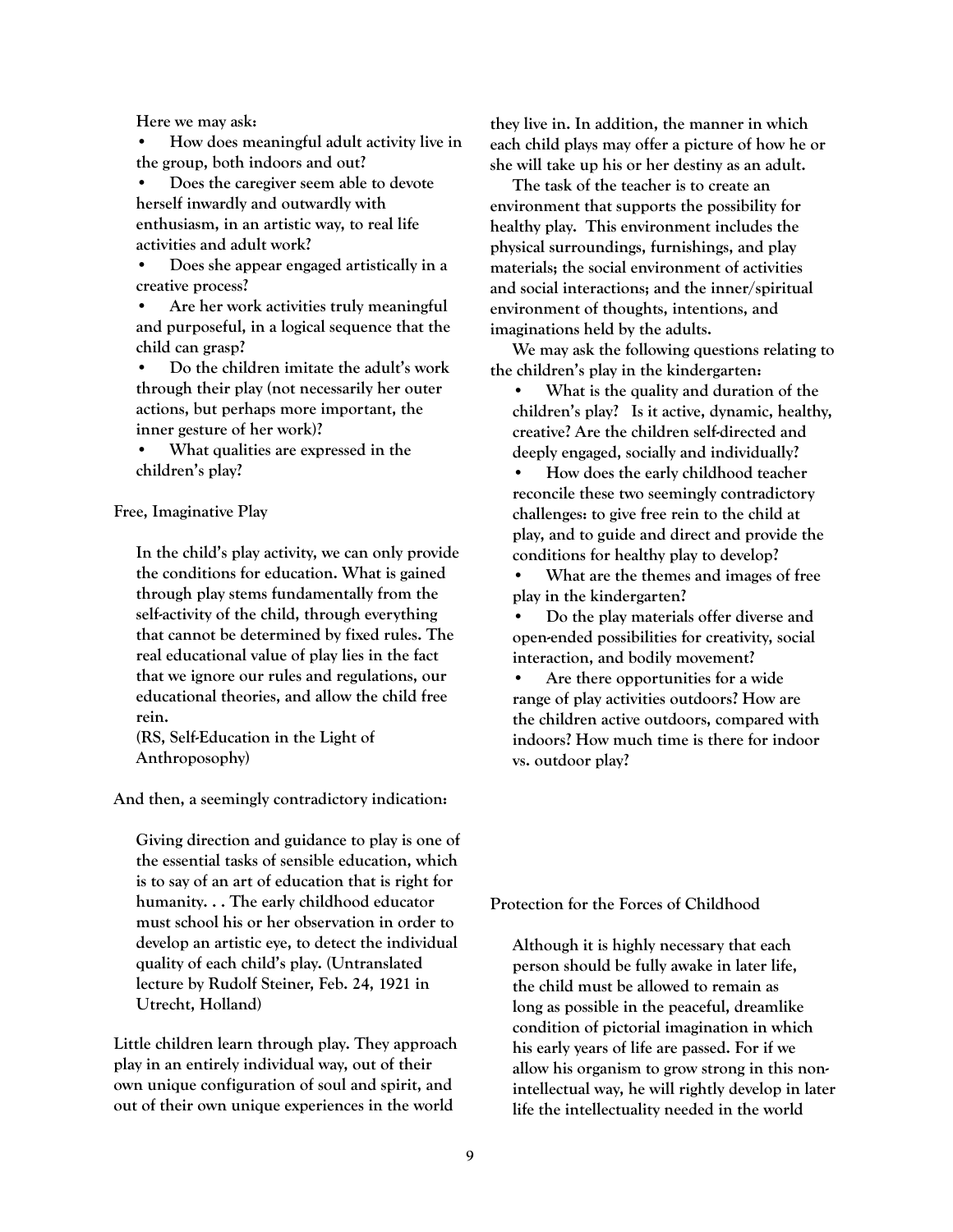Here we may ask:

- How does meaningful adult activity live in the group, both indoors and out?
- Does the caregiver seem able to devote herself inwardly and outwardly with enthusiasm, in an artistic way, to real life activities and adult work?
- Does she appear engaged artistically in a creative process?
- Are her work activities truly meaningful and purposeful, in a logical sequence that the child can grasp?
- Do the children imitate the adult's work through their play (not necessarily her outer actions, but perhaps more important, the inner gesture of her work)?
- What qualities are expressed in the children's play?

## Free, Imaginative Play

> In the child's play activity, we can only provide the conditions for education. What is gained through play stems fundamentally from the self-activity of the child, through everything that cannot be determined by fixed rules. The real educational value of play lies in the fact that we ignore our rules and regulations, our educational theories, and allow the child free rein.
> (RS, Self-Education in the Light of Anthroposophy)

And then, a seemingly contradictory indication:

> Giving direction and guidance to play is one of the essential tasks of sensible education, which is to say of an art of education that is right for humanity. . . The early childhood educator must school his or her observation in order to develop an artistic eye, to detect the individual quality of each child's play. (Untranslated lecture by Rudolf Steiner, Feb. 24, 1921 in Utrecht, Holland)

Little children learn through play. They approach play in an entirely individual way, out of their own unique configuration of soul and spirit, and out of their own unique experiences in the world they live in. In addition, the manner in which each child plays may offer a picture of how he or she will take up his or her destiny as an adult.

The task of the teacher is to create an environment that supports the possibility for healthy play. This environment includes the physical surroundings, furnishings, and play materials; the social environment of activities and social interactions; and the inner/spiritual environment of thoughts, intentions, and imaginations held by the adults.

We may ask the following questions relating to the children's play in the kindergarten:

- What is the quality and duration of the children's play? Is it active, dynamic, healthy, creative? Are the children self-directed and deeply engaged, socially and individually?
- How does the early childhood teacher reconcile these two seemingly contradictory challenges: to give free rein to the child at play, and to guide and direct and provide the conditions for healthy play to develop?
- What are the themes and images of free play in the kindergarten?
- Do the play materials offer diverse and open-ended possibilities for creativity, social interaction, and bodily movement?
- Are there opportunities for a wide range of play activities outdoors? How are the children active outdoors, compared with indoors? How much time is there for indoor vs. outdoor play?

## Protection for the Forces of Childhood

> Although it is highly necessary that each person should be fully awake in later life, the child must be allowed to remain as long as possible in the peaceful, dreamlike condition of pictorial imagination in which his early years of life are passed. For if we allow his organism to grow strong in this non-intellectual way, he will rightly develop in later life the intellectuality needed in the world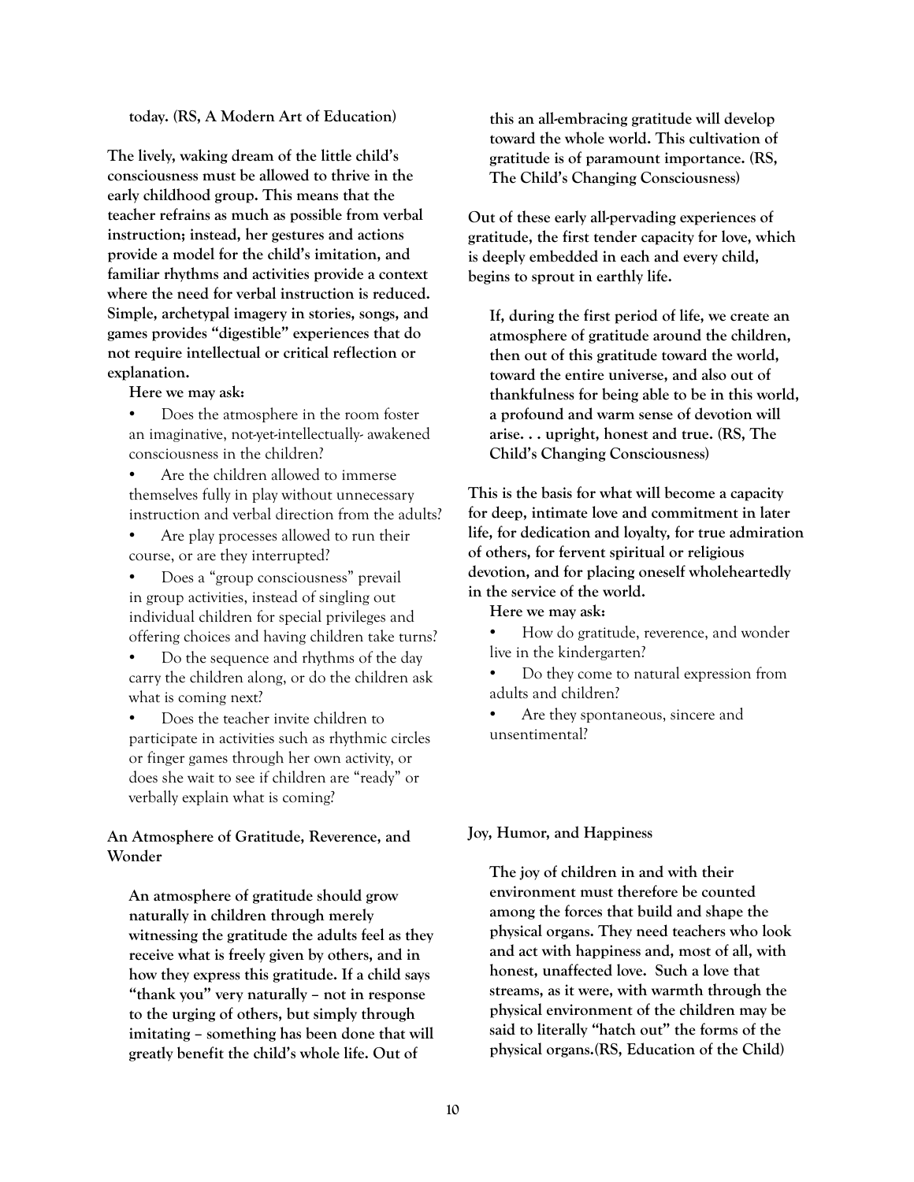today. (RS, A Modern Art of Education)

The lively, waking dream of the little child's consciousness must be allowed to thrive in the early childhood group. This means that the teacher refrains as much as possible from verbal instruction; instead, her gestures and actions provide a model for the child's imitation, and familiar rhythms and activities provide a context where the need for verbal instruction is reduced. Simple, archetypal imagery in stories, songs, and games provides "digestible" experiences that do not require intellectual or critical reflection or explanation.

Here we may ask:

- Does the atmosphere in the room foster an imaginative, not-yet-intellectually- awakened consciousness in the children?
- Are the children allowed to immerse themselves fully in play without unnecessary instruction and verbal direction from the adults?
- Are play processes allowed to run their course, or are they interrupted?
- Does a "group consciousness" prevail in group activities, instead of singling out individual children for special privileges and offering choices and having children take turns?
- Do the sequence and rhythms of the day carry the children along, or do the children ask what is coming next?
- Does the teacher invite children to participate in activities such as rhythmic circles or finger games through her own activity, or does she wait to see if children are "ready" or verbally explain what is coming?

## An Atmosphere of Gratitude, Reverence, and Wonder

> An atmosphere of gratitude should grow naturally in children through merely witnessing the gratitude the adults feel as they receive what is freely given by others, and in how they express this gratitude. If a child says "thank you" very naturally – not in response to the urging of others, but simply through imitating – something has been done that will greatly benefit the child's whole life. Out of this an all-embracing gratitude will develop toward the whole world. This cultivation of gratitude is of paramount importance. (RS, The Child's Changing Consciousness)

Out of these early all-pervading experiences of gratitude, the first tender capacity for love, which is deeply embedded in each and every child, begins to sprout in earthly life.

> If, during the first period of life, we create an atmosphere of gratitude around the children, then out of this gratitude toward the world, toward the entire universe, and also out of thankfulness for being able to be in this world, a profound and warm sense of devotion will arise. . . upright, honest and true. (RS, The Child's Changing Consciousness)

This is the basis for what will become a capacity for deep, intimate love and commitment in later life, for dedication and loyalty, for true admiration of others, for fervent spiritual or religious devotion, and for placing oneself wholeheartedly in the service of the world.

Here we may ask:

- How do gratitude, reverence, and wonder live in the kindergarten?
- Do they come to natural expression from adults and children?
- Are they spontaneous, sincere and unsentimental?

## Joy, Humor, and Happiness

> The joy of children in and with their environment must therefore be counted among the forces that build and shape the physical organs. They need teachers who look and act with happiness and, most of all, with honest, unaffected love. Such a love that streams, as it were, with warmth through the physical environment of the children may be said to literally "hatch out" the forms of the physical organs.(RS, Education of the Child)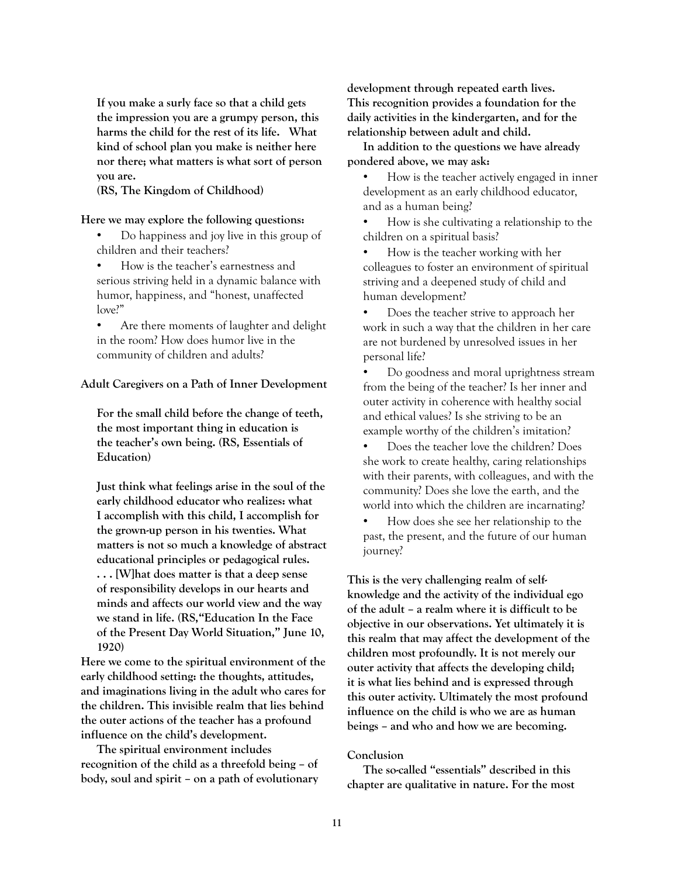**If you make a surly face so that a child gets the impression you are a grumpy person, this harms the child for the rest of its life. What kind of school plan you make is neither here nor there; what matters is what sort of person you are.**
**(RS, The Kingdom of Childhood)**

**Here we may explore the following questions:**

- Do happiness and joy live in this group of children and their teachers?
- How is the teacher's earnestness and serious striving held in a dynamic balance with humor, happiness, and "honest, unaffected love?"
- Are there moments of laughter and delight in the room? How does humor live in the community of children and adults?

**Adult Caregivers on a Path of Inner Development**

**For the small child before the change of teeth, the most important thing in education is the teacher's own being. (RS, Essentials of Education)**

**Just think what feelings arise in the soul of the early childhood educator who realizes: what I accomplish with this child, I accomplish for the grown-up person in his twenties. What matters is not so much a knowledge of abstract educational principles or pedagogical rules. . . . [W]hat does matter is that a deep sense of responsibility develops in our hearts and minds and affects our world view and the way we stand in life. (RS, "Education In the Face of the Present Day World Situation," June 10, 1920)**

**Here we come to the spiritual environment of the early childhood setting: the thoughts, attitudes, and imaginations living in the adult who cares for the children. This invisible realm that lies behind the outer actions of the teacher has a profound influence on the child's development.**

**The spiritual environment includes recognition of the child as a threefold being – of body, soul and spirit – on a path of evolutionary development through repeated earth lives. This recognition provides a foundation for the daily activities in the kindergarten, and for the relationship between adult and child.**

**In addition to the questions we have already pondered above, we may ask:**

- How is the teacher actively engaged in inner development as an early childhood educator, and as a human being?
- How is she cultivating a relationship to the children on a spiritual basis?
- How is the teacher working with her colleagues to foster an environment of spiritual striving and a deepened study of child and human development?
- Does the teacher strive to approach her work in such a way that the children in her care are not burdened by unresolved issues in her personal life?
- Do goodness and moral uprightness stream from the being of the teacher? Is her inner and outer activity in coherence with healthy social and ethical values? Is she striving to be an example worthy of the children's imitation?
- Does the teacher love the children? Does she work to create healthy, caring relationships with their parents, with colleagues, and with the community? Does she love the earth, and the world into which the children are incarnating?
- How does she see her relationship to the past, the present, and the future of our human journey?

**This is the very challenging realm of self-knowledge and the activity of the individual ego of the adult – a realm where it is difficult to be objective in our observations. Yet ultimately it is this realm that may affect the development of the children most profoundly. It is not merely our outer activity that affects the developing child; it is what lies behind and is expressed through this outer activity. Ultimately the most profound influence on the child is who we are as human beings – and who and how we are becoming.**

**Conclusion**

**The so-called "essentials" described in this chapter are qualitative in nature. For the most**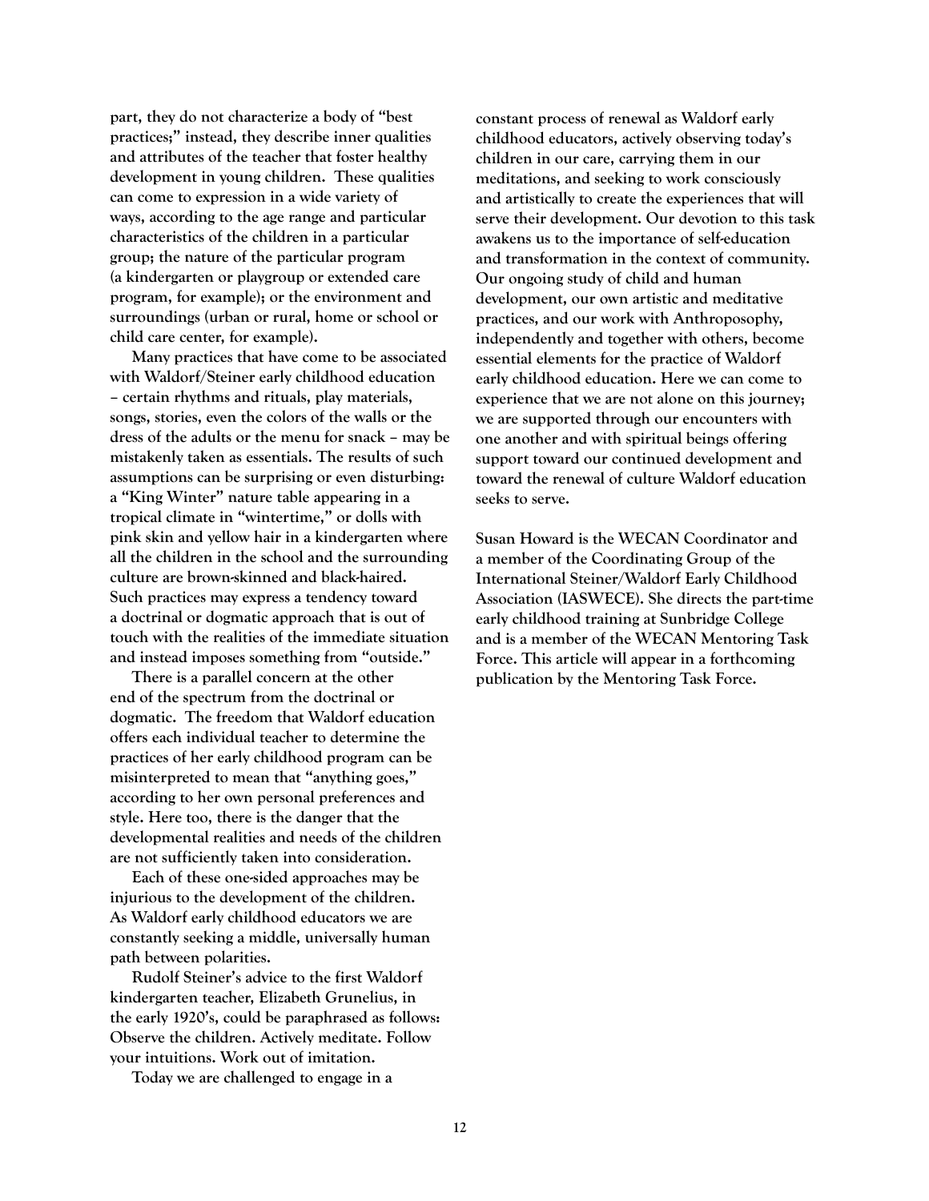part, they do not characterize a body of "best practices;" instead, they describe inner qualities and attributes of the teacher that foster healthy development in young children. These qualities can come to expression in a wide variety of ways, according to the age range and particular characteristics of the children in a particular group; the nature of the particular program (a kindergarten or playgroup or extended care program, for example); or the environment and surroundings (urban or rural, home or school or child care center, for example).

Many practices that have come to be associated with Waldorf/Steiner early childhood education – certain rhythms and rituals, play materials, songs, stories, even the colors of the walls or the dress of the adults or the menu for snack – may be mistakenly taken as essentials. The results of such assumptions can be surprising or even disturbing: a "King Winter" nature table appearing in a tropical climate in "wintertime," or dolls with pink skin and yellow hair in a kindergarten where all the children in the school and the surrounding culture are brown-skinned and black-haired. Such practices may express a tendency toward a doctrinal or dogmatic approach that is out of touch with the realities of the immediate situation and instead imposes something from "outside."

There is a parallel concern at the other end of the spectrum from the doctrinal or dogmatic. The freedom that Waldorf education offers each individual teacher to determine the practices of her early childhood program can be misinterpreted to mean that "anything goes," according to her own personal preferences and style. Here too, there is the danger that the developmental realities and needs of the children are not sufficiently taken into consideration.

Each of these one-sided approaches may be injurious to the development of the children. As Waldorf early childhood educators we are constantly seeking a middle, universally human path between polarities.

Rudolf Steiner's advice to the first Waldorf kindergarten teacher, Elizabeth Grunelius, in the early 1920's, could be paraphrased as follows: Observe the children. Actively meditate. Follow your intuitions. Work out of imitation.

Today we are challenged to engage in a constant process of renewal as Waldorf early childhood educators, actively observing today's children in our care, carrying them in our meditations, and seeking to work consciously and artistically to create the experiences that will serve their development. Our devotion to this task awakens us to the importance of self-education and transformation in the context of community. Our ongoing study of child and human development, our own artistic and meditative practices, and our work with Anthroposophy, independently and together with others, become essential elements for the practice of Waldorf early childhood education. Here we can come to experience that we are not alone on this journey; we are supported through our encounters with one another and with spiritual beings offering support toward our continued development and toward the renewal of culture Waldorf education seeks to serve.

Susan Howard is the WECAN Coordinator and a member of the Coordinating Group of the International Steiner/Waldorf Early Childhood Association (IASWECE). She directs the part-time early childhood training at Sunbridge College and is a member of the WECAN Mentoring Task Force. This article will appear in a forthcoming publication by the Mentoring Task Force.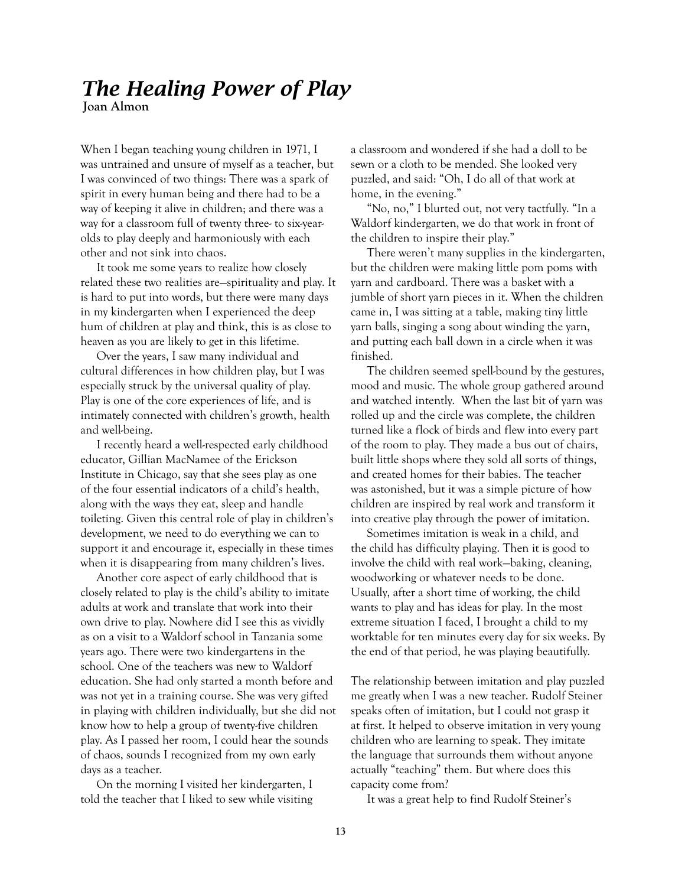# *The Healing Power of Play*

**Joan Almon**

When I began teaching young children in 1971, I was untrained and unsure of myself as a teacher, but I was convinced of two things: There was a spark of spirit in every human being and there had to be a way of keeping it alive in children; and there was a way for a classroom full of twenty three- to six-year-olds to play deeply and harmoniously with each other and not sink into chaos.

It took me some years to realize how closely related these two realities are—spirituality and play. It is hard to put into words, but there were many days in my kindergarten when I experienced the deep hum of children at play and think, this is as close to heaven as you are likely to get in this lifetime.

Over the years, I saw many individual and cultural differences in how children play, but I was especially struck by the universal quality of play. Play is one of the core experiences of life, and is intimately connected with children's growth, health and well-being.

I recently heard a well-respected early childhood educator, Gillian MacNamee of the Erickson Institute in Chicago, say that she sees play as one of the four essential indicators of a child's health, along with the ways they eat, sleep and handle toileting. Given this central role of play in children's development, we need to do everything we can to support it and encourage it, especially in these times when it is disappearing from many children's lives.

Another core aspect of early childhood that is closely related to play is the child's ability to imitate adults at work and translate that work into their own drive to play. Nowhere did I see this as vividly as on a visit to a Waldorf school in Tanzania some years ago. There were two kindergartens in the school. One of the teachers was new to Waldorf education. She had only started a month before and was not yet in a training course. She was very gifted in playing with children individually, but she did not know how to help a group of twenty-five children play. As I passed her room, I could hear the sounds of chaos, sounds I recognized from my own early days as a teacher.

On the morning I visited her kindergarten, I told the teacher that I liked to sew while visiting a classroom and wondered if she had a doll to be sewn or a cloth to be mended. She looked very puzzled, and said: "Oh, I do all of that work at home, in the evening."

"No, no," I blurted out, not very tactfully. "In a Waldorf kindergarten, we do that work in front of the children to inspire their play."

There weren't many supplies in the kindergarten, but the children were making little pom poms with yarn and cardboard. There was a basket with a jumble of short yarn pieces in it. When the children came in, I was sitting at a table, making tiny little yarn balls, singing a song about winding the yarn, and putting each ball down in a circle when it was finished.

The children seemed spell-bound by the gestures, mood and music. The whole group gathered around and watched intently. When the last bit of yarn was rolled up and the circle was complete, the children turned like a flock of birds and flew into every part of the room to play. They made a bus out of chairs, built little shops where they sold all sorts of things, and created homes for their babies. The teacher was astonished, but it was a simple picture of how children are inspired by real work and transform it into creative play through the power of imitation.

Sometimes imitation is weak in a child, and the child has difficulty playing. Then it is good to involve the child with real work—baking, cleaning, woodworking or whatever needs to be done. Usually, after a short time of working, the child wants to play and has ideas for play. In the most extreme situation I faced, I brought a child to my worktable for ten minutes every day for six weeks. By the end of that period, he was playing beautifully.

The relationship between imitation and play puzzled me greatly when I was a new teacher. Rudolf Steiner speaks often of imitation, but I could not grasp it at first. It helped to observe imitation in very young children who are learning to speak. They imitate the language that surrounds them without anyone actually "teaching" them. But where does this capacity come from?

It was a great help to find Rudolf Steiner's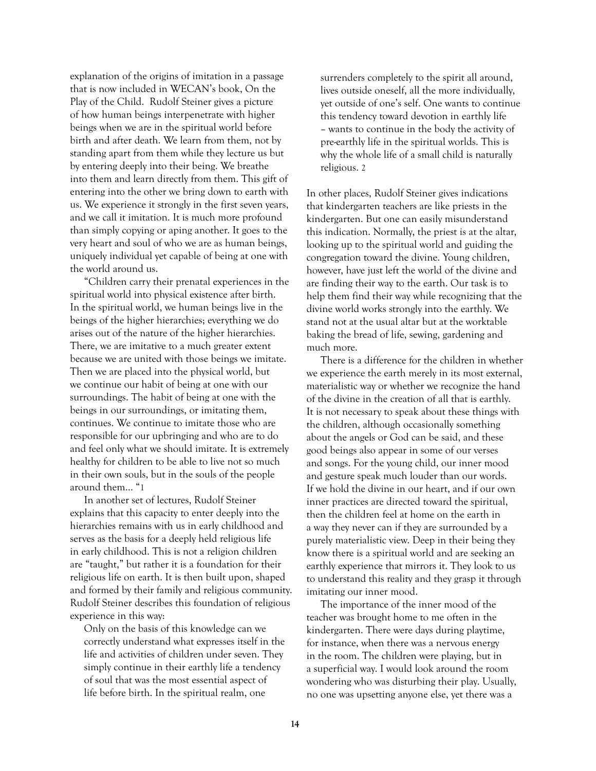explanation of the origins of imitation in a passage that is now included in WECAN's book, On the Play of the Child. Rudolf Steiner gives a picture of how human beings interpenetrate with higher beings when we are in the spiritual world before birth and after death. We learn from them, not by standing apart from them while they lecture us but by entering deeply into their being. We breathe into them and learn directly from them. This gift of entering into the other we bring down to earth with us. We experience it strongly in the first seven years, and we call it imitation. It is much more profound than simply copying or aping another. It goes to the very heart and soul of who we are as human beings, uniquely individual yet capable of being at one with the world around us.

"Children carry their prenatal experiences in the spiritual world into physical existence after birth. In the spiritual world, we human beings live in the beings of the higher hierarchies; everything we do arises out of the nature of the higher hierarchies. There, we are imitative to a much greater extent because we are united with those beings we imitate. Then we are placed into the physical world, but we continue our habit of being at one with our surroundings. The habit of being at one with the beings in our surroundings, or imitating them, continues. We continue to imitate those who are responsible for our upbringing and who are to do and feel only what we should imitate. It is extremely healthy for children to be able to live not so much in their own souls, but in the souls of the people around them… "[1]

In another set of lectures, Rudolf Steiner explains that this capacity to enter deeply into the hierarchies remains with us in early childhood and serves as the basis for a deeply held religious life in early childhood. This is not a religion children are "taught," but rather it is a foundation for their religious life on earth. It is then built upon, shaped and formed by their family and religious community. Rudolf Steiner describes this foundation of religious experience in this way:

> Only on the basis of this knowledge can we correctly understand what expresses itself in the life and activities of children under seven. They simply continue in their earthly life a tendency of soul that was the most essential aspect of life before birth. In the spiritual realm, one surrenders completely to the spirit all around, lives outside oneself, all the more individually, yet outside of one's self. One wants to continue this tendency toward devotion in earthly life – wants to continue in the body the activity of pre-earthly life in the spiritual worlds. This is why the whole life of a small child is naturally religious. [2]

In other places, Rudolf Steiner gives indications that kindergarten teachers are like priests in the kindergarten. But one can easily misunderstand this indication. Normally, the priest is at the altar, looking up to the spiritual world and guiding the congregation toward the divine. Young children, however, have just left the world of the divine and are finding their way to the earth. Our task is to help them find their way while recognizing that the divine world works strongly into the earthly. We stand not at the usual altar but at the worktable baking the bread of life, sewing, gardening and much more.

There is a difference for the children in whether we experience the earth merely in its most external, materialistic way or whether we recognize the hand of the divine in the creation of all that is earthly. It is not necessary to speak about these things with the children, although occasionally something about the angels or God can be said, and these good beings also appear in some of our verses and songs. For the young child, our inner mood and gesture speak much louder than our words. If we hold the divine in our heart, and if our own inner practices are directed toward the spiritual, then the children feel at home on the earth in a way they never can if they are surrounded by a purely materialistic view. Deep in their being they know there is a spiritual world and are seeking an earthly experience that mirrors it. They look to us to understand this reality and they grasp it through imitating our inner mood.

The importance of the inner mood of the teacher was brought home to me often in the kindergarten. There were days during playtime, for instance, when there was a nervous energy in the room. The children were playing, but in a superficial way. I would look around the room wondering who was disturbing their play. Usually, no one was upsetting anyone else, yet there was a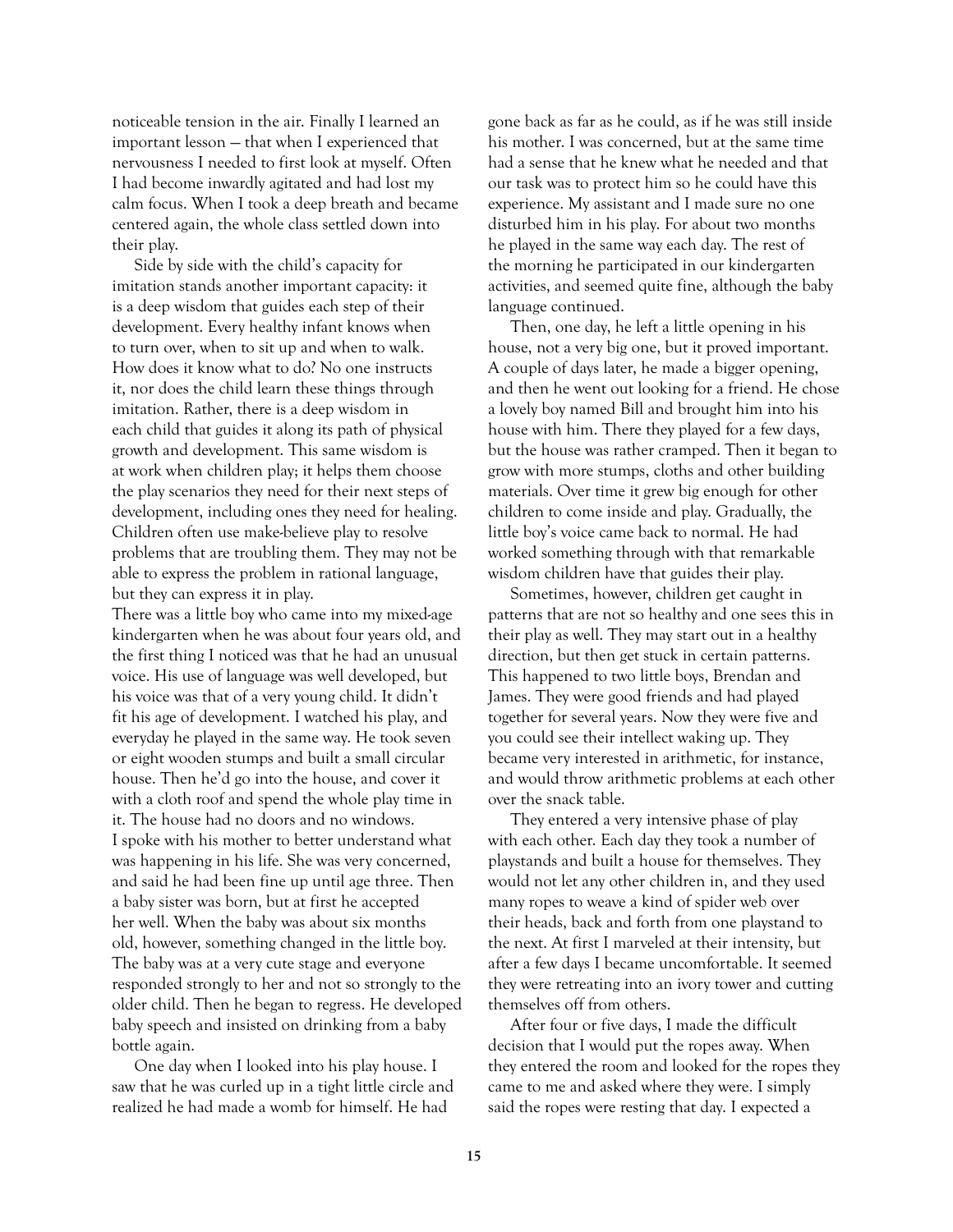noticeable tension in the air. Finally I learned an important lesson — that when I experienced that nervousness I needed to first look at myself. Often I had become inwardly agitated and had lost my calm focus. When I took a deep breath and became centered again, the whole class settled down into their play.

Side by side with the child's capacity for imitation stands another important capacity: it is a deep wisdom that guides each step of their development. Every healthy infant knows when to turn over, when to sit up and when to walk. How does it know what to do? No one instructs it, nor does the child learn these things through imitation. Rather, there is a deep wisdom in each child that guides it along its path of physical growth and development. This same wisdom is at work when children play; it helps them choose the play scenarios they need for their next steps of development, including ones they need for healing. Children often use make-believe play to resolve problems that are troubling them. They may not be able to express the problem in rational language, but they can express it in play.

There was a little boy who came into my mixed-age kindergarten when he was about four years old, and the first thing I noticed was that he had an unusual voice. His use of language was well developed, but his voice was that of a very young child. It didn't fit his age of development. I watched his play, and everyday he played in the same way. He took seven or eight wooden stumps and built a small circular house. Then he'd go into the house, and cover it with a cloth roof and spend the whole play time in it. The house had no doors and no windows.

I spoke with his mother to better understand what was happening in his life. She was very concerned, and said he had been fine up until age three. Then a baby sister was born, but at first he accepted her well. When the baby was about six months old, however, something changed in the little boy. The baby was at a very cute stage and everyone responded strongly to her and not so strongly to the older child. Then he began to regress. He developed baby speech and insisted on drinking from a baby bottle again.

One day when I looked into his play house. I saw that he was curled up in a tight little circle and realized he had made a womb for himself. He had gone back as far as he could, as if he was still inside his mother. I was concerned, but at the same time had a sense that he knew what he needed and that our task was to protect him so he could have this experience. My assistant and I made sure no one disturbed him in his play. For about two months he played in the same way each day. The rest of the morning he participated in our kindergarten activities, and seemed quite fine, although the baby language continued.

Then, one day, he left a little opening in his house, not a very big one, but it proved important. A couple of days later, he made a bigger opening, and then he went out looking for a friend. He chose a lovely boy named Bill and brought him into his house with him. There they played for a few days, but the house was rather cramped. Then it began to grow with more stumps, cloths and other building materials. Over time it grew big enough for other children to come inside and play. Gradually, the little boy's voice came back to normal. He had worked something through with that remarkable wisdom children have that guides their play.

Sometimes, however, children get caught in patterns that are not so healthy and one sees this in their play as well. They may start out in a healthy direction, but then get stuck in certain patterns. This happened to two little boys, Brendan and James. They were good friends and had played together for several years. Now they were five and you could see their intellect waking up. They became very interested in arithmetic, for instance, and would throw arithmetic problems at each other over the snack table.

They entered a very intensive phase of play with each other. Each day they took a number of playstands and built a house for themselves. They would not let any other children in, and they used many ropes to weave a kind of spider web over their heads, back and forth from one playstand to the next. At first I marveled at their intensity, but after a few days I became uncomfortable. It seemed they were retreating into an ivory tower and cutting themselves off from others.

After four or five days, I made the difficult decision that I would put the ropes away. When they entered the room and looked for the ropes they came to me and asked where they were. I simply said the ropes were resting that day. I expected a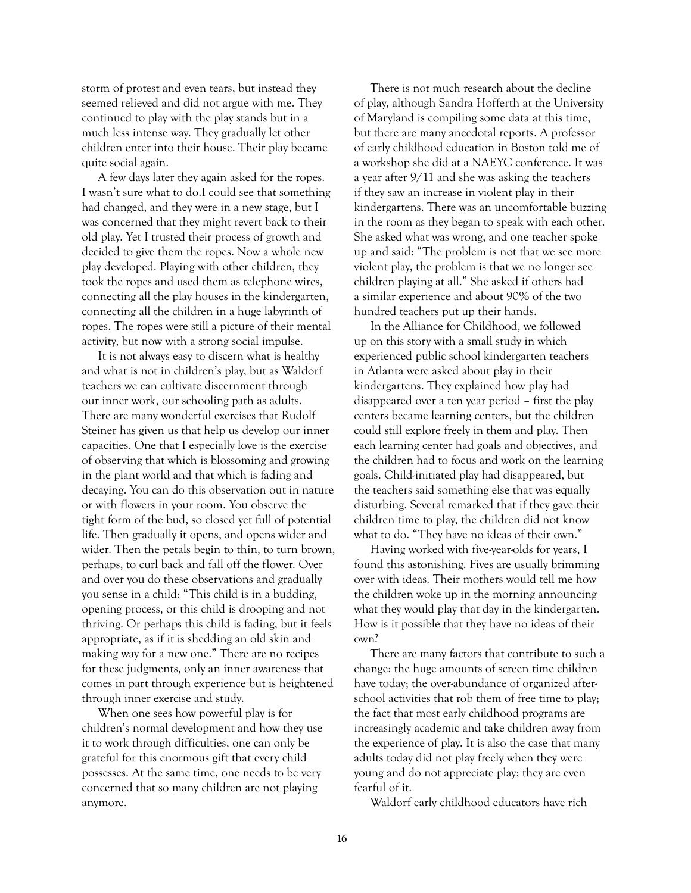storm of protest and even tears, but instead they seemed relieved and did not argue with me. They continued to play with the play stands but in a much less intense way. They gradually let other children enter into their house. Their play became quite social again.

A few days later they again asked for the ropes. I wasn't sure what to do.I could see that something had changed, and they were in a new stage, but I was concerned that they might revert back to their old play. Yet I trusted their process of growth and decided to give them the ropes. Now a whole new play developed. Playing with other children, they took the ropes and used them as telephone wires, connecting all the play houses in the kindergarten, connecting all the children in a huge labyrinth of ropes. The ropes were still a picture of their mental activity, but now with a strong social impulse.

It is not always easy to discern what is healthy and what is not in children's play, but as Waldorf teachers we can cultivate discernment through our inner work, our schooling path as adults. There are many wonderful exercises that Rudolf Steiner has given us that help us develop our inner capacities. One that I especially love is the exercise of observing that which is blossoming and growing in the plant world and that which is fading and decaying. You can do this observation out in nature or with flowers in your room. You observe the tight form of the bud, so closed yet full of potential life. Then gradually it opens, and opens wider and wider. Then the petals begin to thin, to turn brown, perhaps, to curl back and fall off the flower. Over and over you do these observations and gradually you sense in a child: "This child is in a budding, opening process, or this child is drooping and not thriving. Or perhaps this child is fading, but it feels appropriate, as if it is shedding an old skin and making way for a new one." There are no recipes for these judgments, only an inner awareness that comes in part through experience but is heightened through inner exercise and study.

When one sees how powerful play is for children's normal development and how they use it to work through difficulties, one can only be grateful for this enormous gift that every child possesses. At the same time, one needs to be very concerned that so many children are not playing anymore.

There is not much research about the decline of play, although Sandra Hofferth at the University of Maryland is compiling some data at this time, but there are many anecdotal reports. A professor of early childhood education in Boston told me of a workshop she did at a NAEYC conference. It was a year after 9/11 and she was asking the teachers if they saw an increase in violent play in their kindergartens. There was an uncomfortable buzzing in the room as they began to speak with each other. She asked what was wrong, and one teacher spoke up and said: "The problem is not that we see more violent play, the problem is that we no longer see children playing at all." She asked if others had a similar experience and about 90% of the two hundred teachers put up their hands.

In the Alliance for Childhood, we followed up on this story with a small study in which experienced public school kindergarten teachers in Atlanta were asked about play in their kindergartens. They explained how play had disappeared over a ten year period – first the play centers became learning centers, but the children could still explore freely in them and play. Then each learning center had goals and objectives, and the children had to focus and work on the learning goals. Child-initiated play had disappeared, but the teachers said something else that was equally disturbing. Several remarked that if they gave their children time to play, the children did not know what to do. "They have no ideas of their own."

Having worked with five-year-olds for years, I found this astonishing. Fives are usually brimming over with ideas. Their mothers would tell me how the children woke up in the morning announcing what they would play that day in the kindergarten. How is it possible that they have no ideas of their own?

There are many factors that contribute to such a change: the huge amounts of screen time children have today; the over-abundance of organized after-school activities that rob them of free time to play; the fact that most early childhood programs are increasingly academic and take children away from the experience of play. It is also the case that many adults today did not play freely when they were young and do not appreciate play; they are even fearful of it.

Waldorf early childhood educators have rich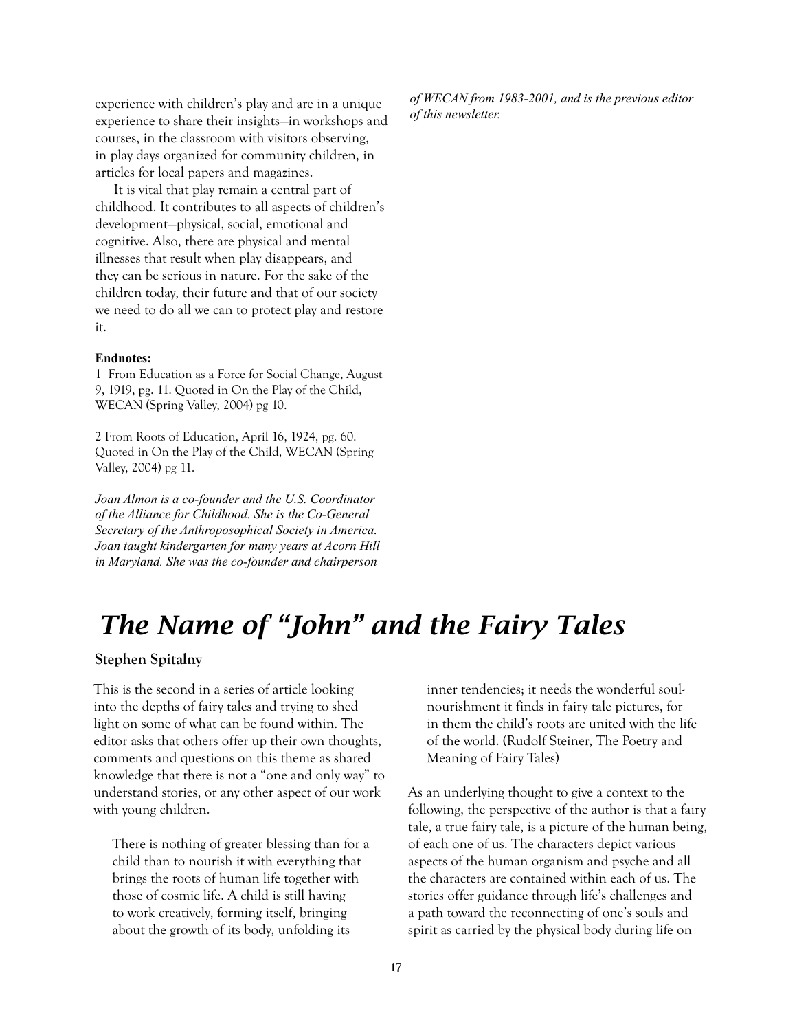experience with children's play and are in a unique experience to share their insights—in workshops and courses, in the classroom with visitors observing, in play days organized for community children, in articles for local papers and magazines.

It is vital that play remain a central part of childhood. It contributes to all aspects of children's development—physical, social, emotional and cognitive. Also, there are physical and mental illnesses that result when play disappears, and they can be serious in nature. For the sake of the children today, their future and that of our society we need to do all we can to protect play and restore it.

**Endnotes:**

1 From Education as a Force for Social Change, August 9, 1919, pg. 11. Quoted in On the Play of the Child, WECAN (Spring Valley, 2004) pg 10.

2 From Roots of Education, April 16, 1924, pg. 60. Quoted in On the Play of the Child, WECAN (Spring Valley, 2004) pg 11.

*Joan Almon is a co-founder and the U.S. Coordinator of the Alliance for Childhood. She is the Co-General Secretary of the Anthroposophical Society in America. Joan taught kindergarten for many years at Acorn Hill in Maryland. She was the co-founder and chairperson of WECAN from 1983-2001, and is the previous editor of this newsletter.*

# *The Name of "John" and the Fairy Tales*

**Stephen Spitalny**

This is the second in a series of article looking into the depths of fairy tales and trying to shed light on some of what can be found within. The editor asks that others offer up their own thoughts, comments and questions on this theme as shared knowledge that there is not a "one and only way" to understand stories, or any other aspect of our work with young children.

> There is nothing of greater blessing than for a child than to nourish it with everything that brings the roots of human life together with those of cosmic life. A child is still having to work creatively, forming itself, bringing about the growth of its body, unfolding its inner tendencies; it needs the wonderful soul-nourishment it finds in fairy tale pictures, for in them the child's roots are united with the life of the world. (Rudolf Steiner, The Poetry and Meaning of Fairy Tales)

As an underlying thought to give a context to the following, the perspective of the author is that a fairy tale, a true fairy tale, is a picture of the human being, of each one of us. The characters depict various aspects of the human organism and psyche and all the characters are contained within each of us. The stories offer guidance through life's challenges and a path toward the reconnecting of one's souls and spirit as carried by the physical body during life on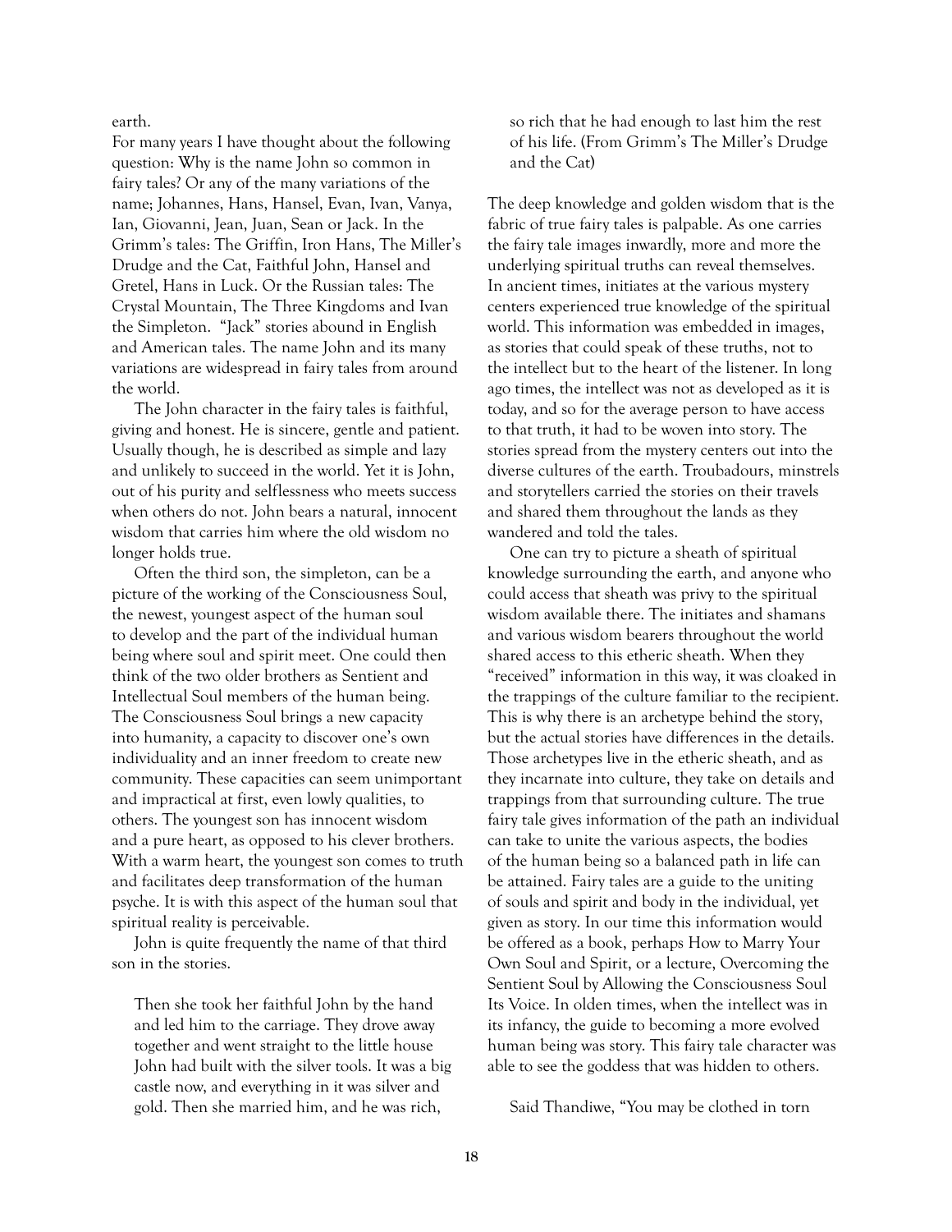earth.

For many years I have thought about the following question: Why is the name John so common in fairy tales? Or any of the many variations of the name; Johannes, Hans, Hansel, Evan, Ivan, Vanya, Ian, Giovanni, Jean, Juan, Sean or Jack. In the Grimm's tales: The Griffin, Iron Hans, The Miller's Drudge and the Cat, Faithful John, Hansel and Gretel, Hans in Luck. Or the Russian tales: The Crystal Mountain, The Three Kingdoms and Ivan the Simpleton. "Jack" stories abound in English and American tales. The name John and its many variations are widespread in fairy tales from around the world.

The John character in the fairy tales is faithful, giving and honest. He is sincere, gentle and patient. Usually though, he is described as simple and lazy and unlikely to succeed in the world. Yet it is John, out of his purity and selflessness who meets success when others do not. John bears a natural, innocent wisdom that carries him where the old wisdom no longer holds true.

Often the third son, the simpleton, can be a picture of the working of the Consciousness Soul, the newest, youngest aspect of the human soul to develop and the part of the individual human being where soul and spirit meet. One could then think of the two older brothers as Sentient and Intellectual Soul members of the human being. The Consciousness Soul brings a new capacity into humanity, a capacity to discover one's own individuality and an inner freedom to create new community. These capacities can seem unimportant and impractical at first, even lowly qualities, to others. The youngest son has innocent wisdom and a pure heart, as opposed to his clever brothers. With a warm heart, the youngest son comes to truth and facilitates deep transformation of the human psyche. It is with this aspect of the human soul that spiritual reality is perceivable.

John is quite frequently the name of that third son in the stories.

> Then she took her faithful John by the hand and led him to the carriage. They drove away together and went straight to the little house John had built with the silver tools. It was a big castle now, and everything in it was silver and gold. Then she married him, and he was rich, so rich that he had enough to last him the rest of his life. (From Grimm's The Miller's Drudge and the Cat)

The deep knowledge and golden wisdom that is the fabric of true fairy tales is palpable. As one carries the fairy tale images inwardly, more and more the underlying spiritual truths can reveal themselves. In ancient times, initiates at the various mystery centers experienced true knowledge of the spiritual world. This information was embedded in images, as stories that could speak of these truths, not to the intellect but to the heart of the listener. In long ago times, the intellect was not as developed as it is today, and so for the average person to have access to that truth, it had to be woven into story. The stories spread from the mystery centers out into the diverse cultures of the earth. Troubadours, minstrels and storytellers carried the stories on their travels and shared them throughout the lands as they wandered and told the tales.

One can try to picture a sheath of spiritual knowledge surrounding the earth, and anyone who could access that sheath was privy to the spiritual wisdom available there. The initiates and shamans and various wisdom bearers throughout the world shared access to this etheric sheath. When they "received" information in this way, it was cloaked in the trappings of the culture familiar to the recipient. This is why there is an archetype behind the story, but the actual stories have differences in the details. Those archetypes live in the etheric sheath, and as they incarnate into culture, they take on details and trappings from that surrounding culture. The true fairy tale gives information of the path an individual can take to unite the various aspects, the bodies of the human being so a balanced path in life can be attained. Fairy tales are a guide to the uniting of souls and spirit and body in the individual, yet given as story. In our time this information would be offered as a book, perhaps How to Marry Your Own Soul and Spirit, or a lecture, Overcoming the Sentient Soul by Allowing the Consciousness Soul Its Voice. In olden times, when the intellect was in its infancy, the guide to becoming a more evolved human being was story. This fairy tale character was able to see the goddess that was hidden to others.

Said Thandiwe, "You may be clothed in torn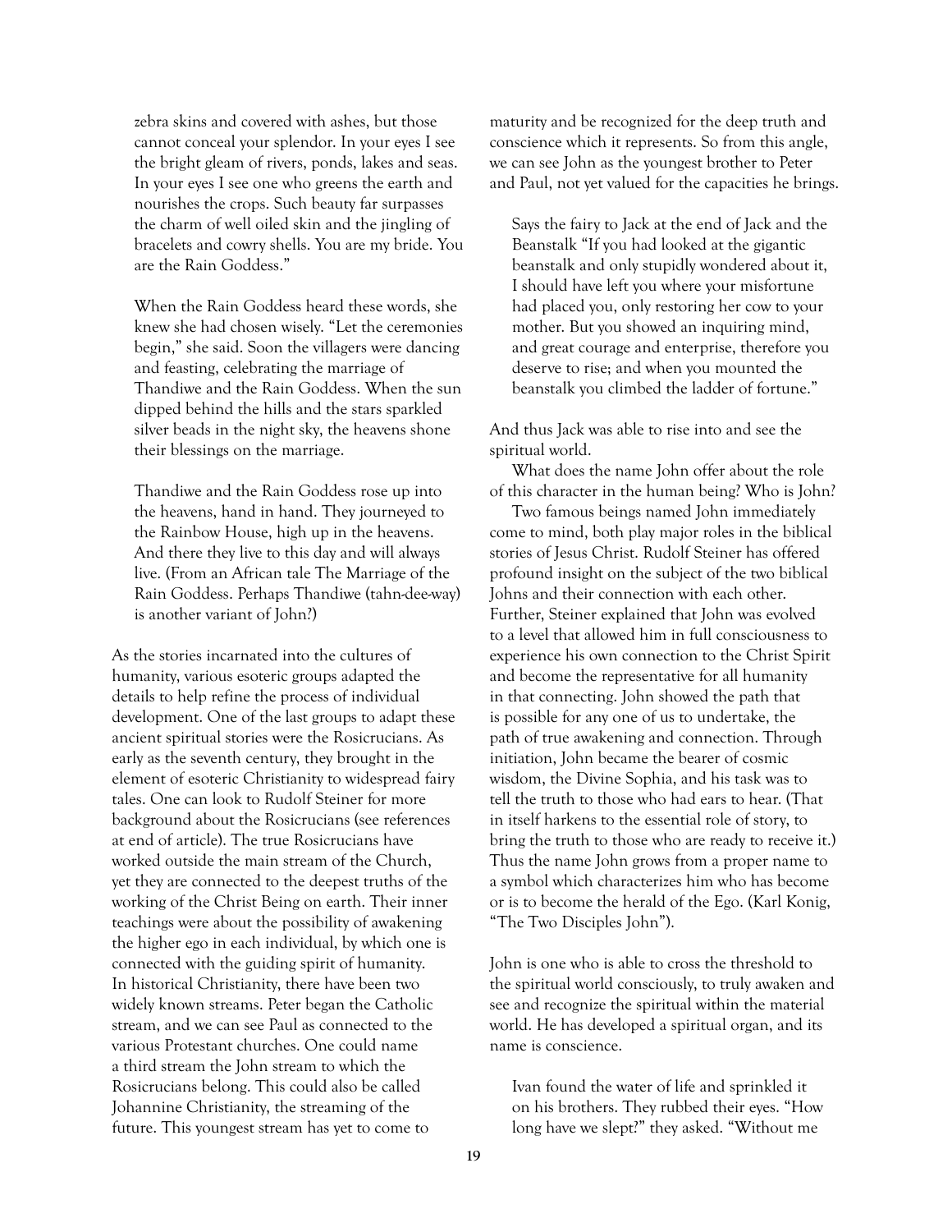> zebra skins and covered with ashes, but those cannot conceal your splendor. In your eyes I see the bright gleam of rivers, ponds, lakes and seas. In your eyes I see one who greens the earth and nourishes the crops. Such beauty far surpasses the charm of well oiled skin and the jingling of bracelets and cowry shells. You are my bride. You are the Rain Goddess."
>
> When the Rain Goddess heard these words, she knew she had chosen wisely. "Let the ceremonies begin," she said. Soon the villagers were dancing and feasting, celebrating the marriage of Thandiwe and the Rain Goddess. When the sun dipped behind the hills and the stars sparkled silver beads in the night sky, the heavens shone their blessings on the marriage.
>
> Thandiwe and the Rain Goddess rose up into the heavens, hand in hand. They journeyed to the Rainbow House, high up in the heavens. And there they live to this day and will always live. (From an African tale The Marriage of the Rain Goddess. Perhaps Thandiwe (tahn-dee-way) is another variant of John?)

As the stories incarnated into the cultures of humanity, various esoteric groups adapted the details to help refine the process of individual development. One of the last groups to adapt these ancient spiritual stories were the Rosicrucians. As early as the seventh century, they brought in the element of esoteric Christianity to widespread fairy tales. One can look to Rudolf Steiner for more background about the Rosicrucians (see references at end of article). The true Rosicrucians have worked outside the main stream of the Church, yet they are connected to the deepest truths of the working of the Christ Being on earth. Their inner teachings were about the possibility of awakening the higher ego in each individual, by which one is connected with the guiding spirit of humanity. In historical Christianity, there have been two widely known streams. Peter began the Catholic stream, and we can see Paul as connected to the various Protestant churches. One could name a third stream the John stream to which the Rosicrucians belong. This could also be called Johannine Christianity, the streaming of the future. This youngest stream has yet to come to maturity and be recognized for the deep truth and conscience which it represents. So from this angle, we can see John as the youngest brother to Peter and Paul, not yet valued for the capacities he brings.

> Says the fairy to Jack at the end of Jack and the Beanstalk "If you had looked at the gigantic beanstalk and only stupidly wondered about it, I should have left you where your misfortune had placed you, only restoring her cow to your mother. But you showed an inquiring mind, and great courage and enterprise, therefore you deserve to rise; and when you mounted the beanstalk you climbed the ladder of fortune."

And thus Jack was able to rise into and see the spiritual world.

What does the name John offer about the role of this character in the human being? Who is John?

Two famous beings named John immediately come to mind, both play major roles in the biblical stories of Jesus Christ. Rudolf Steiner has offered profound insight on the subject of the two biblical Johns and their connection with each other. Further, Steiner explained that John was evolved to a level that allowed him in full consciousness to experience his own connection to the Christ Spirit and become the representative for all humanity in that connecting. John showed the path that is possible for any one of us to undertake, the path of true awakening and connection. Through initiation, John became the bearer of cosmic wisdom, the Divine Sophia, and his task was to tell the truth to those who had ears to hear. (That in itself harkens to the essential role of story, to bring the truth to those who are ready to receive it.) Thus the name John grows from a proper name to a symbol which characterizes him who has become or is to become the herald of the Ego. (Karl Konig, "The Two Disciples John").

John is one who is able to cross the threshold to the spiritual world consciously, to truly awaken and see and recognize the spiritual within the material world. He has developed a spiritual organ, and its name is conscience.

> Ivan found the water of life and sprinkled it on his brothers. They rubbed their eyes. "How long have we slept?" they asked. "Without me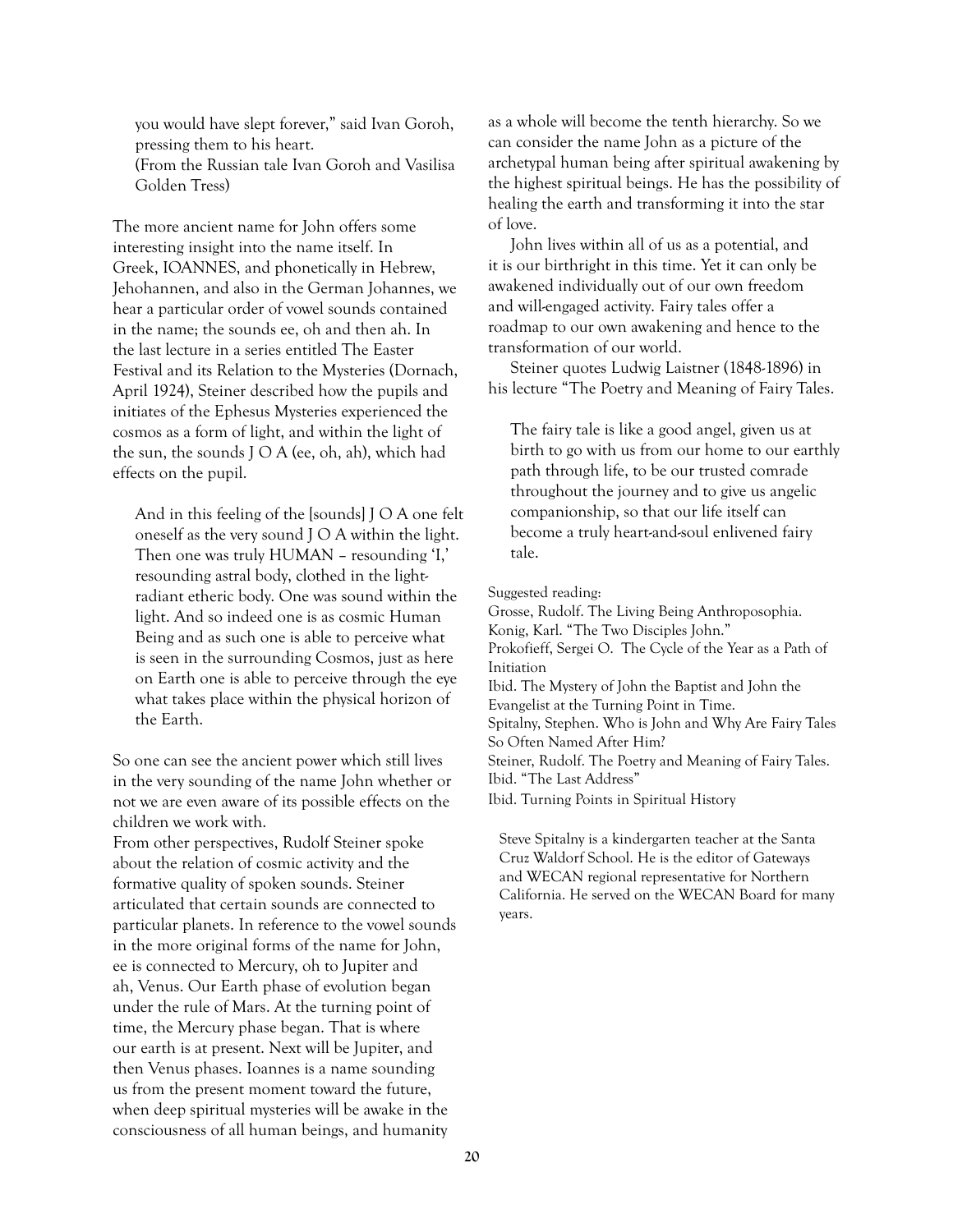> you would have slept forever," said Ivan Goroh, pressing them to his heart.
> (From the Russian tale Ivan Goroh and Vasilisa Golden Tress)

The more ancient name for John offers some interesting insight into the name itself. In Greek, IOANNES, and phonetically in Hebrew, Jehohannen, and also in the German Johannes, we hear a particular order of vowel sounds contained in the name; the sounds ee, oh and then ah. In the last lecture in a series entitled The Easter Festival and its Relation to the Mysteries (Dornach, April 1924), Steiner described how the pupils and initiates of the Ephesus Mysteries experienced the cosmos as a form of light, and within the light of the sun, the sounds J O A (ee, oh, ah), which had effects on the pupil.

> And in this feeling of the [sounds] J O A one felt oneself as the very sound J O A within the light. Then one was truly HUMAN – resounding 'I,' resounding astral body, clothed in the light-radiant etheric body. One was sound within the light. And so indeed one is as cosmic Human Being and as such one is able to perceive what is seen in the surrounding Cosmos, just as here on Earth one is able to perceive through the eye what takes place within the physical horizon of the Earth.

So one can see the ancient power which still lives in the very sounding of the name John whether or not we are even aware of its possible effects on the children we work with.

From other perspectives, Rudolf Steiner spoke about the relation of cosmic activity and the formative quality of spoken sounds. Steiner articulated that certain sounds are connected to particular planets. In reference to the vowel sounds in the more original forms of the name for John, ee is connected to Mercury, oh to Jupiter and ah, Venus. Our Earth phase of evolution began under the rule of Mars. At the turning point of time, the Mercury phase began. That is where our earth is at present. Next will be Jupiter, and then Venus phases. Ioannes is a name sounding us from the present moment toward the future, when deep spiritual mysteries will be awake in the consciousness of all human beings, and humanity as a whole will become the tenth hierarchy. So we can consider the name John as a picture of the archetypal human being after spiritual awakening by the highest spiritual beings. He has the possibility of healing the earth and transforming it into the star of love.

John lives within all of us as a potential, and it is our birthright in this time. Yet it can only be awakened individually out of our own freedom and will-engaged activity. Fairy tales offer a roadmap to our own awakening and hence to the transformation of our world.

Steiner quotes Ludwig Laistner (1848-1896) in his lecture "The Poetry and Meaning of Fairy Tales.

> The fairy tale is like a good angel, given us at birth to go with us from our home to our earthly path through life, to be our trusted comrade throughout the journey and to give us angelic companionship, so that our life itself can become a truly heart-and-soul enlivened fairy tale.

Suggested reading:
Grosse, Rudolf. The Living Being Anthroposophia.
Konig, Karl. "The Two Disciples John."
Prokofieff, Sergei O. The Cycle of the Year as a Path of Initiation
Ibid. The Mystery of John the Baptist and John the Evangelist at the Turning Point in Time.
Spitalny, Stephen. Who is John and Why Are Fairy Tales So Often Named After Him?
Steiner, Rudolf. The Poetry and Meaning of Fairy Tales.
Ibid. "The Last Address"
Ibid. Turning Points in Spiritual History

*Steve Spitalny is a kindergarten teacher at the Santa Cruz Waldorf School. He is the editor of Gateways and WECAN regional representative for Northern California. He served on the WECAN Board for many years.*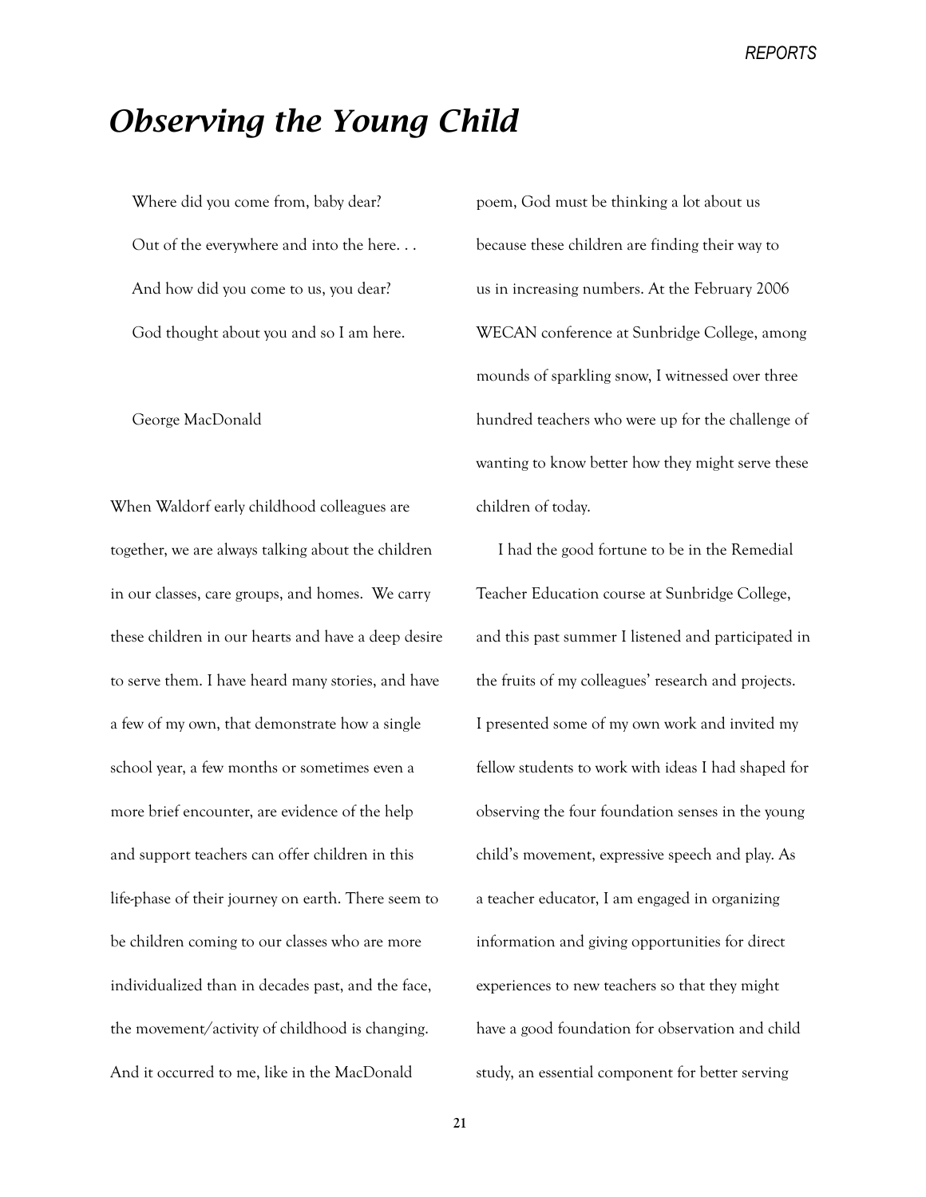# *Observing the Young Child*

Where did you come from, baby dear?

Out of the everywhere and into the here. . .

And how did you come to us, you dear?

God thought about you and so I am here.

George MacDonald

When Waldorf early childhood colleagues are together, we are always talking about the children in our classes, care groups, and homes. We carry these children in our hearts and have a deep desire to serve them. I have heard many stories, and have a few of my own, that demonstrate how a single school year, a few months or sometimes even a more brief encounter, are evidence of the help and support teachers can offer children in this life-phase of their journey on earth. There seem to be children coming to our classes who are more individualized than in decades past, and the face, the movement/activity of childhood is changing. And it occurred to me, like in the MacDonald poem, God must be thinking a lot about us because these children are finding their way to us in increasing numbers. At the February 2006 WECAN conference at Sunbridge College, among mounds of sparkling snow, I witnessed over three hundred teachers who were up for the challenge of wanting to know better how they might serve these children of today.

I had the good fortune to be in the Remedial Teacher Education course at Sunbridge College, and this past summer I listened and participated in the fruits of my colleagues' research and projects. I presented some of my own work and invited my fellow students to work with ideas I had shaped for observing the four foundation senses in the young child's movement, expressive speech and play. As a teacher educator, I am engaged in organizing information and giving opportunities for direct experiences to new teachers so that they might have a good foundation for observation and child study, an essential component for better serving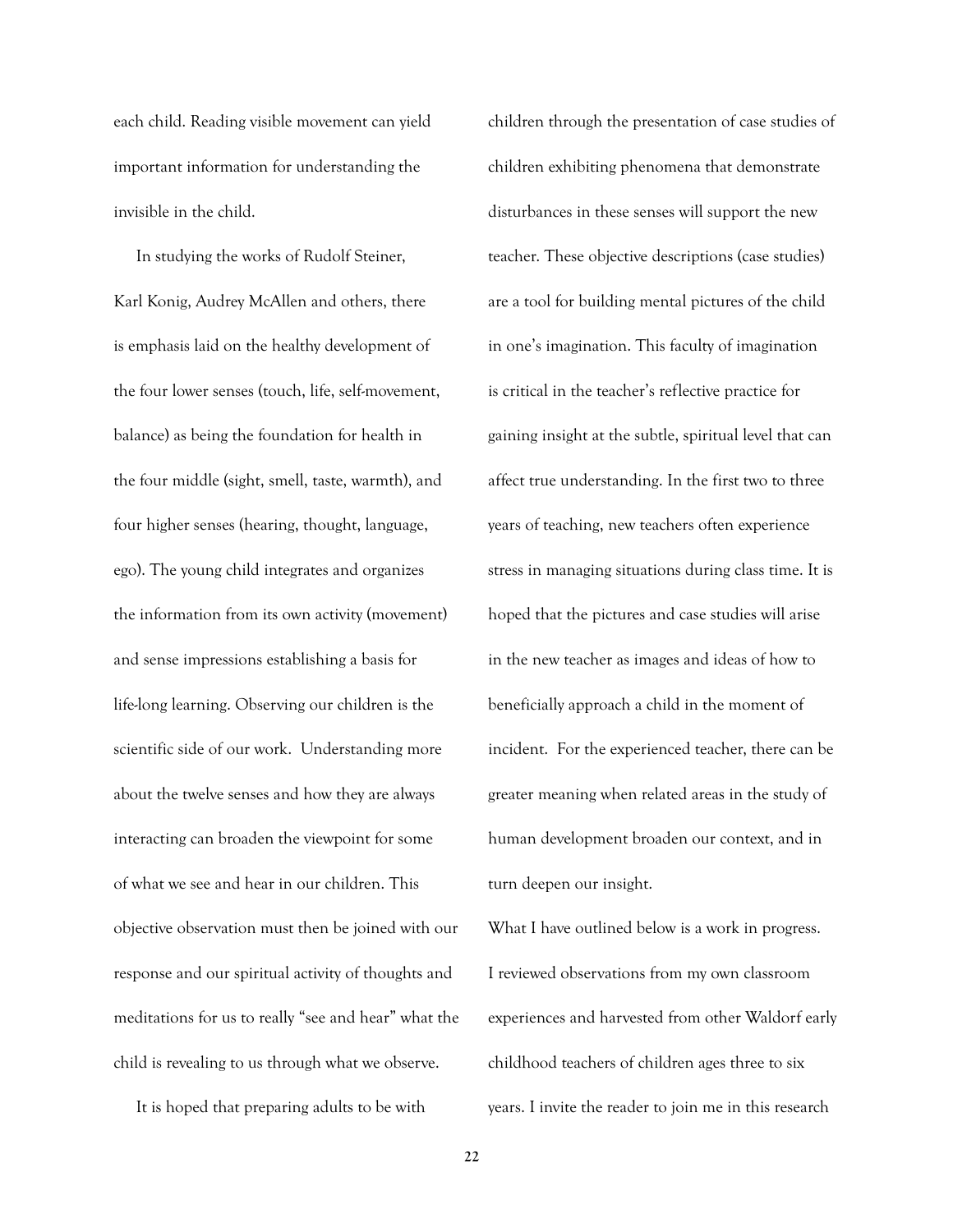each child. Reading visible movement can yield important information for understanding the invisible in the child.

In studying the works of Rudolf Steiner, Karl Konig, Audrey McAllen and others, there is emphasis laid on the healthy development of the four lower senses (touch, life, self-movement, balance) as being the foundation for health in the four middle (sight, smell, taste, warmth), and four higher senses (hearing, thought, language, ego). The young child integrates and organizes the information from its own activity (movement) and sense impressions establishing a basis for life-long learning. Observing our children is the scientific side of our work. Understanding more about the twelve senses and how they are always interacting can broaden the viewpoint for some of what we see and hear in our children. This objective observation must then be joined with our response and our spiritual activity of thoughts and meditations for us to really "see and hear" what the child is revealing to us through what we observe.

It is hoped that preparing adults to be with children through the presentation of case studies of children exhibiting phenomena that demonstrate disturbances in these senses will support the new teacher. These objective descriptions (case studies) are a tool for building mental pictures of the child in one's imagination. This faculty of imagination is critical in the teacher's reflective practice for gaining insight at the subtle, spiritual level that can affect true understanding. In the first two to three years of teaching, new teachers often experience stress in managing situations during class time. It is hoped that the pictures and case studies will arise in the new teacher as images and ideas of how to beneficially approach a child in the moment of incident. For the experienced teacher, there can be greater meaning when related areas in the study of human development broaden our context, and in turn deepen our insight.

What I have outlined below is a work in progress. I reviewed observations from my own classroom experiences and harvested from other Waldorf early childhood teachers of children ages three to six years. I invite the reader to join me in this research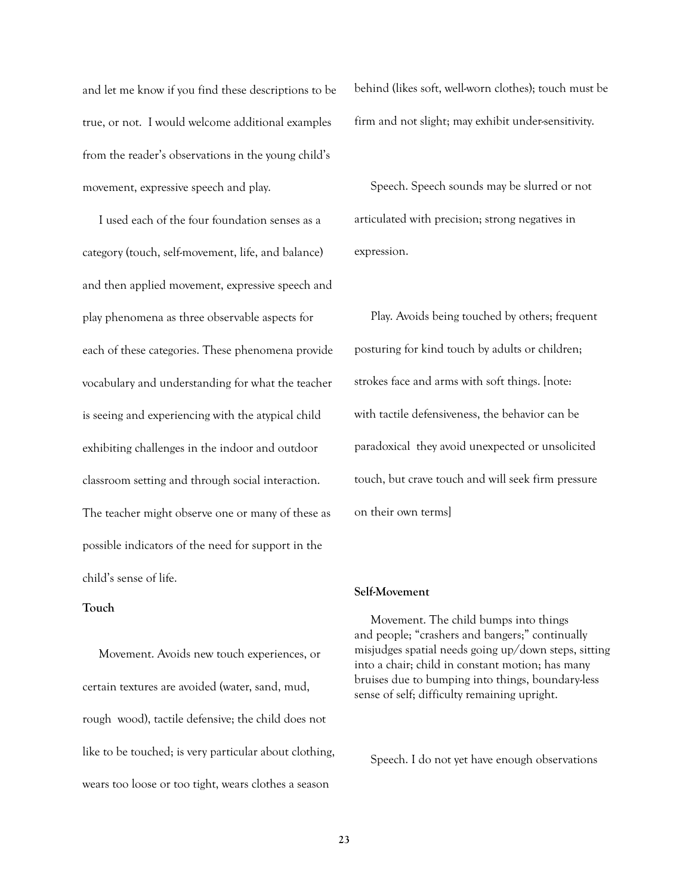and let me know if you find these descriptions to be true, or not. I would welcome additional examples from the reader's observations in the young child's movement, expressive speech and play.

I used each of the four foundation senses as a category (touch, self-movement, life, and balance) and then applied movement, expressive speech and play phenomena as three observable aspects for each of these categories. These phenomena provide vocabulary and understanding for what the teacher is seeing and experiencing with the atypical child exhibiting challenges in the indoor and outdoor classroom setting and through social interaction. The teacher might observe one or many of these as possible indicators of the need for support in the child's sense of life.

**Touch**

Movement. Avoids new touch experiences, or certain textures are avoided (water, sand, mud, rough wood), tactile defensive; the child does not like to be touched; is very particular about clothing, wears too loose or too tight, wears clothes a season behind (likes soft, well-worn clothes); touch must be firm and not slight; may exhibit under-sensitivity.

Speech. Speech sounds may be slurred or not articulated with precision; strong negatives in expression.

Play. Avoids being touched by others; frequent posturing for kind touch by adults or children; strokes face and arms with soft things. [note: with tactile defensiveness, the behavior can be paradoxical they avoid unexpected or unsolicited touch, but crave touch and will seek firm pressure on their own terms]

**Self-Movement**

Movement. The child bumps into things and people; "crashers and bangers;" continually misjudges spatial needs going up/down steps, sitting into a chair; child in constant motion; has many bruises due to bumping into things, boundary-less sense of self; difficulty remaining upright.

Speech. I do not yet have enough observations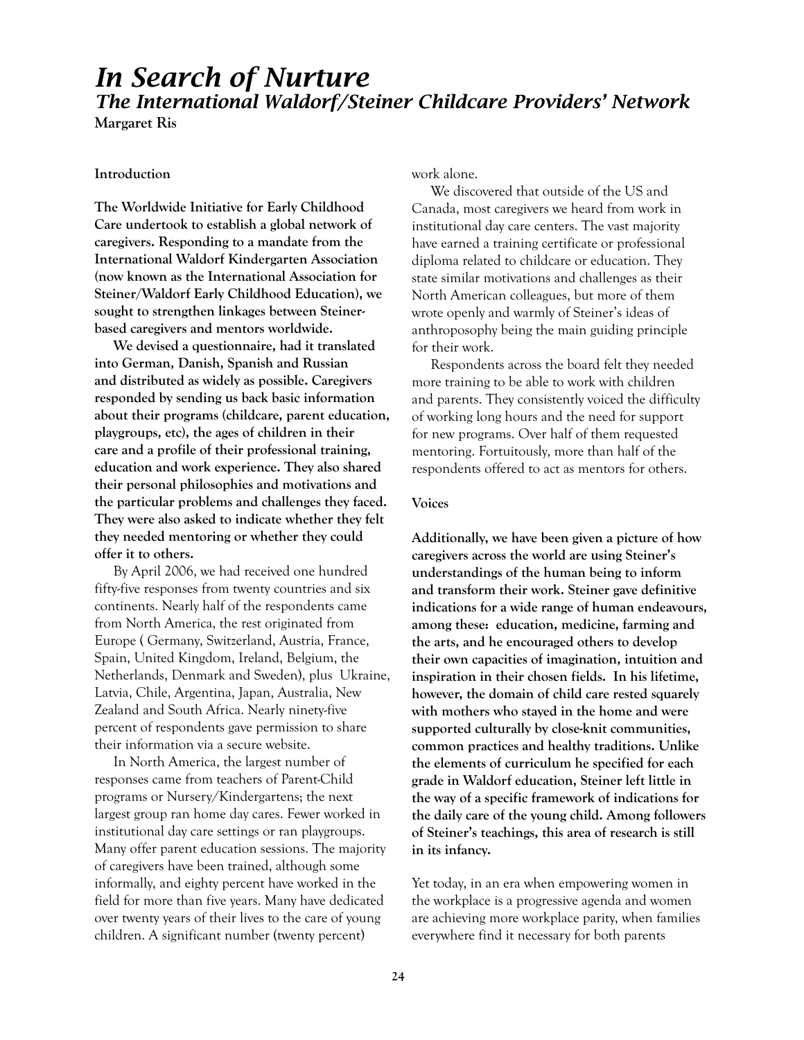# In Search of Nurture

## The International Waldorf/Steiner Childcare Providers' Network

**Margaret Ris**

### Introduction

**The Worldwide Initiative for Early Childhood Care undertook to establish a global network of caregivers. Responding to a mandate from the International Waldorf Kindergarten Association (now known as the International Association for Steiner/Waldorf Early Childhood Education), we sought to strengthen linkages between Steiner-based caregivers and mentors worldwide.**

**We devised a questionnaire, had it translated into German, Danish, Spanish and Russian and distributed as widely as possible. Caregivers responded by sending us back basic information about their programs (childcare, parent education, playgroups, etc), the ages of children in their care and a profile of their professional training, education and work experience. They also shared their personal philosophies and motivations and the particular problems and challenges they faced. They were also asked to indicate whether they felt they needed mentoring or whether they could offer it to others.**

By April 2006, we had received one hundred fifty-five responses from twenty countries and six continents. Nearly half of the respondents came from North America, the rest originated from Europe ( Germany, Switzerland, Austria, France, Spain, United Kingdom, Ireland, Belgium, the Netherlands, Denmark and Sweden), plus Ukraine, Latvia, Chile, Argentina, Japan, Australia, New Zealand and South Africa. Nearly ninety-five percent of respondents gave permission to share their information via a secure website.

In North America, the largest number of responses came from teachers of Parent-Child programs or Nursery/Kindergartens; the next largest group ran home day cares. Fewer worked in institutional day care settings or ran playgroups. Many offer parent education sessions. The majority of caregivers have been trained, although some informally, and eighty percent have worked in the field for more than five years. Many have dedicated over twenty years of their lives to the care of young children. A significant number (twenty percent) work alone.

We discovered that outside of the US and Canada, most caregivers we heard from work in institutional day care centers. The vast majority have earned a training certificate or professional diploma related to childcare or education. They state similar motivations and challenges as their North American colleagues, but more of them wrote openly and warmly of Steiner's ideas of anthroposophy being the main guiding principle for their work.

Respondents across the board felt they needed more training to be able to work with children and parents. They consistently voiced the difficulty of working long hours and the need for support for new programs. Over half of them requested mentoring. Fortuitously, more than half of the respondents offered to act as mentors for others.

### Voices

**Additionally, we have been given a picture of how caregivers across the world are using Steiner's understandings of the human being to inform and transform their work. Steiner gave definitive indications for a wide range of human endeavours, among these: education, medicine, farming and the arts, and he encouraged others to develop their own capacities of imagination, intuition and inspiration in their chosen fields. In his lifetime, however, the domain of child care rested squarely with mothers who stayed in the home and were supported culturally by close-knit communities, common practices and healthy traditions. Unlike the elements of curriculum he specified for each grade in Waldorf education, Steiner left little in the way of a specific framework of indications for the daily care of the young child. Among followers of Steiner's teachings, this area of research is still in its infancy.**

Yet today, in an era when empowering women in the workplace is a progressive agenda and women are achieving more workplace parity, when families everywhere find it necessary for both parents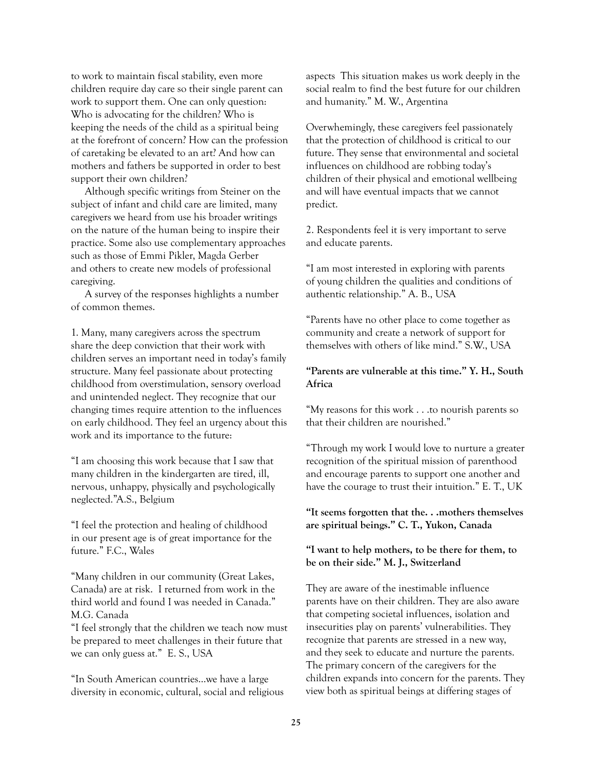to work to maintain fiscal stability, even more children require day care so their single parent can work to support them. One can only question: Who is advocating for the children? Who is keeping the needs of the child as a spiritual being at the forefront of concern? How can the profession of caretaking be elevated to an art? And how can mothers and fathers be supported in order to best support their own children?

Although specific writings from Steiner on the subject of infant and child care are limited, many caregivers we heard from use his broader writings on the nature of the human being to inspire their practice. Some also use complementary approaches such as those of Emmi Pikler, Magda Gerber and others to create new models of professional caregiving.

A survey of the responses highlights a number of common themes.

1. Many, many caregivers across the spectrum share the deep conviction that their work with children serves an important need in today's family structure. Many feel passionate about protecting childhood from overstimulation, sensory overload and unintended neglect. They recognize that our changing times require attention to the influences on early childhood. They feel an urgency about this work and its importance to the future:

"I am choosing this work because that I saw that many children in the kindergarten are tired, ill, nervous, unhappy, physically and psychologically neglected."A.S., Belgium

"I feel the protection and healing of childhood in our present age is of great importance for the future." F.C., Wales

"Many children in our community (Great Lakes, Canada) are at risk. I returned from work in the third world and found I was needed in Canada." M.G. Canada

"I feel strongly that the children we teach now must be prepared to meet challenges in their future that we can only guess at." E. S., USA

"In South American countries…we have a large diversity in economic, cultural, social and religious aspects This situation makes us work deeply in the social realm to find the best future for our children and humanity." M. W., Argentina

Overwhemingly, these caregivers feel passionately that the protection of childhood is critical to our future. They sense that environmental and societal influences on childhood are robbing today's children of their physical and emotional wellbeing and will have eventual impacts that we cannot predict.

2. Respondents feel it is very important to serve and educate parents.

"I am most interested in exploring with parents of young children the qualities and conditions of authentic relationship." A. B., USA

"Parents have no other place to come together as community and create a network of support for themselves with others of like mind." S.W., USA

**"Parents are vulnerable at this time." Y. H., South Africa**

"My reasons for this work . . .to nourish parents so that their children are nourished."

"Through my work I would love to nurture a greater recognition of the spiritual mission of parenthood and encourage parents to support one another and have the courage to trust their intuition." E. T., UK

**"It seems forgotten that the. . .mothers themselves are spiritual beings." C. T., Yukon, Canada**

**"I want to help mothers, to be there for them, to be on their side." M. J., Switzerland**

They are aware of the inestimable influence parents have on their children. They are also aware that competing societal influences, isolation and insecurities play on parents' vulnerabilities. They recognize that parents are stressed in a new way, and they seek to educate and nurture the parents. The primary concern of the caregivers for the children expands into concern for the parents. They view both as spiritual beings at differing stages of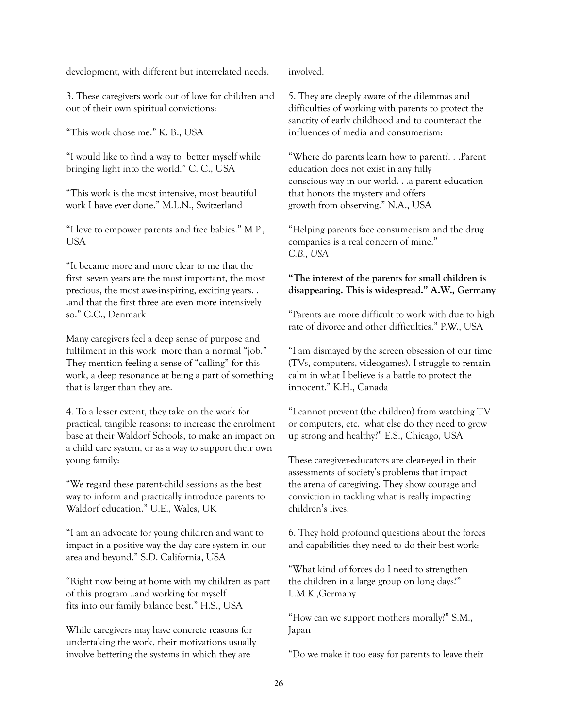development, with different but interrelated needs.

3. These caregivers work out of love for children and out of their own spiritual convictions:

"This work chose me." K. B., USA

"I would like to find a way to better myself while bringing light into the world." C. C., USA

"This work is the most intensive, most beautiful work I have ever done." M.L.N., Switzerland

"I love to empower parents and free babies." M.P., USA

"It became more and more clear to me that the first seven years are the most important, the most precious, the most awe-inspiring, exciting years. . .and that the first three are even more intensively so." C.C., Denmark

Many caregivers feel a deep sense of purpose and fulfilment in this work more than a normal "job." They mention feeling a sense of "calling" for this work, a deep resonance at being a part of something that is larger than they are.

4. To a lesser extent, they take on the work for practical, tangible reasons: to increase the enrolment base at their Waldorf Schools, to make an impact on a child care system, or as a way to support their own young family:

"We regard these parent-child sessions as the best way to inform and practically introduce parents to Waldorf education." U.E., Wales, UK

"I am an advocate for young children and want to impact in a positive way the day care system in our area and beyond." S.D. California, USA

"Right now being at home with my children as part of this program…and working for myself fits into our family balance best." H.S., USA

While caregivers may have concrete reasons for undertaking the work, their motivations usually involve bettering the systems in which they are involved.

5. They are deeply aware of the dilemmas and difficulties of working with parents to protect the sanctity of early childhood and to counteract the influences of media and consumerism:

"Where do parents learn how to parent?. . .Parent education does not exist in any fully conscious way in our world. . .a parent education that honors the mystery and offers growth from observing." N.A., USA

"Helping parents face consumerism and the drug companies is a real concern of mine." *C.B., USA*

**"The interest of the parents for small children is disappearing. This is widespread." A.W., Germany**

"Parents are more difficult to work with due to high rate of divorce and other difficulties." P.W., USA

"I am dismayed by the screen obsession of our time (TVs, computers, videogames). I struggle to remain calm in what I believe is a battle to protect the innocent." K.H., Canada

"I cannot prevent (the children) from watching TV or computers, etc. what else do they need to grow up strong and healthy?" E.S., Chicago, USA

These caregiver-educators are clear-eyed in their assessments of society's problems that impact the arena of caregiving. They show courage and conviction in tackling what is really impacting children's lives.

6. They hold profound questions about the forces and capabilities they need to do their best work:

"What kind of forces do I need to strengthen the children in a large group on long days?" L.M.K.,Germany

"How can we support mothers morally?" S.M., Japan

"Do we make it too easy for parents to leave their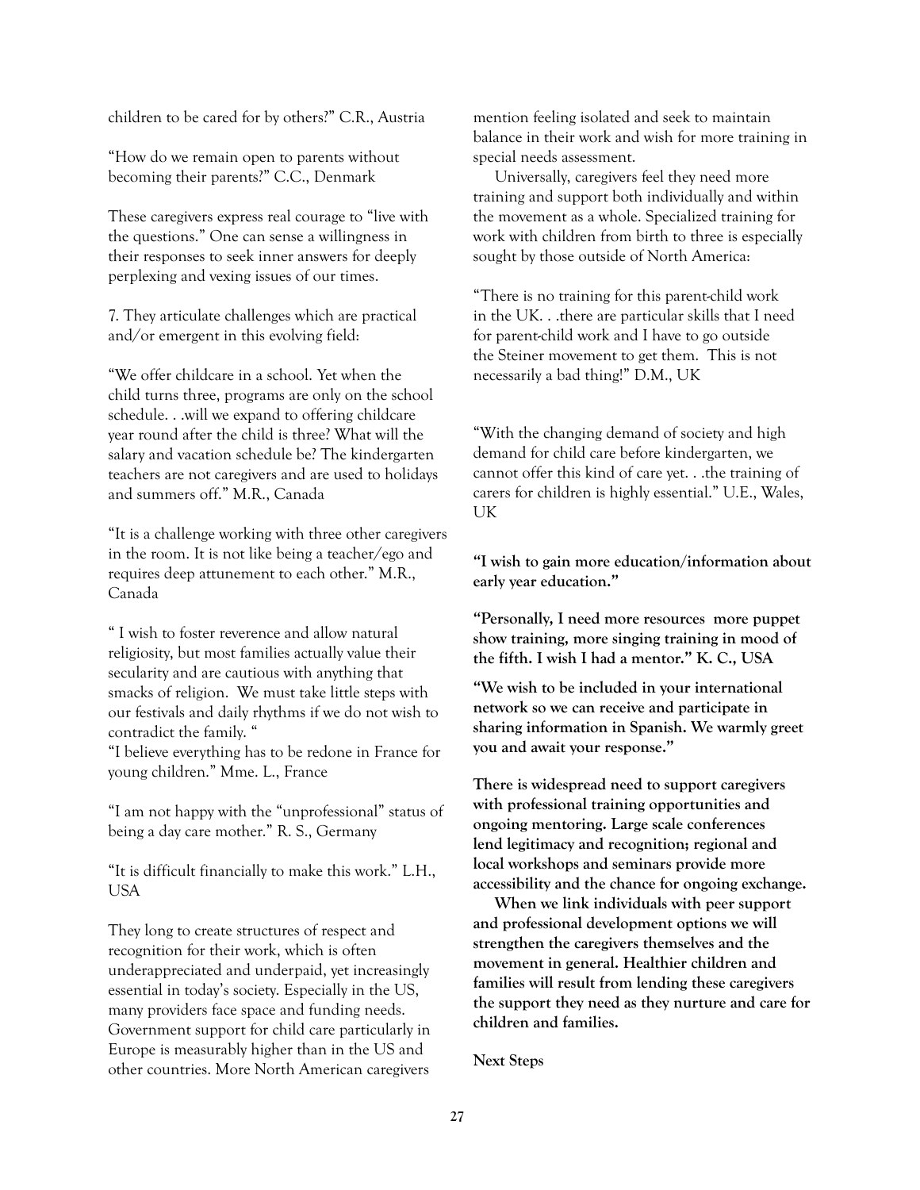children to be cared for by others?" C.R., Austria

"How do we remain open to parents without becoming their parents?" C.C., Denmark

These caregivers express real courage to "live with the questions." One can sense a willingness in their responses to seek inner answers for deeply perplexing and vexing issues of our times.

7. They articulate challenges which are practical and/or emergent in this evolving field:

"We offer childcare in a school. Yet when the child turns three, programs are only on the school schedule. . .will we expand to offering childcare year round after the child is three? What will the salary and vacation schedule be? The kindergarten teachers are not caregivers and are used to holidays and summers off." M.R., Canada

"It is a challenge working with three other caregivers in the room. It is not like being a teacher/ego and requires deep attunement to each other." M.R., Canada

" I wish to foster reverence and allow natural religiosity, but most families actually value their secularity and are cautious with anything that smacks of religion. We must take little steps with our festivals and daily rhythms if we do not wish to contradict the family. "

"I believe everything has to be redone in France for young children." Mme. L., France

"I am not happy with the "unprofessional" status of being a day care mother." R. S., Germany

"It is difficult financially to make this work." L.H., USA

They long to create structures of respect and recognition for their work, which is often underappreciated and underpaid, yet increasingly essential in today's society. Especially in the US, many providers face space and funding needs. Government support for child care particularly in Europe is measurably higher than in the US and other countries. More North American caregivers mention feeling isolated and seek to maintain balance in their work and wish for more training in special needs assessment.

Universally, caregivers feel they need more training and support both individually and within the movement as a whole. Specialized training for work with children from birth to three is especially sought by those outside of North America:

"There is no training for this parent-child work in the UK. . .there are particular skills that I need for parent-child work and I have to go outside the Steiner movement to get them. This is not necessarily a bad thing!" D.M., UK

"With the changing demand of society and high demand for child care before kindergarten, we cannot offer this kind of care yet. . .the training of carers for children is highly essential." U.E., Wales, UK

**"I wish to gain more education/information about early year education."**

**"Personally, I need more resources more puppet show training, more singing training in mood of the fifth. I wish I had a mentor." K. C., USA**

**"We wish to be included in your international network so we can receive and participate in sharing information in Spanish. We warmly greet you and await your response."**

**There is widespread need to support caregivers with professional training opportunities and ongoing mentoring. Large scale conferences lend legitimacy and recognition; regional and local workshops and seminars provide more accessibility and the chance for ongoing exchange.**

**When we link individuals with peer support and professional development options we will strengthen the caregivers themselves and the movement in general. Healthier children and families will result from lending these caregivers the support they need as they nurture and care for children and families.**

**Next Steps**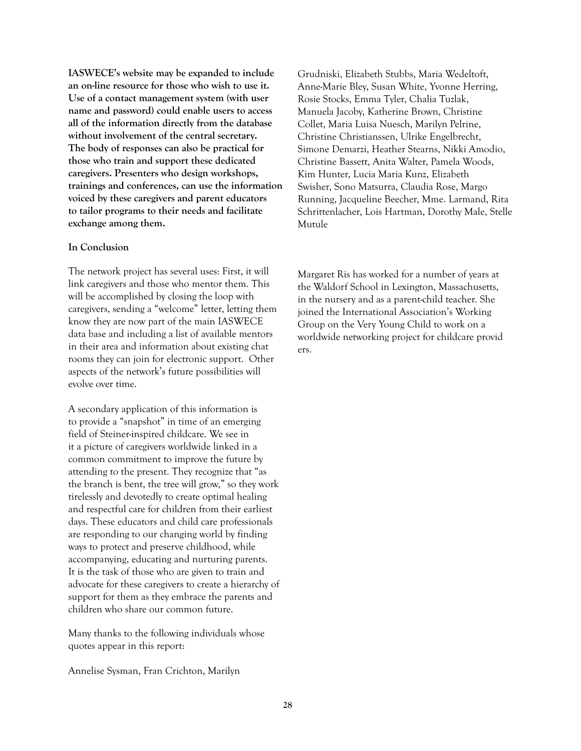**IASWECE's website may be expanded to include an on-line resource for those who wish to use it. Use of a contact management system (with user name and password) could enable users to access all of the information directly from the database without involvement of the central secretary. The body of responses can also be practical for those who train and support these dedicated caregivers. Presenters who design workshops, trainings and conferences, can use the information voiced by these caregivers and parent educators to tailor programs to their needs and facilitate exchange among them.**

**In Conclusion**

The network project has several uses: First, it will link caregivers and those who mentor them. This will be accomplished by closing the loop with caregivers, sending a "welcome" letter, letting them know they are now part of the main IASWECE data base and including a list of available mentors in their area and information about existing chat rooms they can join for electronic support. Other aspects of the network's future possibilities will evolve over time.

A secondary application of this information is to provide a "snapshot" in time of an emerging field of Steiner-inspired childcare. We see in it a picture of caregivers worldwide linked in a common commitment to improve the future by attending to the present. They recognize that "as the branch is bent, the tree will grow," so they work tirelessly and devotedly to create optimal healing and respectful care for children from their earliest days. These educators and child care professionals are responding to our changing world by finding ways to protect and preserve childhood, while accompanying, educating and nurturing parents. It is the task of those who are given to train and advocate for these caregivers to create a hierarchy of support for them as they embrace the parents and children who share our common future.

Many thanks to the following individuals whose quotes appear in this report:

Annelise Sysman, Fran Crichton, Marilyn Grudniski, Elizabeth Stubbs, Maria Wedeltoft, Anne-Marie Bley, Susan White, Yvonne Herring, Rosie Stocks, Emma Tyler, Chalia Tuzlak, Manuela Jacoby, Katherine Brown, Christine Collet, Maria Luisa Nuesch, Marilyn Pelrine, Christine Christianssen, Ulrike Engelbrecht, Simone Demarzi, Heather Stearns, Nikki Amodio, Christine Bassett, Anita Walter, Pamela Woods, Kim Hunter, Lucia Maria Kunz, Elizabeth Swisher, Sono Matsurra, Claudia Rose, Margo Running, Jacqueline Beecher, Mme. Larmand, Rita Schrittenlacher, Lois Hartman, Dorothy Male, Stelle Mutule

Margaret Ris has worked for a number of years at the Waldorf School in Lexington, Massachusetts, in the nursery and as a parent-child teacher. She joined the International Association's Working Group on the Very Young Child to work on a worldwide networking project for childcare providers.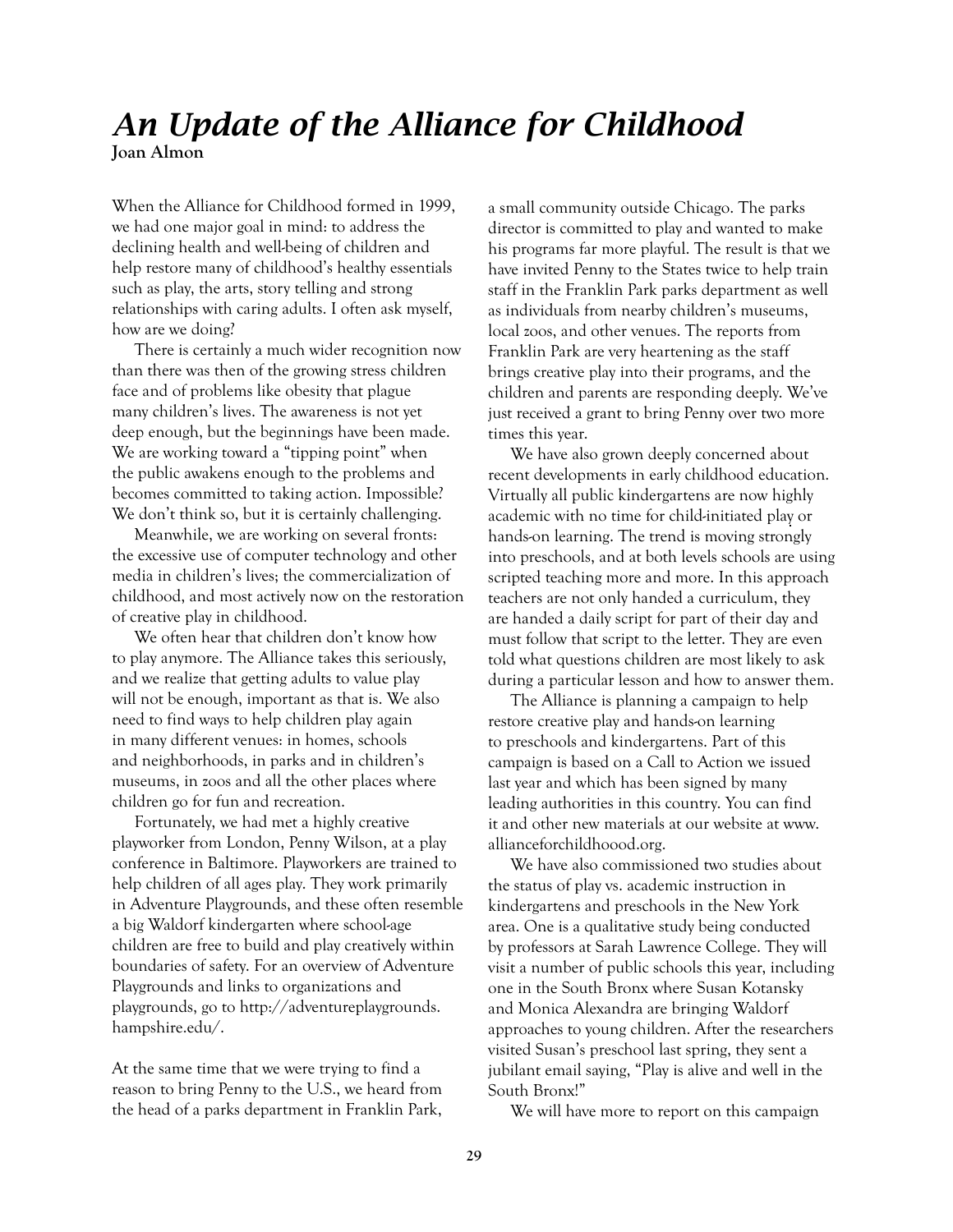# *An Update of the Alliance for Childhood*

**Joan Almon**

When the Alliance for Childhood formed in 1999, we had one major goal in mind: to address the declining health and well-being of children and help restore many of childhood's healthy essentials such as play, the arts, story telling and strong relationships with caring adults. I often ask myself, how are we doing?

There is certainly a much wider recognition now than there was then of the growing stress children face and of problems like obesity that plague many children's lives. The awareness is not yet deep enough, but the beginnings have been made. We are working toward a "tipping point" when the public awakens enough to the problems and becomes committed to taking action. Impossible? We don't think so, but it is certainly challenging.

Meanwhile, we are working on several fronts: the excessive use of computer technology and other media in children's lives; the commercialization of childhood, and most actively now on the restoration of creative play in childhood.

We often hear that children don't know how to play anymore. The Alliance takes this seriously, and we realize that getting adults to value play will not be enough, important as that is. We also need to find ways to help children play again in many different venues: in homes, schools and neighborhoods, in parks and in children's museums, in zoos and all the other places where children go for fun and recreation.

Fortunately, we had met a highly creative playworker from London, Penny Wilson, at a play conference in Baltimore. Playworkers are trained to help children of all ages play. They work primarily in Adventure Playgrounds, and these often resemble a big Waldorf kindergarten where school-age children are free to build and play creatively within boundaries of safety. For an overview of Adventure Playgrounds and links to organizations and playgrounds, go to http://adventureplaygrounds.hampshire.edu/.

At the same time that we were trying to find a reason to bring Penny to the U.S., we heard from the head of a parks department in Franklin Park, a small community outside Chicago. The parks director is committed to play and wanted to make his programs far more playful. The result is that we have invited Penny to the States twice to help train staff in the Franklin Park parks department as well as individuals from nearby children's museums, local zoos, and other venues. The reports from Franklin Park are very heartening as the staff brings creative play into their programs, and the children and parents are responding deeply. We've just received a grant to bring Penny over two more times this year.

We have also grown deeply concerned about recent developments in early childhood education. Virtually all public kindergartens are now highly academic with no time for child-initiated play or hands-on learning. The trend is moving strongly into preschools, and at both levels schools are using scripted teaching more and more. In this approach teachers are not only handed a curriculum, they are handed a daily script for part of their day and must follow that script to the letter. They are even told what questions children are most likely to ask during a particular lesson and how to answer them.

The Alliance is planning a campaign to help restore creative play and hands-on learning to preschools and kindergartens. Part of this campaign is based on a Call to Action we issued last year and which has been signed by many leading authorities in this country. You can find it and other new materials at our website at www.allianceforchildhoood.org.

We have also commissioned two studies about the status of play vs. academic instruction in kindergartens and preschools in the New York area. One is a qualitative study being conducted by professors at Sarah Lawrence College. They will visit a number of public schools this year, including one in the South Bronx where Susan Kotansky and Monica Alexandra are bringing Waldorf approaches to young children. After the researchers visited Susan's preschool last spring, they sent a jubilant email saying, "Play is alive and well in the South Bronx!"

We will have more to report on this campaign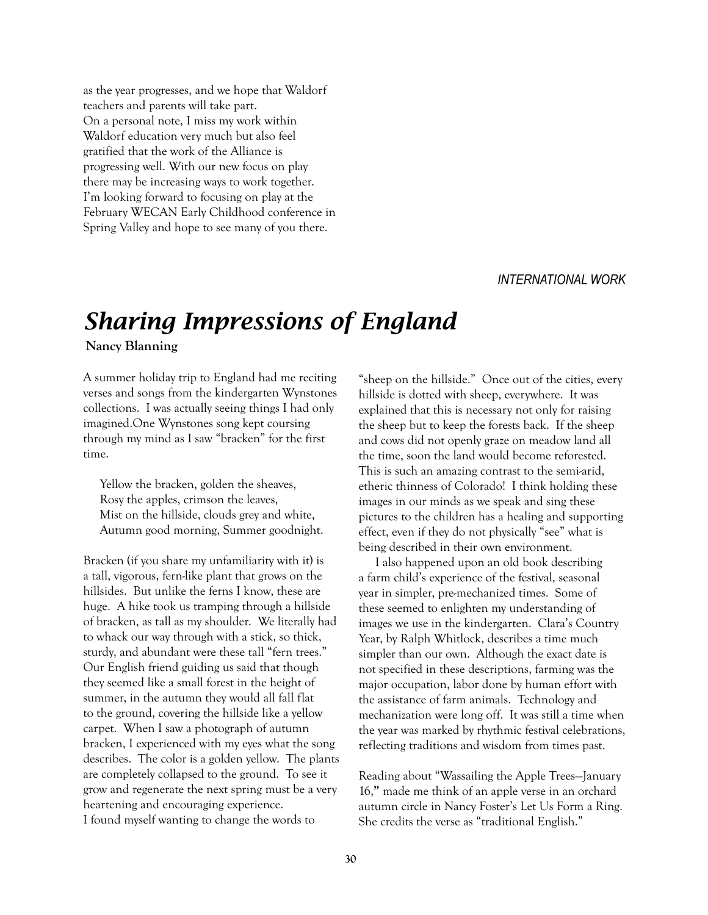as the year progresses, and we hope that Waldorf teachers and parents will take part.

On a personal note, I miss my work within Waldorf education very much but also feel gratified that the work of the Alliance is progressing well. With our new focus on play there may be increasing ways to work together. I'm looking forward to focusing on play at the February WECAN Early Childhood conference in Spring Valley and hope to see many of you there.

*INTERNATIONAL WORK*

# *Sharing Impressions of England*

**Nancy Blanning**

A summer holiday trip to England had me reciting verses and songs from the kindergarten Wynstones collections. I was actually seeing things I had only imagined.One Wynstones song kept coursing through my mind as I saw "bracken" for the first time.

> Yellow the bracken, golden the sheaves,
> Rosy the apples, crimson the leaves,
> Mist on the hillside, clouds grey and white,
> Autumn good morning, Summer goodnight.

Bracken (if you share my unfamiliarity with it) is a tall, vigorous, fern-like plant that grows on the hillsides. But unlike the ferns I know, these are huge. A hike took us tramping through a hillside of bracken, as tall as my shoulder. We literally had to whack our way through with a stick, so thick, sturdy, and abundant were these tall "fern trees." Our English friend guiding us said that though they seemed like a small forest in the height of summer, in the autumn they would all fall flat to the ground, covering the hillside like a yellow carpet. When I saw a photograph of autumn bracken, I experienced with my eyes what the song describes. The color is a golden yellow. The plants are completely collapsed to the ground. To see it grow and regenerate the next spring must be a very heartening and encouraging experience.

I found myself wanting to change the words to "sheep on the hillside." Once out of the cities, every hillside is dotted with sheep, everywhere. It was explained that this is necessary not only for raising the sheep but to keep the forests back. If the sheep and cows did not openly graze on meadow land all the time, soon the land would become reforested. This is such an amazing contrast to the semi-arid, etheric thinness of Colorado! I think holding these images in our minds as we speak and sing these pictures to the children has a healing and supporting effect, even if they do not physically "see" what is being described in their own environment.

I also happened upon an old book describing a farm child's experience of the festival, seasonal year in simpler, pre-mechanized times. Some of these seemed to enlighten my understanding of images we use in the kindergarten. Clara's Country Year, by Ralph Whitlock, describes a time much simpler than our own. Although the exact date is not specified in these descriptions, farming was the major occupation, labor done by human effort with the assistance of farm animals. Technology and mechanization were long off. It was still a time when the year was marked by rhythmic festival celebrations, reflecting traditions and wisdom from times past.

Reading about "Wassailing the Apple Trees—January 16," made me think of an apple verse in an orchard autumn circle in Nancy Foster's Let Us Form a Ring. She credits the verse as "traditional English."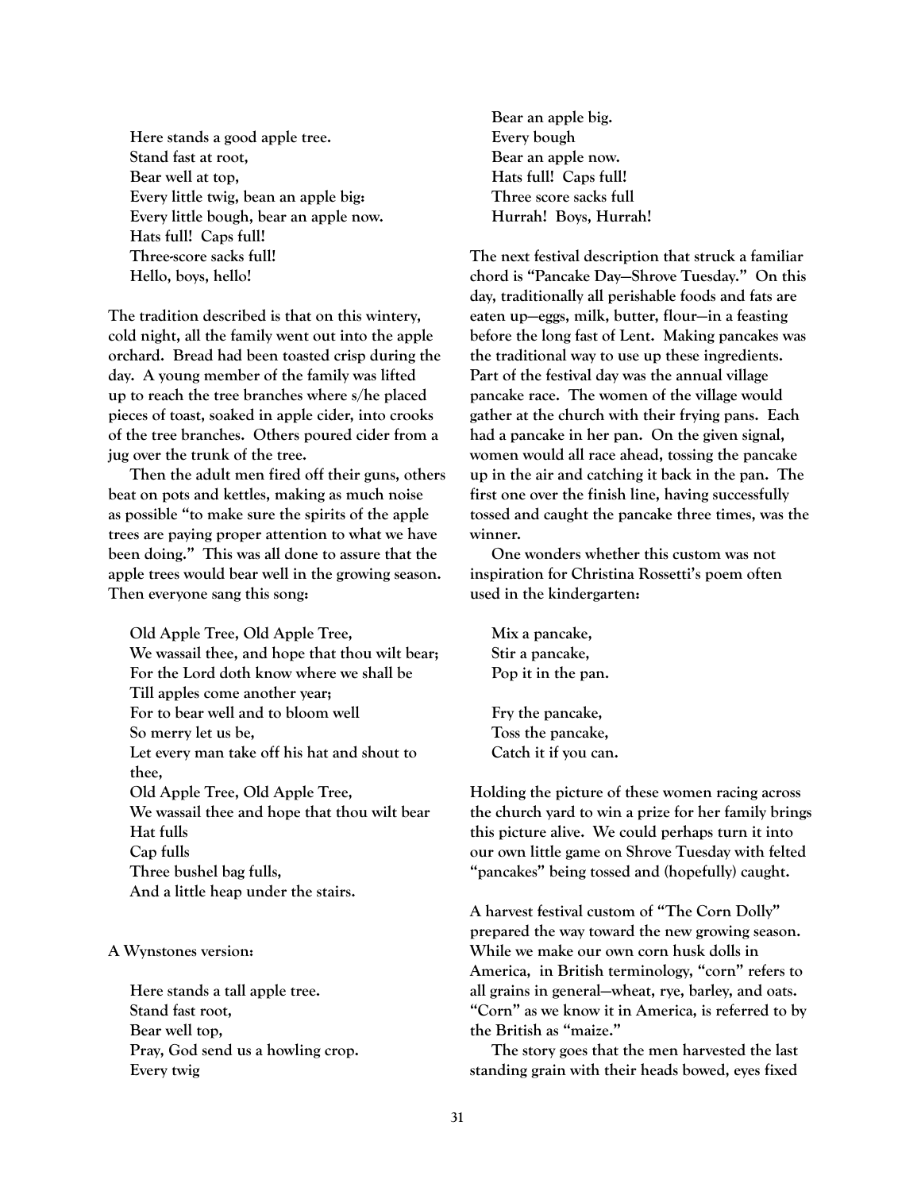Here stands a good apple tree.
Stand fast at root,
Bear well at top,
Every little twig, bean an apple big:
Every little bough, bear an apple now.
Hats full! Caps full!
Three-score sacks full!
Hello, boys, hello!

The tradition described is that on this wintery, cold night, all the family went out into the apple orchard. Bread had been toasted crisp during the day. A young member of the family was lifted up to reach the tree branches where s/he placed pieces of toast, soaked in apple cider, into crooks of the tree branches. Others poured cider from a jug over the trunk of the tree.

Then the adult men fired off their guns, others beat on pots and kettles, making as much noise as possible "to make sure the spirits of the apple trees are paying proper attention to what we have been doing." This was all done to assure that the apple trees would bear well in the growing season. Then everyone sang this song:

Old Apple Tree, Old Apple Tree,
We wassail thee, and hope that thou wilt bear;
For the Lord doth know where we shall be
Till apples come another year;
For to bear well and to bloom well
So merry let us be,
Let every man take off his hat and shout to thee,
Old Apple Tree, Old Apple Tree,
We wassail thee and hope that thou wilt bear
Hat fulls
Cap fulls
Three bushel bag fulls,
And a little heap under the stairs.

A Wynstones version:

Here stands a tall apple tree.
Stand fast root,
Bear well top,
Pray, God send us a howling crop.
Every twig
Bear an apple big.
Every bough
Bear an apple now.
Hats full! Caps full!
Three score sacks full
Hurrah! Boys, Hurrah!

The next festival description that struck a familiar chord is "Pancake Day—Shrove Tuesday." On this day, traditionally all perishable foods and fats are eaten up—eggs, milk, butter, flour—in a feasting before the long fast of Lent. Making pancakes was the traditional way to use up these ingredients. Part of the festival day was the annual village pancake race. The women of the village would gather at the church with their frying pans. Each had a pancake in her pan. On the given signal, women would all race ahead, tossing the pancake up in the air and catching it back in the pan. The first one over the finish line, having successfully tossed and caught the pancake three times, was the winner.

One wonders whether this custom was not inspiration for Christina Rossetti's poem often used in the kindergarten:

Mix a pancake,
Stir a pancake,
Pop it in the pan.

Fry the pancake,
Toss the pancake,
Catch it if you can.

Holding the picture of these women racing across the church yard to win a prize for her family brings this picture alive. We could perhaps turn it into our own little game on Shrove Tuesday with felted "pancakes" being tossed and (hopefully) caught.

A harvest festival custom of "The Corn Dolly" prepared the way toward the new growing season. While we make our own corn husk dolls in America, in British terminology, "corn" refers to all grains in general—wheat, rye, barley, and oats. "Corn" as we know it in America, is referred to by the British as "maize."

The story goes that the men harvested the last standing grain with their heads bowed, eyes fixed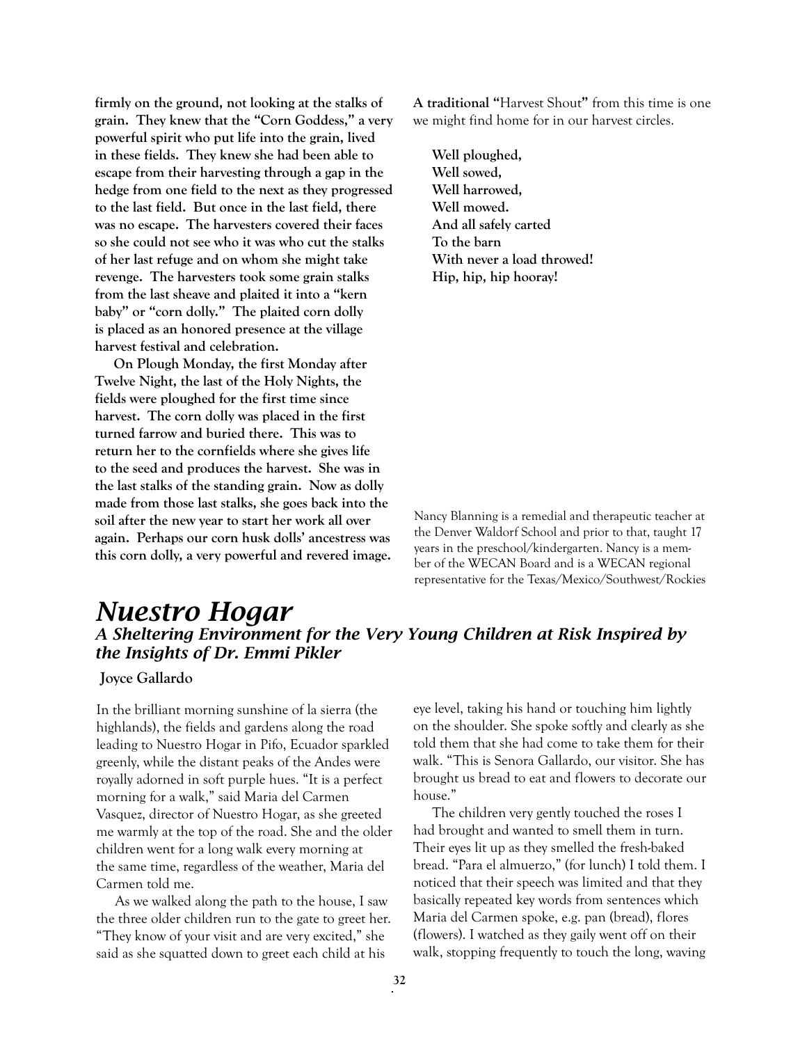**firmly on the ground, not looking at the stalks of grain. They knew that the "Corn Goddess," a very powerful spirit who put life into the grain, lived in these fields. They knew she had been able to escape from their harvesting through a gap in the hedge from one field to the next as they progressed to the last field. But once in the last field, there was no escape. The harvesters covered their faces so she could not see who it was who cut the stalks of her last refuge and on whom she might take revenge. The harvesters took some grain stalks from the last sheave and plaited it into a "kern baby" or "corn dolly." The plaited corn dolly is placed as an honored presence at the village harvest festival and celebration.**

**On Plough Monday, the first Monday after Twelve Night, the last of the Holy Nights, the fields were ploughed for the first time since harvest. The corn dolly was placed in the first turned farrow and buried there. This was to return her to the cornfields where she gives life to the seed and produces the harvest. She was in the last stalks of the standing grain. Now as dolly made from those last stalks, she goes back into the soil after the new year to start her work all over again. Perhaps our corn husk dolls' ancestress was this corn dolly, a very powerful and revered image.**

**A traditional "**Harvest Shout**"** from this time is one we might find home for in our harvest circles.

> **Well ploughed,**
> **Well sowed,**
> **Well harrowed,**
> **Well mowed.**
> **And all safely carted**
> **To the barn**
> **With never a load throwed!**
> **Hip, hip, hip hooray!**

Nancy Blanning is a remedial and therapeutic teacher at the Denver Waldorf School and prior to that, taught 17 years in the preschool/kindergarten. Nancy is a member of the WECAN Board and is a WECAN regional representative for the Texas/Mexico/Southwest/Rockies

# *Nuestro Hogar*

## *A Sheltering Environment for the Very Young Children at Risk Inspired by the Insights of Dr. Emmi Pikler*

**Joyce Gallardo**

In the brilliant morning sunshine of la sierra (the highlands), the fields and gardens along the road leading to Nuestro Hogar in Pifo, Ecuador sparkled greenly, while the distant peaks of the Andes were royally adorned in soft purple hues. "It is a perfect morning for a walk," said Maria del Carmen Vasquez, director of Nuestro Hogar, as she greeted me warmly at the top of the road. She and the older children went for a long walk every morning at the same time, regardless of the weather, Maria del Carmen told me.

As we walked along the path to the house, I saw the three older children run to the gate to greet her. "They know of your visit and are very excited," she said as she squatted down to greet each child at his eye level, taking his hand or touching him lightly on the shoulder. She spoke softly and clearly as she told them that she had come to take them for their walk. "This is Senora Gallardo, our visitor. She has brought us bread to eat and flowers to decorate our house."

The children very gently touched the roses I had brought and wanted to smell them in turn. Their eyes lit up as they smelled the fresh-baked bread. "Para el almuerzo," (for lunch) I told them. I noticed that their speech was limited and that they basically repeated key words from sentences which Maria del Carmen spoke, e.g. pan (bread), flores (flowers). I watched as they gaily went off on their walk, stopping frequently to touch the long, waving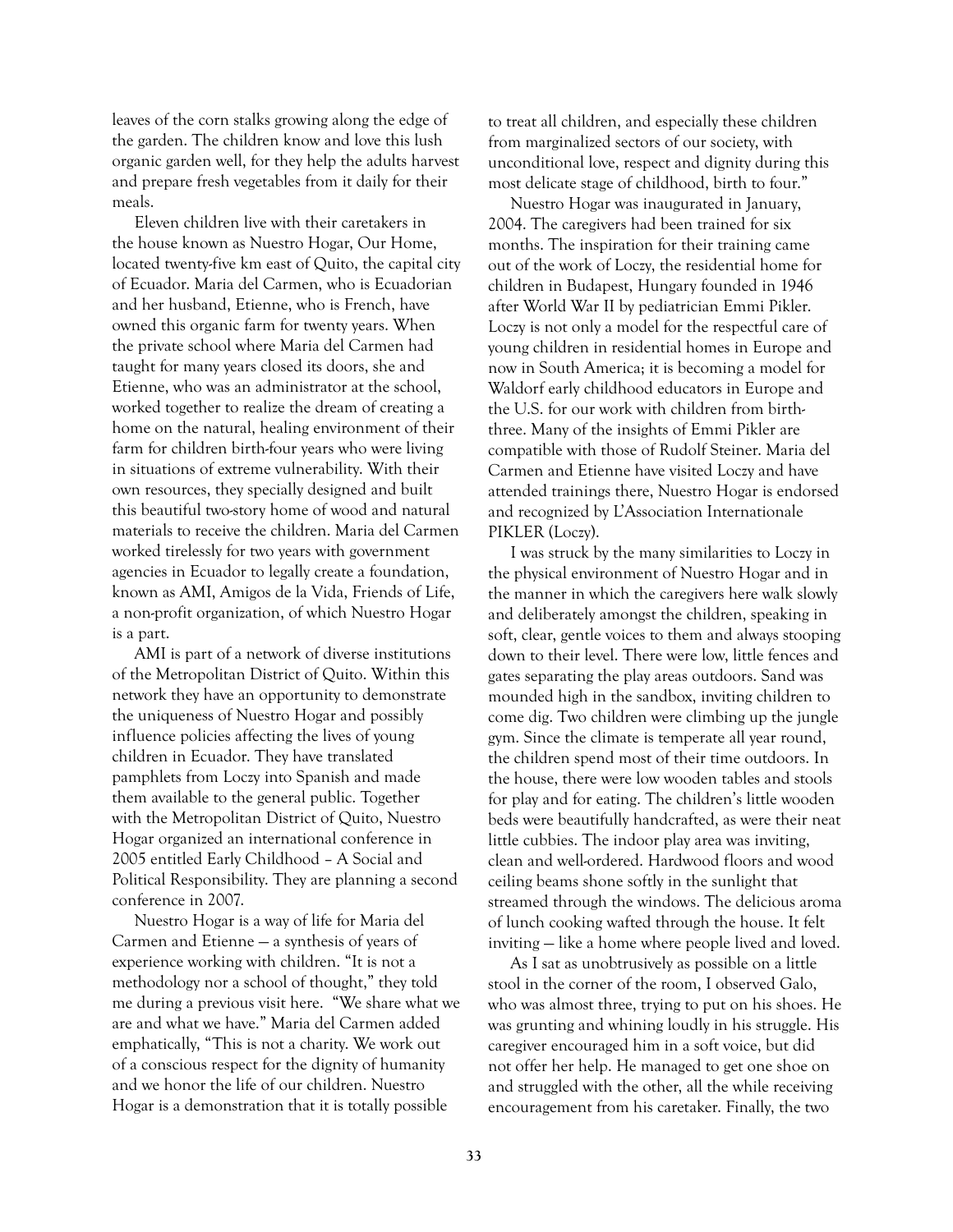leaves of the corn stalks growing along the edge of the garden. The children know and love this lush organic garden well, for they help the adults harvest and prepare fresh vegetables from it daily for their meals.

Eleven children live with their caretakers in the house known as Nuestro Hogar, Our Home, located twenty-five km east of Quito, the capital city of Ecuador. Maria del Carmen, who is Ecuadorian and her husband, Etienne, who is French, have owned this organic farm for twenty years. When the private school where Maria del Carmen had taught for many years closed its doors, she and Etienne, who was an administrator at the school, worked together to realize the dream of creating a home on the natural, healing environment of their farm for children birth-four years who were living in situations of extreme vulnerability. With their own resources, they specially designed and built this beautiful two-story home of wood and natural materials to receive the children. Maria del Carmen worked tirelessly for two years with government agencies in Ecuador to legally create a foundation, known as AMI, Amigos de la Vida, Friends of Life, a non-profit organization, of which Nuestro Hogar is a part.

AMI is part of a network of diverse institutions of the Metropolitan District of Quito. Within this network they have an opportunity to demonstrate the uniqueness of Nuestro Hogar and possibly influence policies affecting the lives of young children in Ecuador. They have translated pamphlets from Loczy into Spanish and made them available to the general public. Together with the Metropolitan District of Quito, Nuestro Hogar organized an international conference in 2005 entitled Early Childhood – A Social and Political Responsibility. They are planning a second conference in 2007.

Nuestro Hogar is a way of life for Maria del Carmen and Etienne — a synthesis of years of experience working with children. "It is not a methodology nor a school of thought," they told me during a previous visit here. "We share what we are and what we have." Maria del Carmen added emphatically, "This is not a charity. We work out of a conscious respect for the dignity of humanity and we honor the life of our children. Nuestro Hogar is a demonstration that it is totally possible to treat all children, and especially these children from marginalized sectors of our society, with unconditional love, respect and dignity during this most delicate stage of childhood, birth to four."

Nuestro Hogar was inaugurated in January, 2004. The caregivers had been trained for six months. The inspiration for their training came out of the work of Loczy, the residential home for children in Budapest, Hungary founded in 1946 after World War II by pediatrician Emmi Pikler. Loczy is not only a model for the respectful care of young children in residential homes in Europe and now in South America; it is becoming a model for Waldorf early childhood educators in Europe and the U.S. for our work with children from birth-three. Many of the insights of Emmi Pikler are compatible with those of Rudolf Steiner. Maria del Carmen and Etienne have visited Loczy and have attended trainings there, Nuestro Hogar is endorsed and recognized by L'Association Internationale PIKLER (Loczy).

I was struck by the many similarities to Loczy in the physical environment of Nuestro Hogar and in the manner in which the caregivers here walk slowly and deliberately amongst the children, speaking in soft, clear, gentle voices to them and always stooping down to their level. There were low, little fences and gates separating the play areas outdoors. Sand was mounded high in the sandbox, inviting children to come dig. Two children were climbing up the jungle gym. Since the climate is temperate all year round, the children spend most of their time outdoors. In the house, there were low wooden tables and stools for play and for eating. The children's little wooden beds were beautifully handcrafted, as were their neat little cubbies. The indoor play area was inviting, clean and well-ordered. Hardwood floors and wood ceiling beams shone softly in the sunlight that streamed through the windows. The delicious aroma of lunch cooking wafted through the house. It felt inviting — like a home where people lived and loved.

As I sat as unobtrusively as possible on a little stool in the corner of the room, I observed Galo, who was almost three, trying to put on his shoes. He was grunting and whining loudly in his struggle. His caregiver encouraged him in a soft voice, but did not offer her help. He managed to get one shoe on and struggled with the other, all the while receiving encouragement from his caretaker. Finally, the two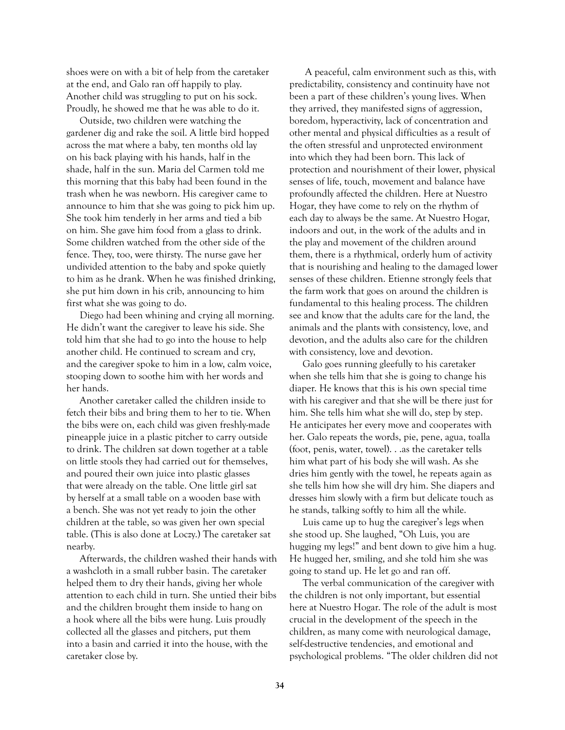shoes were on with a bit of help from the caretaker at the end, and Galo ran off happily to play. Another child was struggling to put on his sock. Proudly, he showed me that he was able to do it.

Outside, two children were watching the gardener dig and rake the soil. A little bird hopped across the mat where a baby, ten months old lay on his back playing with his hands, half in the shade, half in the sun. Maria del Carmen told me this morning that this baby had been found in the trash when he was newborn. His caregiver came to announce to him that she was going to pick him up. She took him tenderly in her arms and tied a bib on him. She gave him food from a glass to drink. Some children watched from the other side of the fence. They, too, were thirsty. The nurse gave her undivided attention to the baby and spoke quietly to him as he drank. When he was finished drinking, she put him down in his crib, announcing to him first what she was going to do.

Diego had been whining and crying all morning. He didn't want the caregiver to leave his side. She told him that she had to go into the house to help another child. He continued to scream and cry, and the caregiver spoke to him in a low, calm voice, stooping down to soothe him with her words and her hands.

Another caretaker called the children inside to fetch their bibs and bring them to her to tie. When the bibs were on, each child was given freshly-made pineapple juice in a plastic pitcher to carry outside to drink. The children sat down together at a table on little stools they had carried out for themselves, and poured their own juice into plastic glasses that were already on the table. One little girl sat by herself at a small table on a wooden base with a bench. She was not yet ready to join the other children at the table, so was given her own special table. (This is also done at Loczy.) The caretaker sat nearby.

Afterwards, the children washed their hands with a washcloth in a small rubber basin. The caretaker helped them to dry their hands, giving her whole attention to each child in turn. She untied their bibs and the children brought them inside to hang on a hook where all the bibs were hung. Luis proudly collected all the glasses and pitchers, put them into a basin and carried it into the house, with the caretaker close by.

A peaceful, calm environment such as this, with predictability, consistency and continuity have not been a part of these children's young lives. When they arrived, they manifested signs of aggression, boredom, hyperactivity, lack of concentration and other mental and physical difficulties as a result of the often stressful and unprotected environment into which they had been born. This lack of protection and nourishment of their lower, physical senses of life, touch, movement and balance have profoundly affected the children. Here at Nuestro Hogar, they have come to rely on the rhythm of each day to always be the same. At Nuestro Hogar, indoors and out, in the work of the adults and in the play and movement of the children around them, there is a rhythmical, orderly hum of activity that is nourishing and healing to the damaged lower senses of these children. Etienne strongly feels that the farm work that goes on around the children is fundamental to this healing process. The children see and know that the adults care for the land, the animals and the plants with consistency, love, and devotion, and the adults also care for the children with consistency, love and devotion.

Galo goes running gleefully to his caretaker when she tells him that she is going to change his diaper. He knows that this is his own special time with his caregiver and that she will be there just for him. She tells him what she will do, step by step. He anticipates her every move and cooperates with her. Galo repeats the words, pie, pene, agua, toalla (foot, penis, water, towel). . .as the caretaker tells him what part of his body she will wash. As she dries him gently with the towel, he repeats again as she tells him how she will dry him. She diapers and dresses him slowly with a firm but delicate touch as he stands, talking softly to him all the while.

Luis came up to hug the caregiver's legs when she stood up. She laughed, "Oh Luis, you are hugging my legs!" and bent down to give him a hug. He hugged her, smiling, and she told him she was going to stand up. He let go and ran off.

The verbal communication of the caregiver with the children is not only important, but essential here at Nuestro Hogar. The role of the adult is most crucial in the development of the speech in the children, as many come with neurological damage, self-destructive tendencies, and emotional and psychological problems. "The older children did not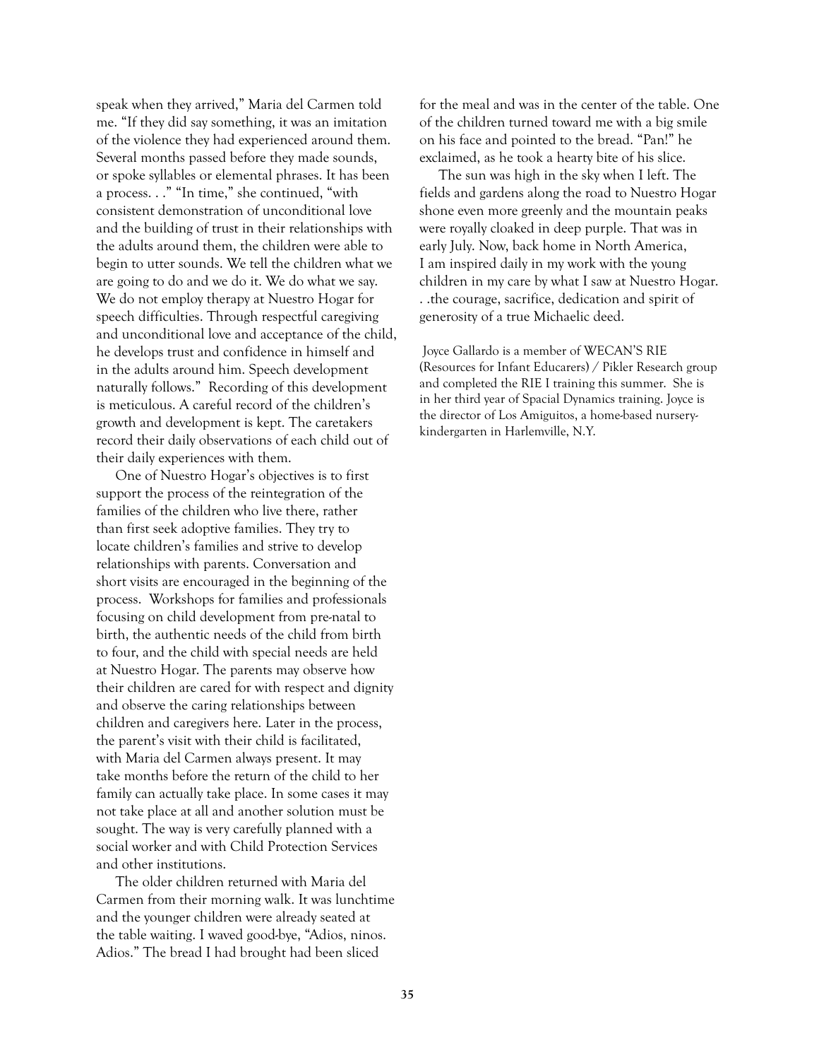speak when they arrived," Maria del Carmen told me. "If they did say something, it was an imitation of the violence they had experienced around them. Several months passed before they made sounds, or spoke syllables or elemental phrases. It has been a process. . ." "In time," she continued, "with consistent demonstration of unconditional love and the building of trust in their relationships with the adults around them, the children were able to begin to utter sounds. We tell the children what we are going to do and we do it. We do what we say. We do not employ therapy at Nuestro Hogar for speech difficulties. Through respectful caregiving and unconditional love and acceptance of the child, he develops trust and confidence in himself and in the adults around him. Speech development naturally follows." Recording of this development is meticulous. A careful record of the children's growth and development is kept. The caretakers record their daily observations of each child out of their daily experiences with them.

One of Nuestro Hogar's objectives is to first support the process of the reintegration of the families of the children who live there, rather than first seek adoptive families. They try to locate children's families and strive to develop relationships with parents. Conversation and short visits are encouraged in the beginning of the process. Workshops for families and professionals focusing on child development from pre-natal to birth, the authentic needs of the child from birth to four, and the child with special needs are held at Nuestro Hogar. The parents may observe how their children are cared for with respect and dignity and observe the caring relationships between children and caregivers here. Later in the process, the parent's visit with their child is facilitated, with Maria del Carmen always present. It may take months before the return of the child to her family can actually take place. In some cases it may not take place at all and another solution must be sought. The way is very carefully planned with a social worker and with Child Protection Services and other institutions.

The older children returned with Maria del Carmen from their morning walk. It was lunchtime and the younger children were already seated at the table waiting. I waved good-bye, "Adios, ninos. Adios." The bread I had brought had been sliced for the meal and was in the center of the table. One of the children turned toward me with a big smile on his face and pointed to the bread. "Pan!" he exclaimed, as he took a hearty bite of his slice.

The sun was high in the sky when I left. The fields and gardens along the road to Nuestro Hogar shone even more greenly and the mountain peaks were royally cloaked in deep purple. That was in early July. Now, back home in North America, I am inspired daily in my work with the young children in my care by what I saw at Nuestro Hogar. . .the courage, sacrifice, dedication and spirit of generosity of a true Michaelic deed.

Joyce Gallardo is a member of WECAN'S RIE (Resources for Infant Educarers) / Pikler Research group and completed the RIE I training this summer. She is in her third year of Spacial Dynamics training. Joyce is the director of Los Amiguitos, a home-based nursery-kindergarten in Harlemville, N.Y.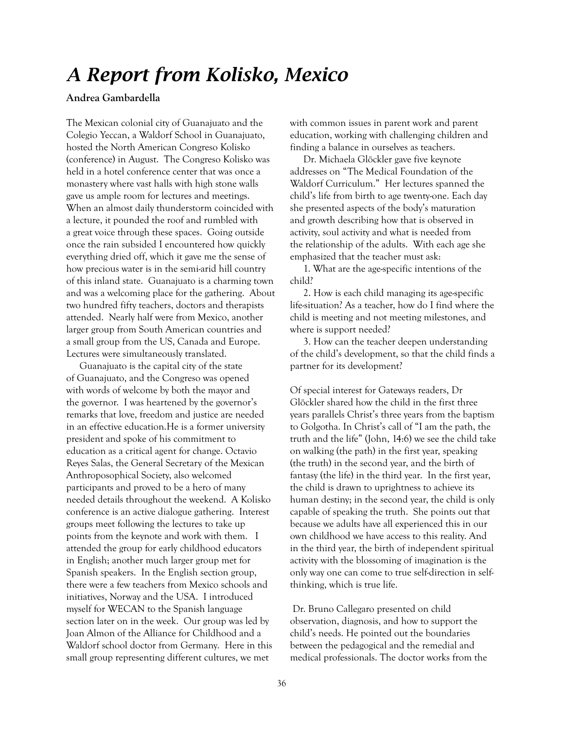# *A Report from Kolisko, Mexico*

**Andrea Gambardella**

The Mexican colonial city of Guanajuato and the Colegio Yeccan, a Waldorf School in Guanajuato, hosted the North American Congreso Kolisko (conference) in August. The Congreso Kolisko was held in a hotel conference center that was once a monastery where vast halls with high stone walls gave us ample room for lectures and meetings. When an almost daily thunderstorm coincided with a lecture, it pounded the roof and rumbled with a great voice through these spaces. Going outside once the rain subsided I encountered how quickly everything dried off, which it gave me the sense of how precious water is in the semi-arid hill country of this inland state. Guanajuato is a charming town and was a welcoming place for the gathering. About two hundred fifty teachers, doctors and therapists attended. Nearly half were from Mexico, another larger group from South American countries and a small group from the US, Canada and Europe. Lectures were simultaneously translated.

Guanajuato is the capital city of the state of Guanajuato, and the Congreso was opened with words of welcome by both the mayor and the governor. I was heartened by the governor's remarks that love, freedom and justice are needed in an effective education.He is a former university president and spoke of his commitment to education as a critical agent for change. Octavio Reyes Salas, the General Secretary of the Mexican Anthroposophical Society, also welcomed participants and proved to be a hero of many needed details throughout the weekend. A Kolisko conference is an active dialogue gathering. Interest groups meet following the lectures to take up points from the keynote and work with them. I attended the group for early childhood educators in English; another much larger group met for Spanish speakers. In the English section group, there were a few teachers from Mexico schools and initiatives, Norway and the USA. I introduced myself for WECAN to the Spanish language section later on in the week. Our group was led by Joan Almon of the Alliance for Childhood and a Waldorf school doctor from Germany. Here in this small group representing different cultures, we met with common issues in parent work and parent education, working with challenging children and finding a balance in ourselves as teachers.

Dr. Michaela Glöckler gave five keynote addresses on "The Medical Foundation of the Waldorf Curriculum." Her lectures spanned the child's life from birth to age twenty-one. Each day she presented aspects of the body's maturation and growth describing how that is observed in activity, soul activity and what is needed from the relationship of the adults. With each age she emphasized that the teacher must ask:

1. What are the age-specific intentions of the child?
2. How is each child managing its age-specific life-situation? As a teacher, how do I find where the child is meeting and not meeting milestones, and where is support needed?
3. How can the teacher deepen understanding of the child's development, so that the child finds a partner for its development?

Of special interest for Gateways readers, Dr Glöckler shared how the child in the first three years parallels Christ's three years from the baptism to Golgotha. In Christ's call of "I am the path, the truth and the life" (John, 14:6) we see the child take on walking (the path) in the first year, speaking (the truth) in the second year, and the birth of fantasy (the life) in the third year. In the first year, the child is drawn to uprightness to achieve its human destiny; in the second year, the child is only capable of speaking the truth. She points out that because we adults have all experienced this in our own childhood we have access to this reality. And in the third year, the birth of independent spiritual activity with the blossoming of imagination is the only way one can come to true self-direction in self-thinking, which is true life.

Dr. Bruno Callegaro presented on child observation, diagnosis, and how to support the child's needs. He pointed out the boundaries between the pedagogical and the remedial and medical professionals. The doctor works from the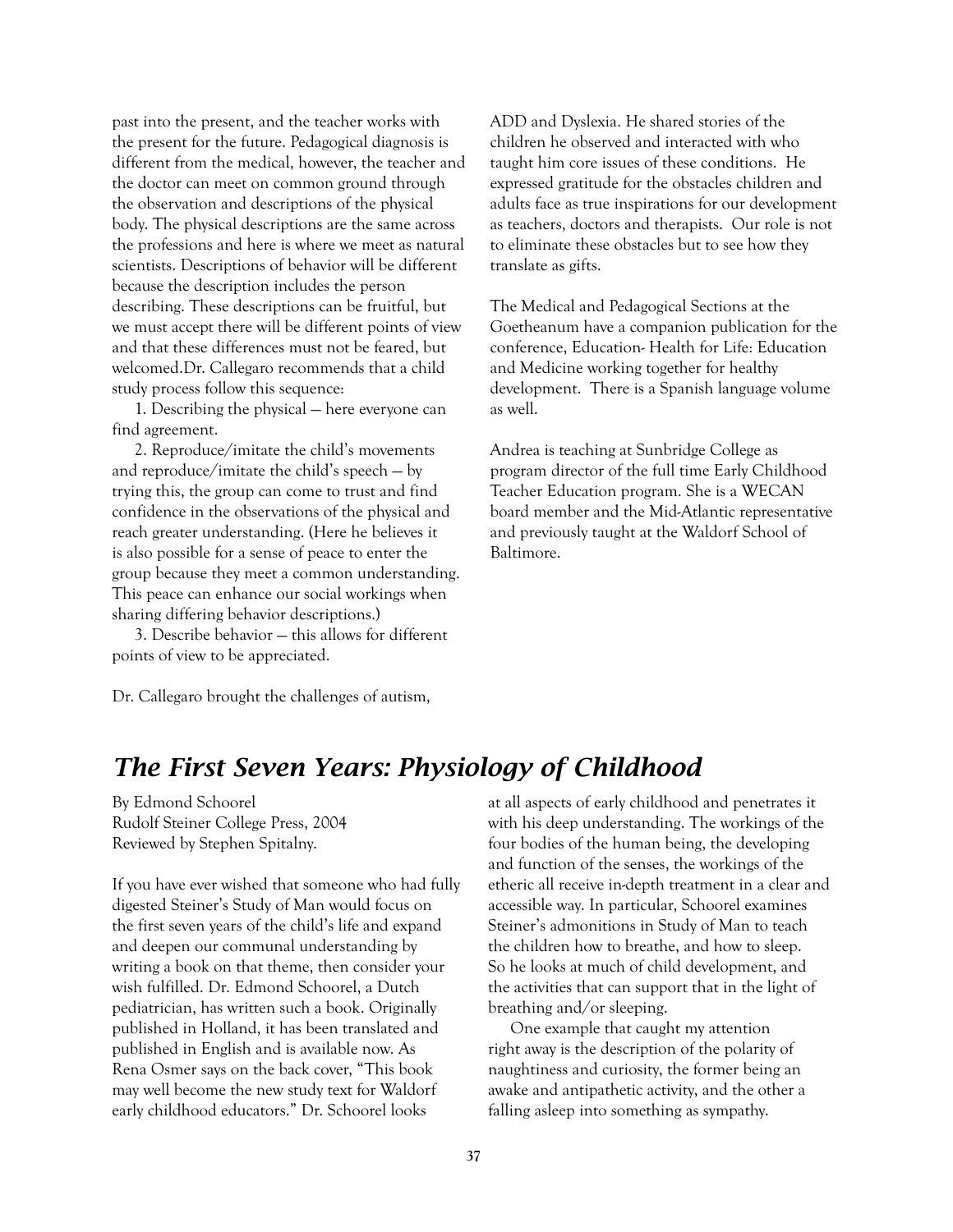past into the present, and the teacher works with the present for the future. Pedagogical diagnosis is different from the medical, however, the teacher and the doctor can meet on common ground through the observation and descriptions of the physical body. The physical descriptions are the same across the professions and here is where we meet as natural scientists. Descriptions of behavior will be different because the description includes the person describing. These descriptions can be fruitful, but we must accept there will be different points of view and that these differences must not be feared, but welcomed.Dr. Callegaro recommends that a child study process follow this sequence:

1. Describing the physical — here everyone can find agreement.
2. Reproduce/imitate the child's movements and reproduce/imitate the child's speech — by trying this, the group can come to trust and find confidence in the observations of the physical and reach greater understanding. (Here he believes it is also possible for a sense of peace to enter the group because they meet a common understanding. This peace can enhance our social workings when sharing differing behavior descriptions.)
3. Describe behavior — this allows for different points of view to be appreciated.

Dr. Callegaro brought the challenges of autism, ADD and Dyslexia. He shared stories of the children he observed and interacted with who taught him core issues of these conditions. He expressed gratitude for the obstacles children and adults face as true inspirations for our development as teachers, doctors and therapists. Our role is not to eliminate these obstacles but to see how they translate as gifts.

The Medical and Pedagogical Sections at the Goetheanum have a companion publication for the conference, Education- Health for Life: Education and Medicine working together for healthy development. There is a Spanish language volume as well.

Andrea is teaching at Sunbridge College as program director of the full time Early Childhood Teacher Education program. She is a WECAN board member and the Mid-Atlantic representative and previously taught at the Waldorf School of Baltimore.

## *The First Seven Years: Physiology of Childhood*

By Edmond Schoorel
Rudolf Steiner College Press, 2004
Reviewed by Stephen Spitalny.

If you have ever wished that someone who had fully digested Steiner's Study of Man would focus on the first seven years of the child's life and expand and deepen our communal understanding by writing a book on that theme, then consider your wish fulfilled. Dr. Edmond Schoorel, a Dutch pediatrician, has written such a book. Originally published in Holland, it has been translated and published in English and is available now. As Rena Osmer says on the back cover, "This book may well become the new study text for Waldorf early childhood educators." Dr. Schoorel looks at all aspects of early childhood and penetrates it with his deep understanding. The workings of the four bodies of the human being, the developing and function of the senses, the workings of the etheric all receive in-depth treatment in a clear and accessible way. In particular, Schoorel examines Steiner's admonitions in Study of Man to teach the children how to breathe, and how to sleep. So he looks at much of child development, and the activities that can support that in the light of breathing and/or sleeping.

One example that caught my attention right away is the description of the polarity of naughtiness and curiosity, the former being an awake and antipathetic activity, and the other a falling asleep into something as sympathy.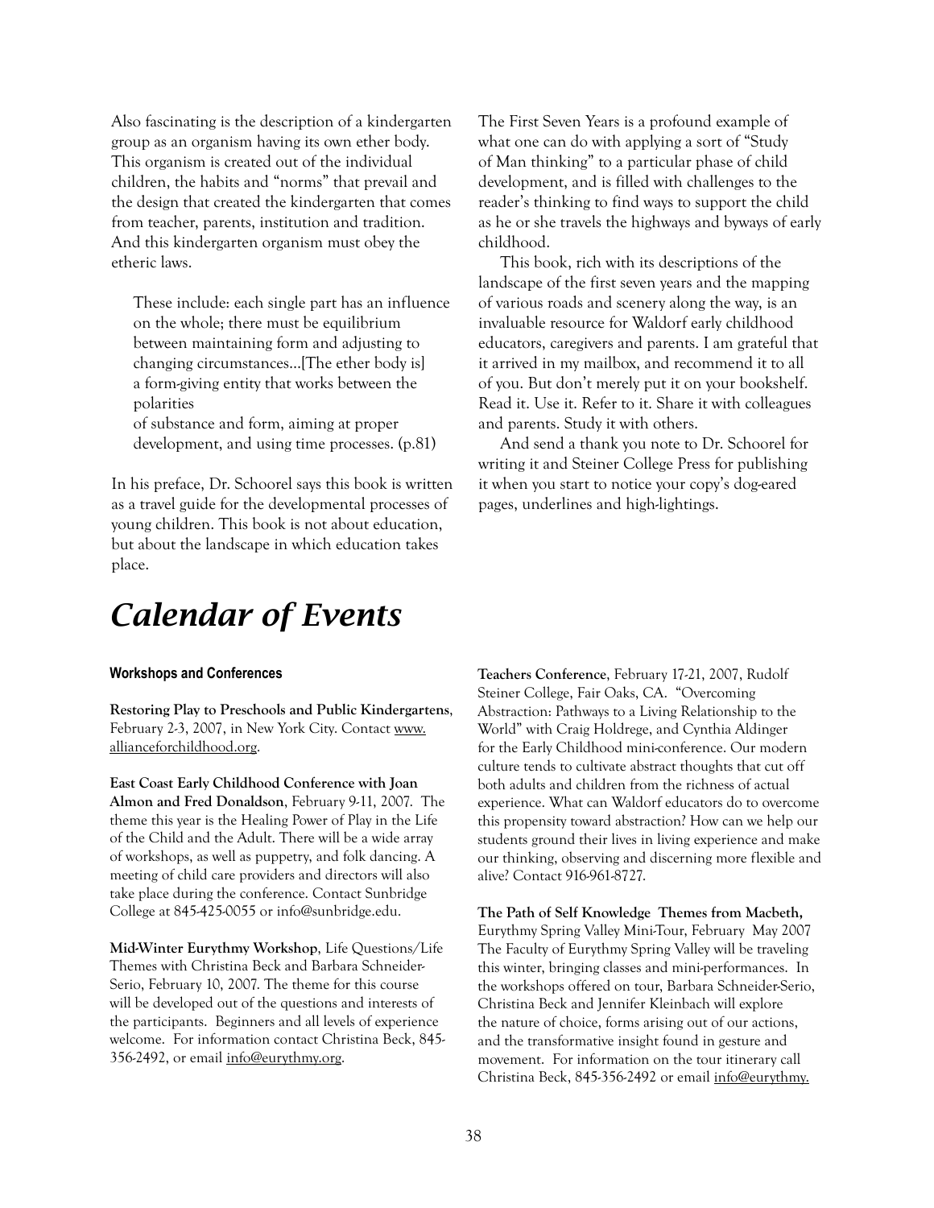Also fascinating is the description of a kindergarten group as an organism having its own ether body. This organism is created out of the individual children, the habits and "norms" that prevail and the design that created the kindergarten that comes from teacher, parents, institution and tradition. And this kindergarten organism must obey the etheric laws.

> These include: each single part has an influence on the whole; there must be equilibrium between maintaining form and adjusting to changing circumstances...[The ether body is] a form-giving entity that works between the polarities
> of substance and form, aiming at proper development, and using time processes. (p.81)

In his preface, Dr. Schoorel says this book is written as a travel guide for the developmental processes of young children. This book is not about education, but about the landscape in which education takes place.

The First Seven Years is a profound example of what one can do with applying a sort of "Study of Man thinking" to a particular phase of child development, and is filled with challenges to the reader's thinking to find ways to support the child as he or she travels the highways and byways of early childhood.

This book, rich with its descriptions of the landscape of the first seven years and the mapping of various roads and scenery along the way, is an invaluable resource for Waldorf early childhood educators, caregivers and parents. I am grateful that it arrived in my mailbox, and recommend it to all of you. But don't merely put it on your bookshelf. Read it. Use it. Refer to it. Share it with colleagues and parents. Study it with others.

And send a thank you note to Dr. Schoorel for writing it and Steiner College Press for publishing it when you start to notice your copy's dog-eared pages, underlines and high-lightings.

# *Calendar of Events*

### Workshops and Conferences

**Restoring Play to Preschools and Public Kindergartens**, February 2-3, 2007, in New York City. Contact www.allianceforchildhood.org.

**East Coast Early Childhood Conference with Joan Almon and Fred Donaldson**, February 9-11, 2007. The theme this year is the Healing Power of Play in the Life of the Child and the Adult. There will be a wide array of workshops, as well as puppetry, and folk dancing. A meeting of child care providers and directors will also take place during the conference. Contact Sunbridge College at 845-425-0055 or info@sunbridge.edu.

**Mid-Winter Eurythmy Workshop**, Life Questions/Life Themes with Christina Beck and Barbara Schneider-Serio, February 10, 2007. The theme for this course will be developed out of the questions and interests of the participants. Beginners and all levels of experience welcome. For information contact Christina Beck, 845-356-2492, or email info@eurythmy.org.

**Teachers Conference**, February 17-21, 2007, Rudolf Steiner College, Fair Oaks, CA. "Overcoming Abstraction: Pathways to a Living Relationship to the World" with Craig Holdrege, and Cynthia Aldinger for the Early Childhood mini-conference. Our modern culture tends to cultivate abstract thoughts that cut off both adults and children from the richness of actual experience. What can Waldorf educators do to overcome this propensity toward abstraction? How can we help our students ground their lives in living experience and make our thinking, observing and discerning more flexible and alive? Contact 916-961-8727.

**The Path of Self Knowledge Themes from Macbeth,** Eurythmy Spring Valley Mini-Tour, February May 2007 The Faculty of Eurythmy Spring Valley will be traveling this winter, bringing classes and mini-performances. In the workshops offered on tour, Barbara Schneider-Serio, Christina Beck and Jennifer Kleinbach will explore the nature of choice, forms arising out of our actions, and the transformative insight found in gesture and movement. For information on the tour itinerary call Christina Beck, 845-356-2492 or email info@eurythmy.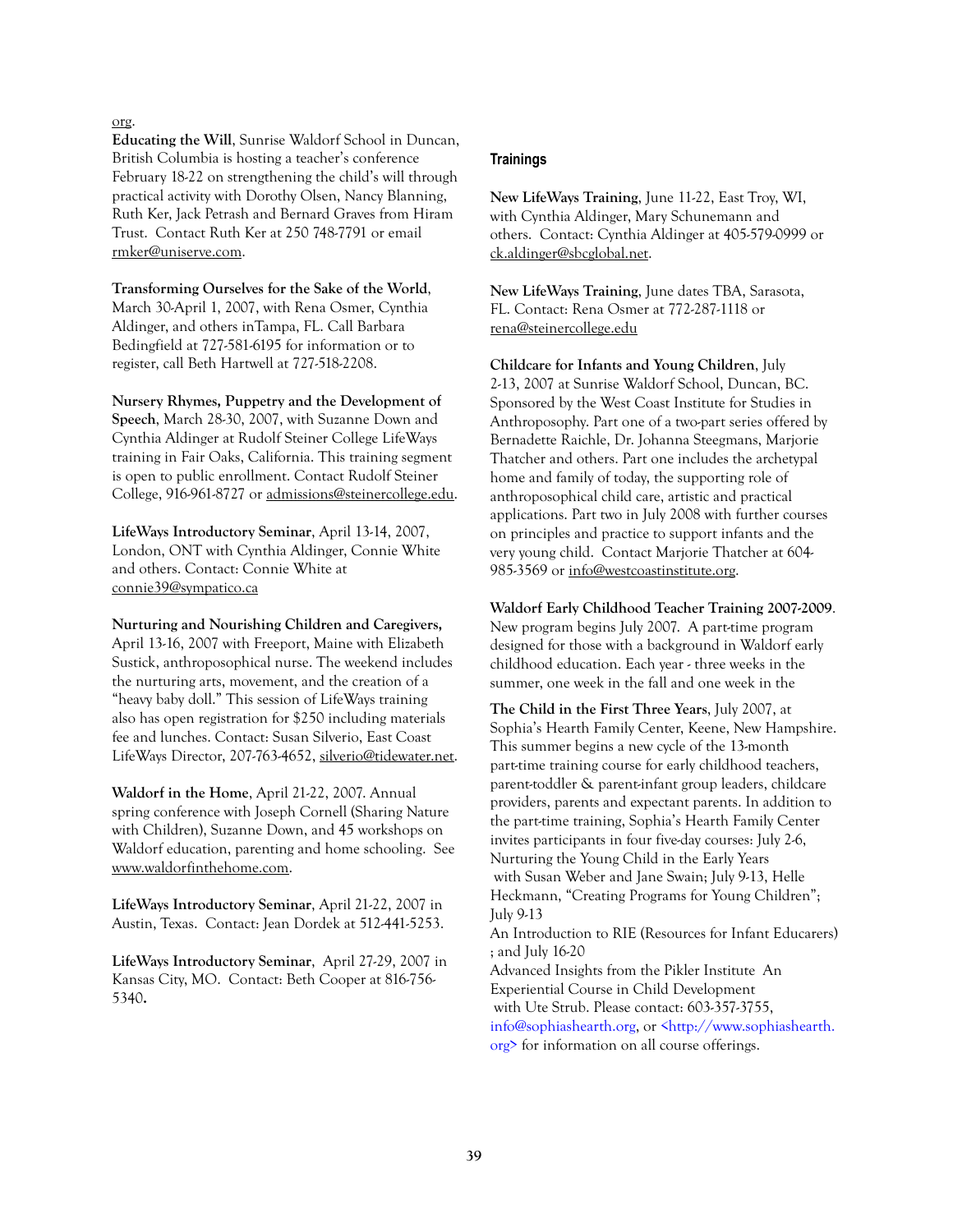org.

**Educating the Will**, Sunrise Waldorf School in Duncan, British Columbia is hosting a teacher's conference February 18-22 on strengthening the child's will through practical activity with Dorothy Olsen, Nancy Blanning, Ruth Ker, Jack Petrash and Bernard Graves from Hiram Trust. Contact Ruth Ker at 250 748-7791 or email rmker@uniserve.com.

**Transforming Ourselves for the Sake of the World**, March 30-April 1, 2007, with Rena Osmer, Cynthia Aldinger, and others inTampa, FL. Call Barbara Bedingfield at 727-581-6195 for information or to register, call Beth Hartwell at 727-518-2208.

**Nursery Rhymes, Puppetry and the Development of Speech**, March 28-30, 2007, with Suzanne Down and Cynthia Aldinger at Rudolf Steiner College LifeWays training in Fair Oaks, California. This training segment is open to public enrollment. Contact Rudolf Steiner College, 916-961-8727 or admissions@steinercollege.edu.

**LifeWays Introductory Seminar**, April 13-14, 2007, London, ONT with Cynthia Aldinger, Connie White and others. Contact: Connie White at connie39@sympatico.ca

**Nurturing and Nourishing Children and Caregivers,** April 13-16, 2007 with Freeport, Maine with Elizabeth Sustick, anthroposophical nurse. The weekend includes the nurturing arts, movement, and the creation of a "heavy baby doll." This session of LifeWays training also has open registration for $250 including materials fee and lunches. Contact: Susan Silverio, East Coast LifeWays Director, 207-763-4652, silverio@tidewater.net.

**Waldorf in the Home**, April 21-22, 2007. Annual spring conference with Joseph Cornell (Sharing Nature with Children), Suzanne Down, and 45 workshops on Waldorf education, parenting and home schooling. See www.waldorfinthehome.com.

**LifeWays Introductory Seminar**, April 21-22, 2007 in Austin, Texas. Contact: Jean Dordek at 512-441-5253.

**LifeWays Introductory Seminar**, April 27-29, 2007 in Kansas City, MO. Contact: Beth Cooper at 816-756-5340.

### Trainings

**New LifeWays Training**, June 11-22, East Troy, WI, with Cynthia Aldinger, Mary Schunemann and others. Contact: Cynthia Aldinger at 405-579-0999 or ck.aldinger@sbcglobal.net.

**New LifeWays Training**, June dates TBA, Sarasota, FL. Contact: Rena Osmer at 772-287-1118 or rena@steinercollege.edu

**Childcare for Infants and Young Children**, July 2-13, 2007 at Sunrise Waldorf School, Duncan, BC. Sponsored by the West Coast Institute for Studies in Anthroposophy. Part one of a two-part series offered by Bernadette Raichle, Dr. Johanna Steegmans, Marjorie Thatcher and others. Part one includes the archetypal home and family of today, the supporting role of anthroposophical child care, artistic and practical applications. Part two in July 2008 with further courses on principles and practice to support infants and the very young child. Contact Marjorie Thatcher at 604-985-3569 or info@westcoastinstitute.org.

**Waldorf Early Childhood Teacher Training 2007-2009**. New program begins July 2007. A part-time program designed for those with a background in Waldorf early childhood education. Each year - three weeks in the summer, one week in the fall and one week in the

**The Child in the First Three Years**, July 2007, at Sophia's Hearth Family Center, Keene, New Hampshire. This summer begins a new cycle of the 13-month part-time training course for early childhood teachers, parent-toddler & parent-infant group leaders, childcare providers, parents and expectant parents. In addition to the part-time training, Sophia's Hearth Family Center invites participants in four five-day courses: July 2-6, Nurturing the Young Child in the Early Years with Susan Weber and Jane Swain; July 9-13, Helle Heckmann, "Creating Programs for Young Children"; July 9-13
An Introduction to RIE (Resources for Infant Educarers) ; and July 16-20
Advanced Insights from the Pikler Institute An Experiential Course in Child Development with Ute Strub. Please contact: 603-357-3755, info@sophiashearth.org, or <http://www.sophiashearth.org> for information on all course offerings.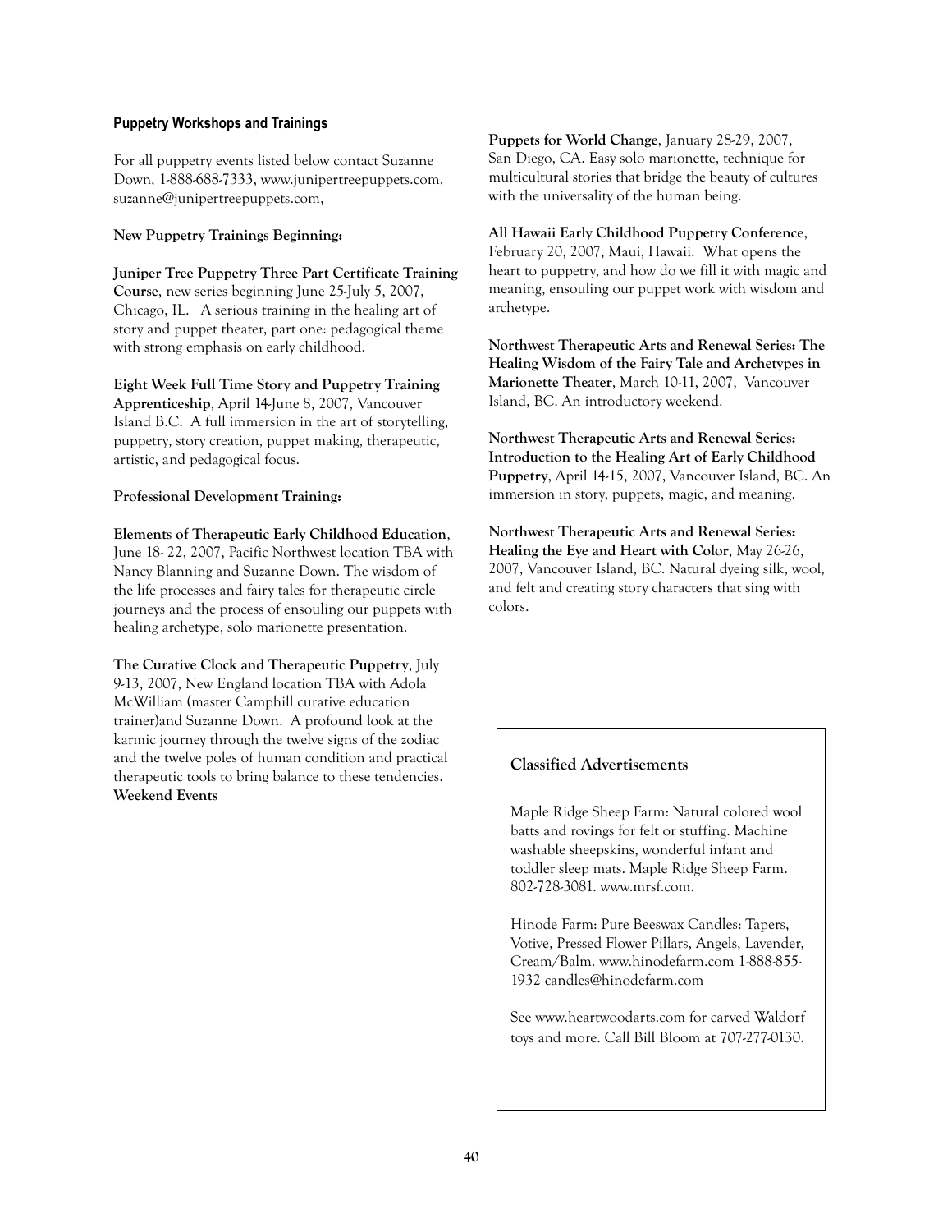### Puppetry Workshops and Trainings

For all puppetry events listed below contact Suzanne Down, 1-888-688-7333, www.junipertreepuppets.com, suzanne@junipertreepuppets.com,

**New Puppetry Trainings Beginning:**

**Juniper Tree Puppetry Three Part Certificate Training Course**, new series beginning June 25-July 5, 2007, Chicago, IL. A serious training in the healing art of story and puppet theater, part one: pedagogical theme with strong emphasis on early childhood.

**Eight Week Full Time Story and Puppetry Training Apprenticeship**, April 14-June 8, 2007, Vancouver Island B.C. A full immersion in the art of storytelling, puppetry, story creation, puppet making, therapeutic, artistic, and pedagogical focus.

**Professional Development Training:**

**Elements of Therapeutic Early Childhood Education**, June 18- 22, 2007, Pacific Northwest location TBA with Nancy Blanning and Suzanne Down. The wisdom of the life processes and fairy tales for therapeutic circle journeys and the process of ensouling our puppets with healing archetype, solo marionette presentation.

**The Curative Clock and Therapeutic Puppetry**, July 9-13, 2007, New England location TBA with Adola McWilliam (master Camphill curative education trainer)and Suzanne Down. A profound look at the karmic journey through the twelve signs of the zodiac and the twelve poles of human condition and practical therapeutic tools to bring balance to these tendencies.

**Weekend Events**

**Puppets for World Change**, January 28-29, 2007, San Diego, CA. Easy solo marionette, technique for multicultural stories that bridge the beauty of cultures with the universality of the human being.

**All Hawaii Early Childhood Puppetry Conference**, February 20, 2007, Maui, Hawaii. What opens the heart to puppetry, and how do we fill it with magic and meaning, ensouling our puppet work with wisdom and archetype.

**Northwest Therapeutic Arts and Renewal Series: The Healing Wisdom of the Fairy Tale and Archetypes in Marionette Theater**, March 10-11, 2007, Vancouver Island, BC. An introductory weekend.

**Northwest Therapeutic Arts and Renewal Series: Introduction to the Healing Art of Early Childhood Puppetry**, April 14-15, 2007, Vancouver Island, BC. An immersion in story, puppets, magic, and meaning.

**Northwest Therapeutic Arts and Renewal Series: Healing the Eye and Heart with Color**, May 26-26, 2007, Vancouver Island, BC. Natural dyeing silk, wool, and felt and creating story characters that sing with colors.

### Classified Advertisements

Maple Ridge Sheep Farm: Natural colored wool batts and rovings for felt or stuffing. Machine washable sheepskins, wonderful infant and toddler sleep mats. Maple Ridge Sheep Farm. 802-728-3081. www.mrsf.com.

Hinode Farm: Pure Beeswax Candles: Tapers, Votive, Pressed Flower Pillars, Angels, Lavender, Cream/Balm. www.hinodefarm.com 1-888-855-1932 candles@hinodefarm.com

See www.heartwoodarts.com for carved Waldorf toys and more. Call Bill Bloom at 707-277-0130.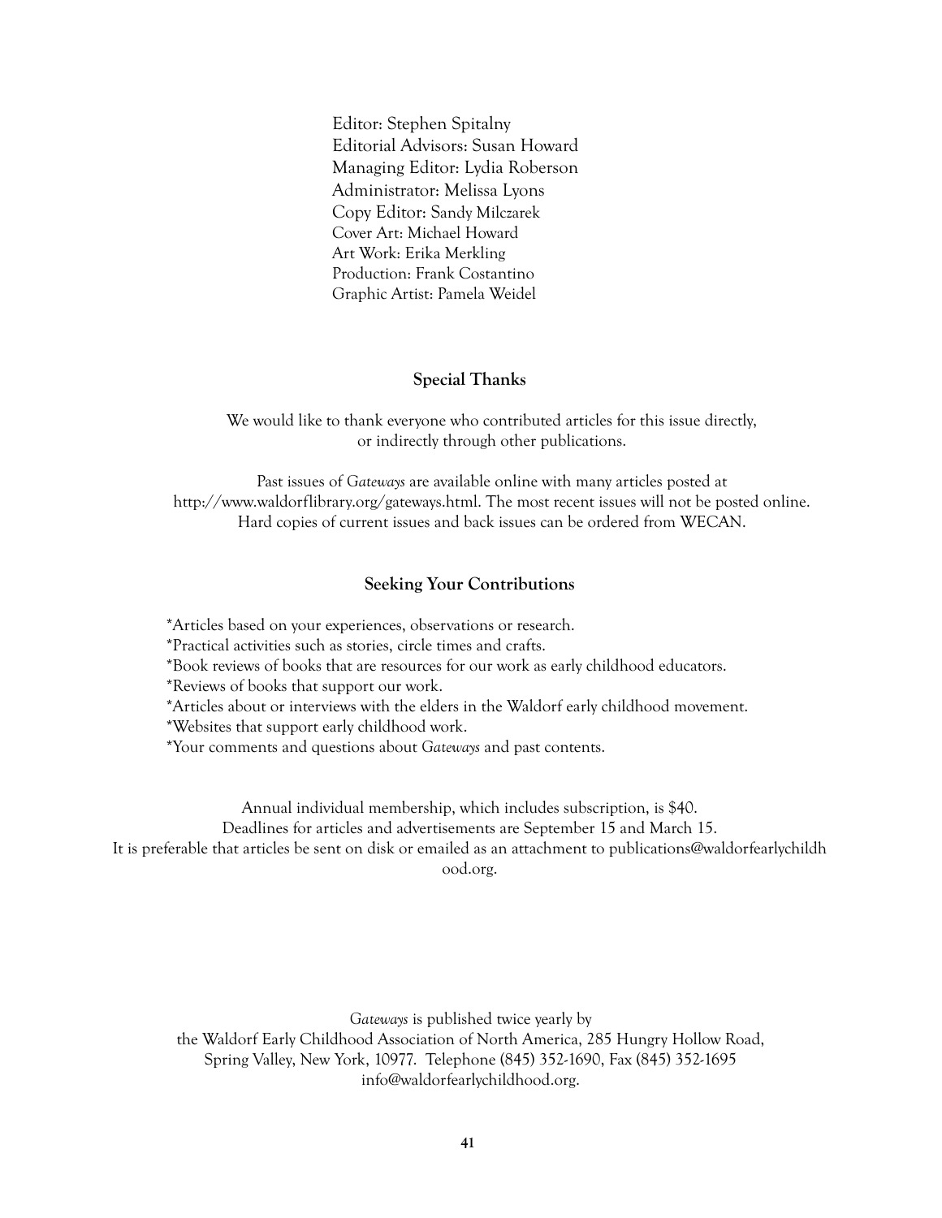Editor: Stephen Spitalny
Editorial Advisors: Susan Howard
Managing Editor: Lydia Roberson
Administrator: Melissa Lyons
Copy Editor: Sandy Milczarek
Cover Art: Michael Howard
Art Work: Erika Merkling
Production: Frank Costantino
Graphic Artist: Pamela Weidel

## Special Thanks

We would like to thank everyone who contributed articles for this issue directly, or indirectly through other publications.

Past issues of *Gateways* are available online with many articles posted at http://www.waldorflibrary.org/gateways.html. The most recent issues will not be posted online. Hard copies of current issues and back issues can be ordered from WECAN.

## Seeking Your Contributions

*Articles based on your experiences, observations or research.
*Practical activities such as stories, circle times and crafts.
*Book reviews of books that are resources for our work as early childhood educators.
*Reviews of books that support our work.
*Articles about or interviews with the elders in the Waldorf early childhood movement.
*Websites that support early childhood work.
*Your comments and questions about *Gateways* and past contents.

Annual individual membership, which includes subscription, is $40.
Deadlines for articles and advertisements are September 15 and March 15.
It is preferable that articles be sent on disk or emailed as an attachment to publications@waldorfearlychildhood.org.

*Gateways* is published twice yearly by
the Waldorf Early Childhood Association of North America, 285 Hungry Hollow Road, Spring Valley, New York, 10977. Telephone (845) 352-1690, Fax (845) 352-1695
info@waldorfearlychildhood.org.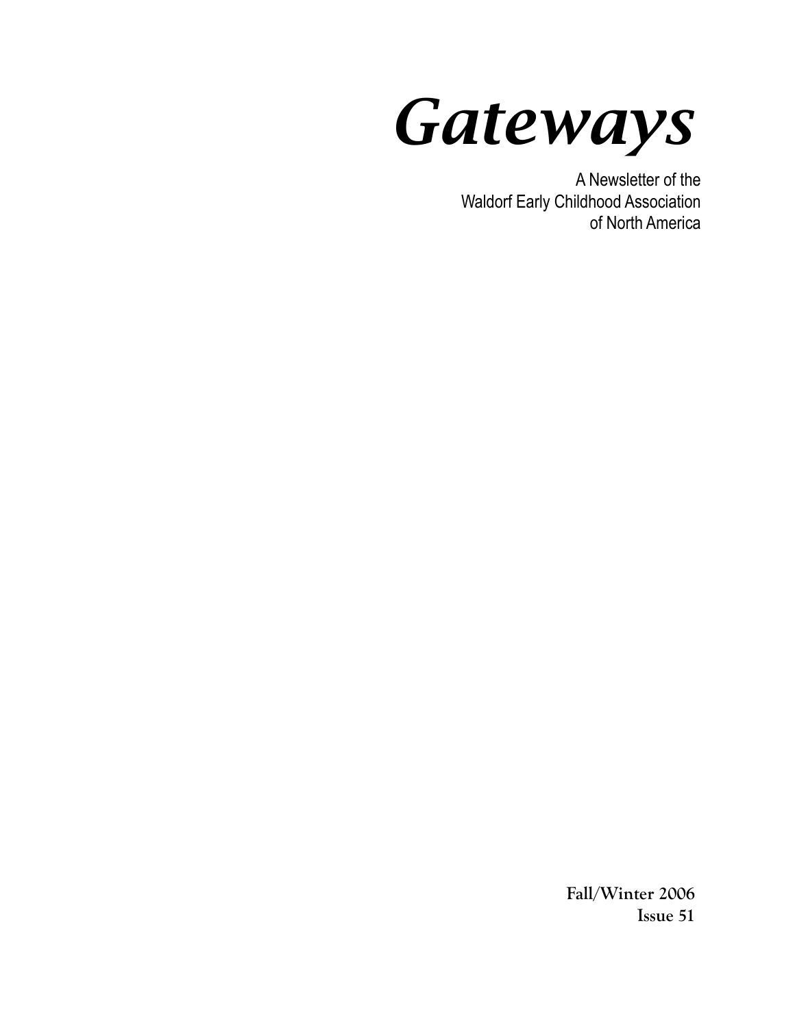# *Gateways*

A Newsletter of the
Waldorf Early Childhood Association
of North America

**Fall/Winter 2006**
**Issue 51**